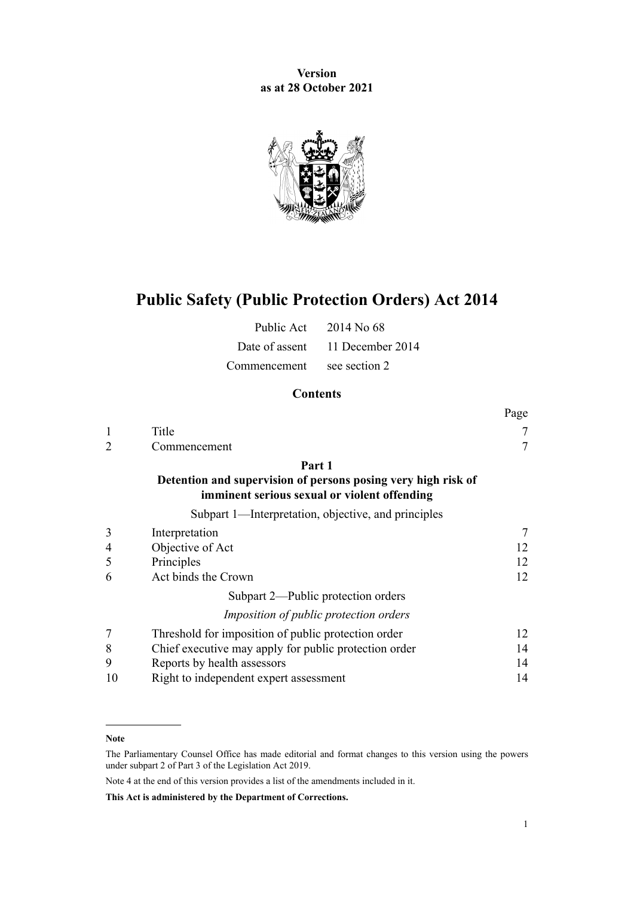**Version as at 28 October 2021**

# Public Safety (Public Protection Orders) Act 2014

| | |
|---|---|
| Public Act | 2014 No 68 |
| Date of assent | 11 December 2014 |
| Commencement | see section 2 |

## Contents

| | | Page |
|---|---|---|
| 1 | Title | 7 |
| 2 | Commencement | 7 |
| | **Part 1** **Detention and supervision of persons posing very high risk of imminent serious sexual or violent offending** | |
| | Subpart 1—Interpretation, objective, and principles | |
| 3 | Interpretation | 7 |
| 4 | Objective of Act | 12 |
| 5 | Principles | 12 |
| 6 | Act binds the Crown | 12 |
| | Subpart 2—Public protection orders | |
| | *Imposition of public protection orders* | |
| 7 | Threshold for imposition of public protection order | 12 |
| 8 | Chief executive may apply for public protection order | 14 |
| 9 | Reports by health assessors | 14 |
| 10 | Right to independent expert assessment | 14 |

**Note**

The Parliamentary Counsel Office has made editorial and format changes to this version using the powers under subpart 2 of Part 3 of the Legislation Act 2019.

Note 4 at the end of this version provides a list of the amendments included in it.

**This Act is administered by the Department of Corrections.**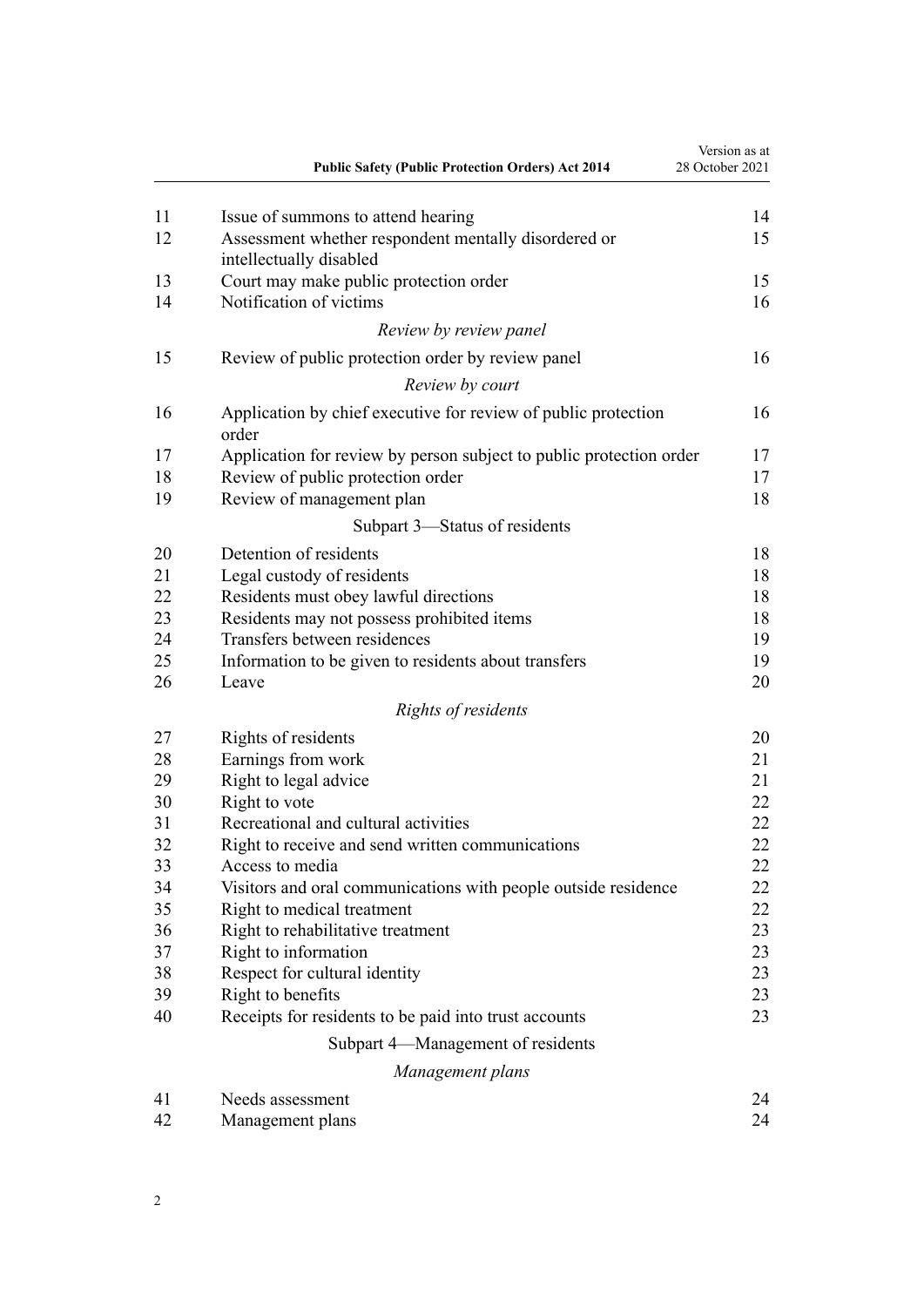| | | |
|---|---|---|
| 11 | Issue of summons to attend hearing | 14 |
| 12 | Assessment whether respondent mentally disordered or intellectually disabled | 15 |
| 13 | Court may make public protection order | 15 |
| 14 | Notification of victims | 16 |
| | *Review by review panel* | |
| 15 | Review of public protection order by review panel | 16 |
| | *Review by court* | |
| 16 | Application by chief executive for review of public protection order | 16 |
| 17 | Application for review by person subject to public protection order | 17 |
| 18 | Review of public protection order | 17 |
| 19 | Review of management plan | 18 |
| | Subpart 3—Status of residents | |
| 20 | Detention of residents | 18 |
| 21 | Legal custody of residents | 18 |
| 22 | Residents must obey lawful directions | 18 |
| 23 | Residents may not possess prohibited items | 18 |
| 24 | Transfers between residences | 19 |
| 25 | Information to be given to residents about transfers | 19 |
| 26 | Leave | 20 |
| | *Rights of residents* | |
| 27 | Rights of residents | 20 |
| 28 | Earnings from work | 21 |
| 29 | Right to legal advice | 21 |
| 30 | Right to vote | 22 |
| 31 | Recreational and cultural activities | 22 |
| 32 | Right to receive and send written communications | 22 |
| 33 | Access to media | 22 |
| 34 | Visitors and oral communications with people outside residence | 22 |
| 35 | Right to medical treatment | 22 |
| 36 | Right to rehabilitative treatment | 23 |
| 37 | Right to information | 23 |
| 38 | Respect for cultural identity | 23 |
| 39 | Right to benefits | 23 |
| 40 | Receipts for residents to be paid into trust accounts | 23 |
| | Subpart 4—Management of residents | |
| | *Management plans* | |
| 41 | Needs assessment | 24 |
| 42 | Management plans | 24 |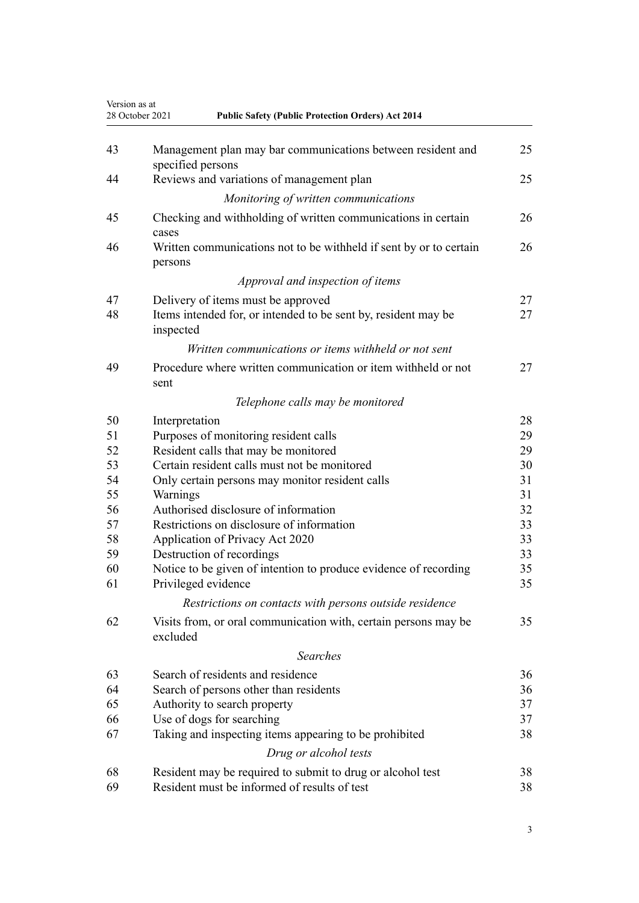| | | |
|---|---|---|
| 43 | Management plan may bar communications between resident and specified persons | 25 |
| 44 | Reviews and variations of management plan | 25 |
| | *Monitoring of written communications* | |
| 45 | Checking and withholding of written communications in certain cases | 26 |
| 46 | Written communications not to be withheld if sent by or to certain persons | 26 |
| | *Approval and inspection of items* | |
| 47 | Delivery of items must be approved | 27 |
| 48 | Items intended for, or intended to be sent by, resident may be inspected | 27 |
| | *Written communications or items withheld or not sent* | |
| 49 | Procedure where written communication or item withheld or not sent | 27 |
| | *Telephone calls may be monitored* | |
| 50 | Interpretation | 28 |
| 51 | Purposes of monitoring resident calls | 29 |
| 52 | Resident calls that may be monitored | 29 |
| 53 | Certain resident calls must not be monitored | 30 |
| 54 | Only certain persons may monitor resident calls | 31 |
| 55 | Warnings | 31 |
| 56 | Authorised disclosure of information | 32 |
| 57 | Restrictions on disclosure of information | 33 |
| 58 | Application of Privacy Act 2020 | 33 |
| 59 | Destruction of recordings | 33 |
| 60 | Notice to be given of intention to produce evidence of recording | 35 |
| 61 | Privileged evidence | 35 |
| | *Restrictions on contacts with persons outside residence* | |
| 62 | Visits from, or oral communication with, certain persons may be excluded | 35 |
| | *Searches* | |
| 63 | Search of residents and residence | 36 |
| 64 | Search of persons other than residents | 36 |
| 65 | Authority to search property | 37 |
| 66 | Use of dogs for searching | 37 |
| 67 | Taking and inspecting items appearing to be prohibited | 38 |
| | *Drug or alcohol tests* | |
| 68 | Resident may be required to submit to drug or alcohol test | 38 |
| 69 | Resident must be informed of results of test | 38 |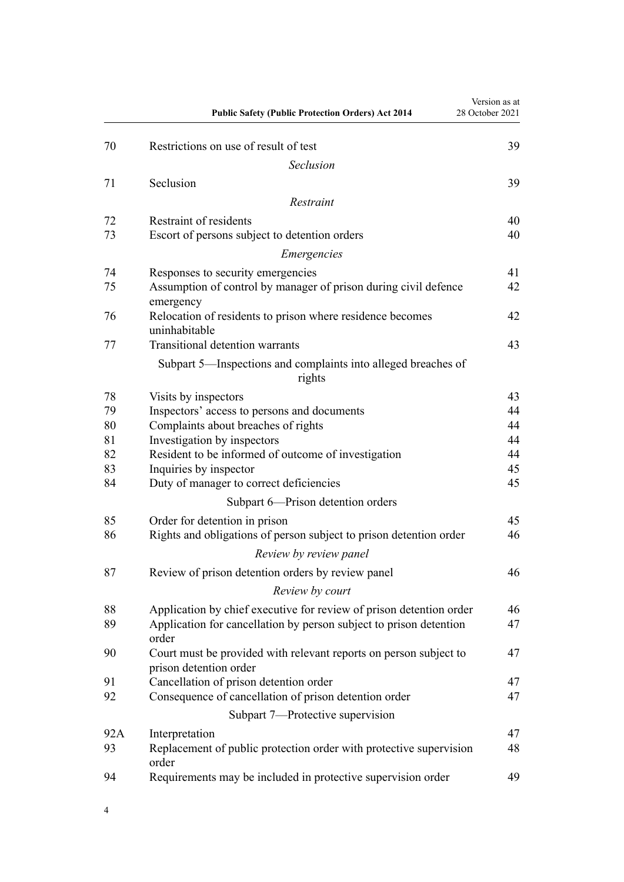| | | |
|---|---|---|
| 70 | Restrictions on use of result of test | 39 |
| | *Seclusion* | |
| 71 | Seclusion | 39 |
| | *Restraint* | |
| 72 | Restraint of residents | 40 |
| 73 | Escort of persons subject to detention orders | 40 |
| | *Emergencies* | |
| 74 | Responses to security emergencies | 41 |
| 75 | Assumption of control by manager of prison during civil defence emergency | 42 |
| 76 | Relocation of residents to prison where residence becomes uninhabitable | 42 |
| 77 | Transitional detention warrants | 43 |
| | Subpart 5—Inspections and complaints into alleged breaches of rights | |
| 78 | Visits by inspectors | 43 |
| 79 | Inspectors' access to persons and documents | 44 |
| 80 | Complaints about breaches of rights | 44 |
| 81 | Investigation by inspectors | 44 |
| 82 | Resident to be informed of outcome of investigation | 44 |
| 83 | Inquiries by inspector | 45 |
| 84 | Duty of manager to correct deficiencies | 45 |
| | Subpart 6—Prison detention orders | |
| 85 | Order for detention in prison | 45 |
| 86 | Rights and obligations of person subject to prison detention order | 46 |
| | *Review by review panel* | |
| 87 | Review of prison detention orders by review panel | 46 |
| | *Review by court* | |
| 88 | Application by chief executive for review of prison detention order | 46 |
| 89 | Application for cancellation by person subject to prison detention order | 47 |
| 90 | Court must be provided with relevant reports on person subject to prison detention order | 47 |
| 91 | Cancellation of prison detention order | 47 |
| 92 | Consequence of cancellation of prison detention order | 47 |
| | Subpart 7—Protective supervision | |
| 92A | Interpretation | 47 |
| 93 | Replacement of public protection order with protective supervision order | 48 |
| 94 | Requirements may be included in protective supervision order | 49 |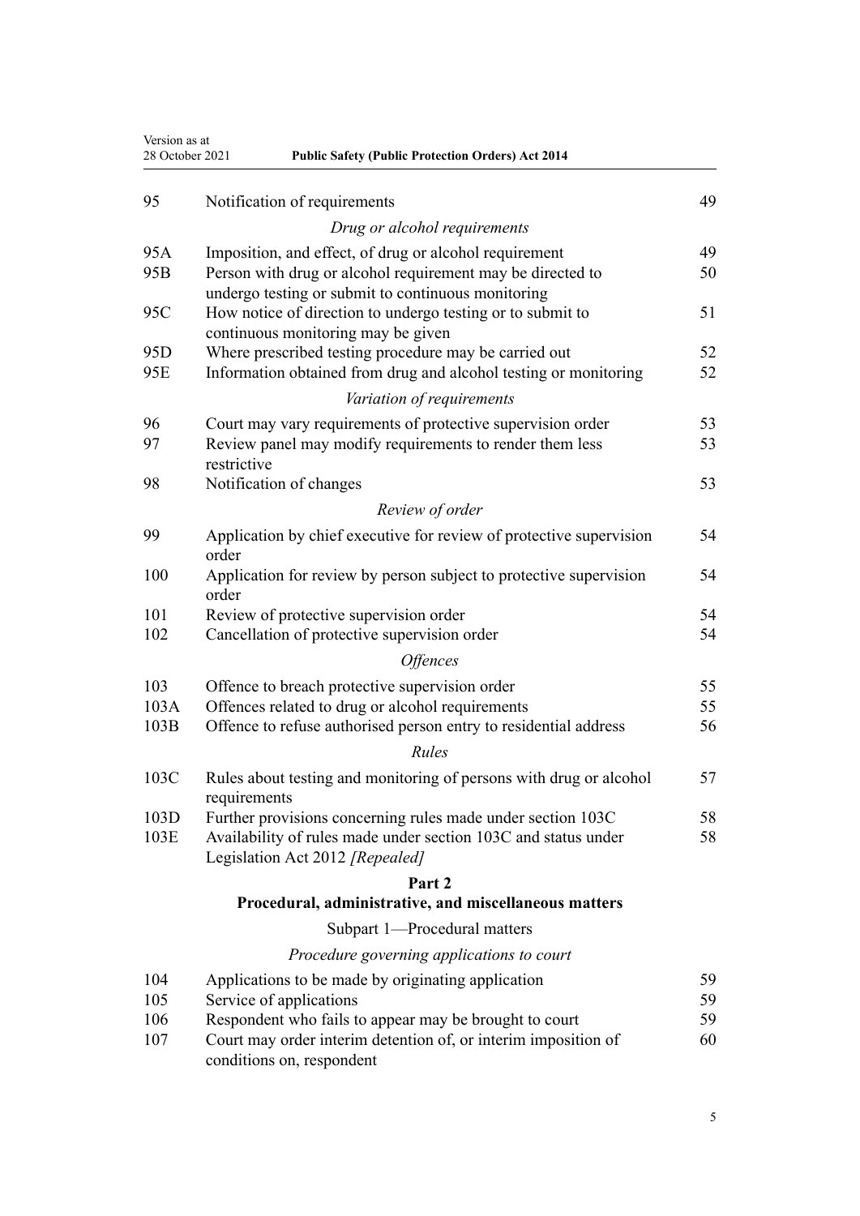| | | |
|---|---|---|
| 95 | Notification of requirements | 49 |
| | *Drug or alcohol requirements* | |
| 95A | Imposition, and effect, of drug or alcohol requirement | 49 |
| 95B | Person with drug or alcohol requirement may be directed to undergo testing or submit to continuous monitoring | 50 |
| 95C | How notice of direction to undergo testing or to submit to continuous monitoring may be given | 51 |
| 95D | Where prescribed testing procedure may be carried out | 52 |
| 95E | Information obtained from drug and alcohol testing or monitoring | 52 |
| | *Variation of requirements* | |
| 96 | Court may vary requirements of protective supervision order | 53 |
| 97 | Review panel may modify requirements to render them less restrictive | 53 |
| 98 | Notification of changes | 53 |
| | *Review of order* | |
| 99 | Application by chief executive for review of protective supervision order | 54 |
| 100 | Application for review by person subject to protective supervision order | 54 |
| 101 | Review of protective supervision order | 54 |
| 102 | Cancellation of protective supervision order | 54 |
| | *Offences* | |
| 103 | Offence to breach protective supervision order | 55 |
| 103A | Offences related to drug or alcohol requirements | 55 |
| 103B | Offence to refuse authorised person entry to residential address | 56 |
| | *Rules* | |
| 103C | Rules about testing and monitoring of persons with drug or alcohol requirements | 57 |
| 103D | Further provisions concerning rules made under section 103C | 58 |
| 103E | Availability of rules made under section 103C and status under Legislation Act 2012 *[Repealed]* | 58 |

**Part 2**
**Procedural, administrative, and miscellaneous matters**

Subpart 1—Procedural matters

*Procedure governing applications to court*

| | | |
|---|---|---|
| 104 | Applications to be made by originating application | 59 |
| 105 | Service of applications | 59 |
| 106 | Respondent who fails to appear may be brought to court | 59 |
| 107 | Court may order interim detention of, or interim imposition of conditions on, respondent | 60 |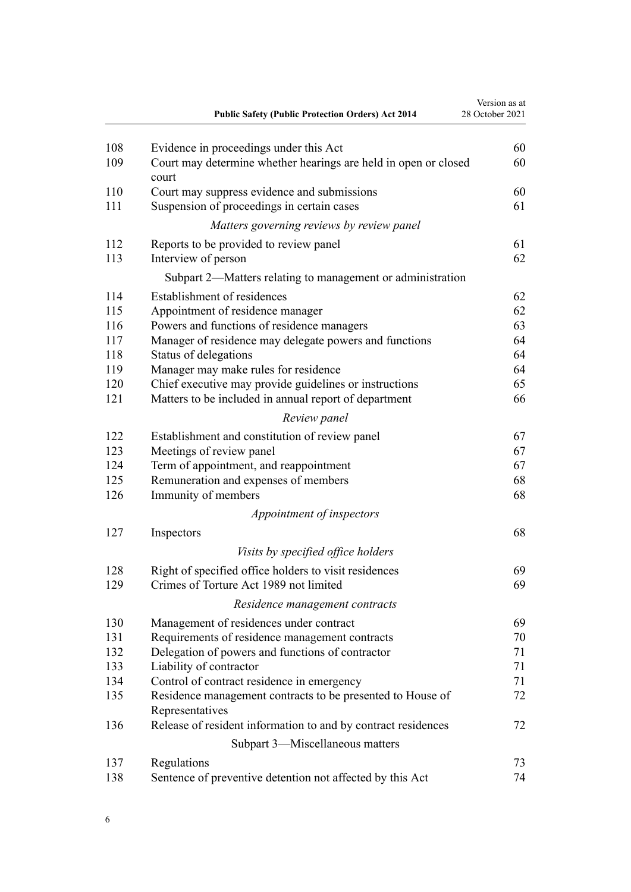| | | |
|---|---|---|
| 108 | Evidence in proceedings under this Act | 60 |
| 109 | Court may determine whether hearings are held in open or closed court | 60 |
| 110 | Court may suppress evidence and submissions | 60 |
| 111 | Suspension of proceedings in certain cases | 61 |
| | *Matters governing reviews by review panel* | |
| 112 | Reports to be provided to review panel | 61 |
| 113 | Interview of person | 62 |
| | Subpart 2—Matters relating to management or administration | |
| 114 | Establishment of residences | 62 |
| 115 | Appointment of residence manager | 62 |
| 116 | Powers and functions of residence managers | 63 |
| 117 | Manager of residence may delegate powers and functions | 64 |
| 118 | Status of delegations | 64 |
| 119 | Manager may make rules for residence | 64 |
| 120 | Chief executive may provide guidelines or instructions | 65 |
| 121 | Matters to be included in annual report of department | 66 |
| | *Review panel* | |
| 122 | Establishment and constitution of review panel | 67 |
| 123 | Meetings of review panel | 67 |
| 124 | Term of appointment, and reappointment | 67 |
| 125 | Remuneration and expenses of members | 68 |
| 126 | Immunity of members | 68 |
| | *Appointment of inspectors* | |
| 127 | Inspectors | 68 |
| | *Visits by specified office holders* | |
| 128 | Right of specified office holders to visit residences | 69 |
| 129 | Crimes of Torture Act 1989 not limited | 69 |
| | *Residence management contracts* | |
| 130 | Management of residences under contract | 69 |
| 131 | Requirements of residence management contracts | 70 |
| 132 | Delegation of powers and functions of contractor | 71 |
| 133 | Liability of contractor | 71 |
| 134 | Control of contract residence in emergency | 71 |
| 135 | Residence management contracts to be presented to House of Representatives | 72 |
| 136 | Release of resident information to and by contract residences | 72 |
| | Subpart 3—Miscellaneous matters | |
| 137 | Regulations | 73 |
| 138 | Sentence of preventive detention not affected by this Act | 74 |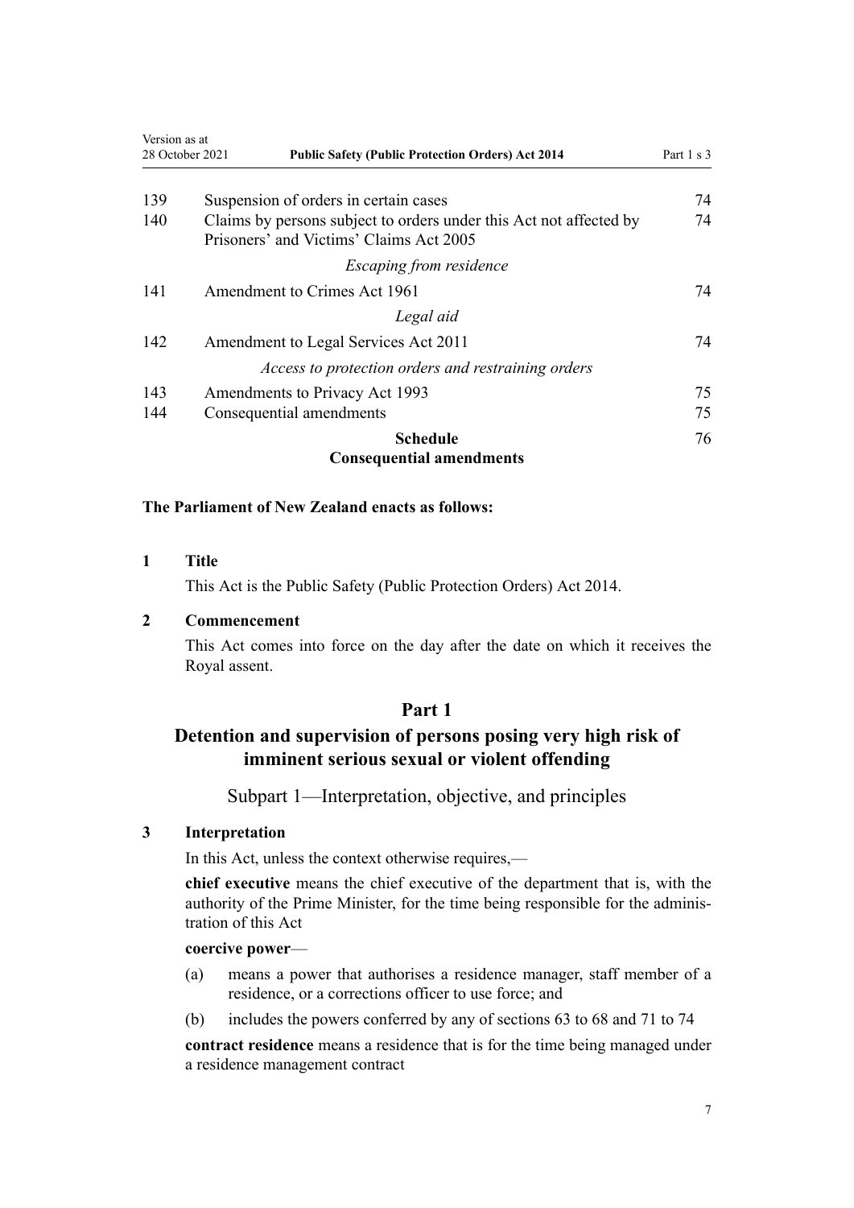| | | |
|---|---|---|
| 139 | Suspension of orders in certain cases | 74 |
| 140 | Claims by persons subject to orders under this Act not affected by Prisoners' and Victims' Claims Act 2005 | 74 |
| | *Escaping from residence* | |
| 141 | Amendment to Crimes Act 1961 | 74 |
| | *Legal aid* | |
| 142 | Amendment to Legal Services Act 2011 | 74 |
| | *Access to protection orders and restraining orders* | |
| 143 | Amendments to Privacy Act 1993 | 75 |
| 144 | Consequential amendments | 75 |
| | **Schedule** **Consequential amendments** | 76 |

**The Parliament of New Zealand enacts as follows:**

### 1 Title

This Act is the Public Safety (Public Protection Orders) Act 2014.

### 2 Commencement

This Act comes into force on the day after the date on which it receives the Royal assent.

# Part 1
# Detention and supervision of persons posing very high risk of imminent serious sexual or violent offending

## Subpart 1—Interpretation, objective, and principles

### 3 Interpretation

In this Act, unless the context otherwise requires,—

**chief executive** means the chief executive of the department that is, with the authority of the Prime Minister, for the time being responsible for the administration of this Act

**coercive power**—

(a) means a power that authorises a residence manager, staff member of a residence, or a corrections officer to use force; and

(b) includes the powers conferred by any of sections 63 to 68 and 71 to 74

**contract residence** means a residence that is for the time being managed under a residence management contract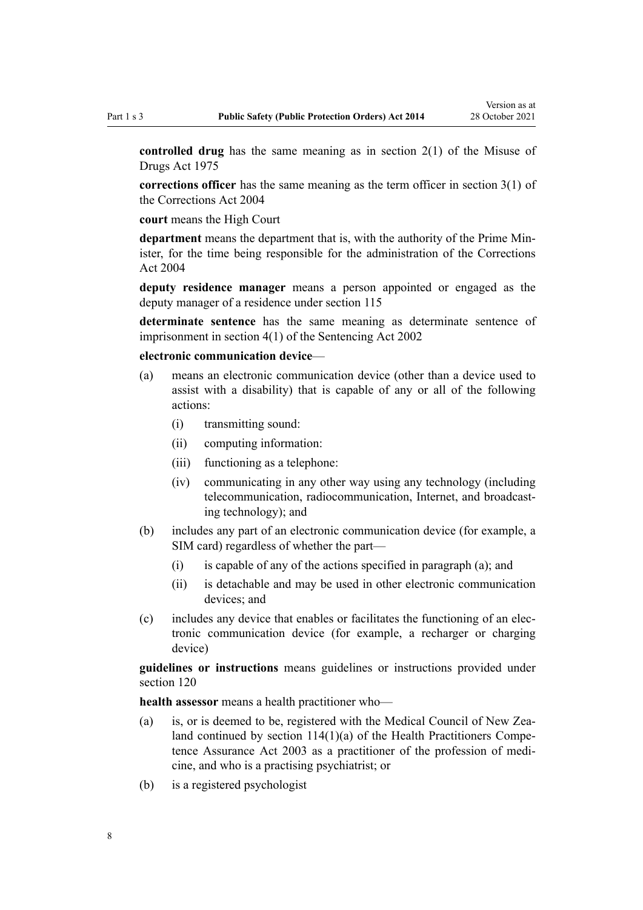**controlled drug** has the same meaning as in section 2(1) of the Misuse of Drugs Act 1975

**corrections officer** has the same meaning as the term officer in section 3(1) of the Corrections Act 2004

**court** means the High Court

**department** means the department that is, with the authority of the Prime Minister, for the time being responsible for the administration of the Corrections Act 2004

**deputy residence manager** means a person appointed or engaged as the deputy manager of a residence under section 115

**determinate sentence** has the same meaning as determinate sentence of imprisonment in section 4(1) of the Sentencing Act 2002

**electronic communication device**—

- (a) means an electronic communication device (other than a device used to assist with a disability) that is capable of any or all of the following actions:
  - (i) transmitting sound:
  - (ii) computing information:
  - (iii) functioning as a telephone:
  - (iv) communicating in any other way using any technology (including telecommunication, radiocommunication, Internet, and broadcasting technology); and
- (b) includes any part of an electronic communication device (for example, a SIM card) regardless of whether the part—
  - (i) is capable of any of the actions specified in paragraph (a); and
  - (ii) is detachable and may be used in other electronic communication devices; and
- (c) includes any device that enables or facilitates the functioning of an electronic communication device (for example, a recharger or charging device)

**guidelines or instructions** means guidelines or instructions provided under section 120

**health assessor** means a health practitioner who—

- (a) is, or is deemed to be, registered with the Medical Council of New Zealand continued by section 114(1)(a) of the Health Practitioners Competence Assurance Act 2003 as a practitioner of the profession of medicine, and who is a practising psychiatrist; or
- (b) is a registered psychologist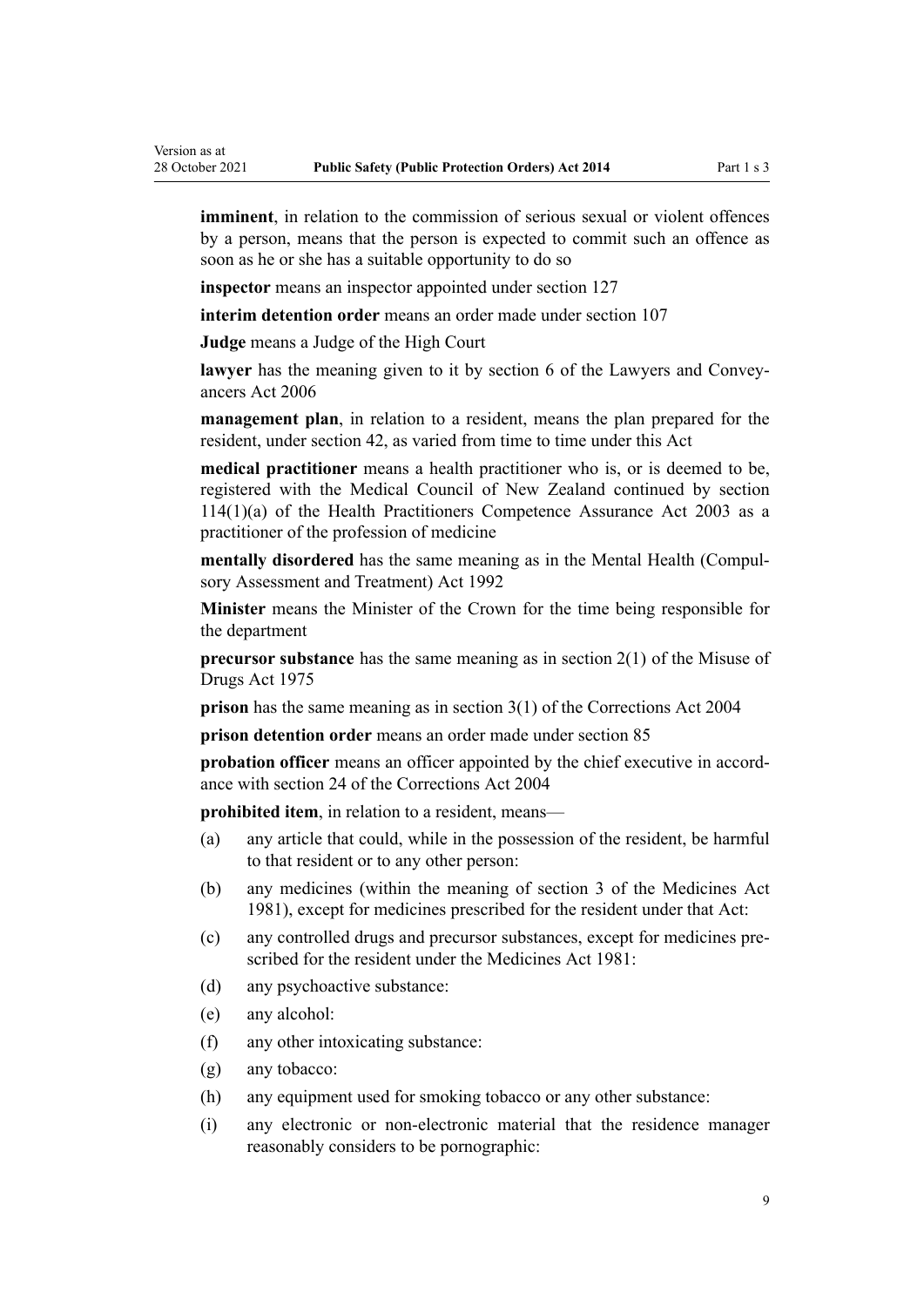**imminent**, in relation to the commission of serious sexual or violent offences by a person, means that the person is expected to commit such an offence as soon as he or she has a suitable opportunity to do so

**inspector** means an inspector appointed under section 127

**interim detention order** means an order made under section 107

**Judge** means a Judge of the High Court

**lawyer** has the meaning given to it by section 6 of the Lawyers and Conveyancers Act 2006

**management plan**, in relation to a resident, means the plan prepared for the resident, under section 42, as varied from time to time under this Act

**medical practitioner** means a health practitioner who is, or is deemed to be, registered with the Medical Council of New Zealand continued by section 114(1)(a) of the Health Practitioners Competence Assurance Act 2003 as a practitioner of the profession of medicine

**mentally disordered** has the same meaning as in the Mental Health (Compulsory Assessment and Treatment) Act 1992

**Minister** means the Minister of the Crown for the time being responsible for the department

**precursor substance** has the same meaning as in section 2(1) of the Misuse of Drugs Act 1975

**prison** has the same meaning as in section 3(1) of the Corrections Act 2004

**prison detention order** means an order made under section 85

**probation officer** means an officer appointed by the chief executive in accordance with section 24 of the Corrections Act 2004

**prohibited item**, in relation to a resident, means—

(a) any article that could, while in the possession of the resident, be harmful to that resident or to any other person:

(b) any medicines (within the meaning of section 3 of the Medicines Act 1981), except for medicines prescribed for the resident under that Act:

(c) any controlled drugs and precursor substances, except for medicines prescribed for the resident under the Medicines Act 1981:

(d) any psychoactive substance:

(e) any alcohol:

(f) any other intoxicating substance:

(g) any tobacco:

(h) any equipment used for smoking tobacco or any other substance:

(i) any electronic or non-electronic material that the residence manager reasonably considers to be pornographic: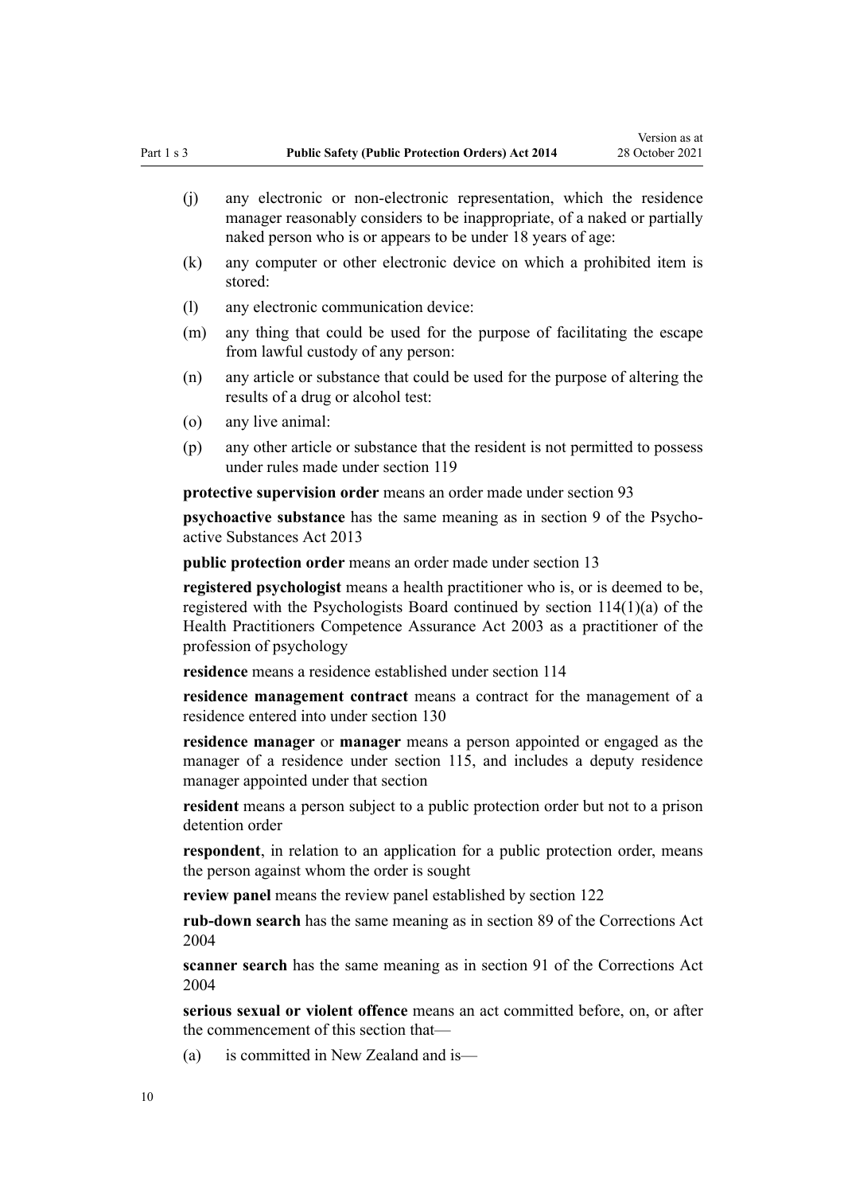(j) any electronic or non-electronic representation, which the residence manager reasonably considers to be inappropriate, of a naked or partially naked person who is or appears to be under 18 years of age:

(k) any computer or other electronic device on which a prohibited item is stored:

(l) any electronic communication device:

(m) any thing that could be used for the purpose of facilitating the escape from lawful custody of any person:

(n) any article or substance that could be used for the purpose of altering the results of a drug or alcohol test:

(o) any live animal:

(p) any other article or substance that the resident is not permitted to possess under rules made under section 119

**protective supervision order** means an order made under section 93

**psychoactive substance** has the same meaning as in section 9 of the Psychoactive Substances Act 2013

**public protection order** means an order made under section 13

**registered psychologist** means a health practitioner who is, or is deemed to be, registered with the Psychologists Board continued by section 114(1)(a) of the Health Practitioners Competence Assurance Act 2003 as a practitioner of the profession of psychology

**residence** means a residence established under section 114

**residence management contract** means a contract for the management of a residence entered into under section 130

**residence manager** or **manager** means a person appointed or engaged as the manager of a residence under section 115, and includes a deputy residence manager appointed under that section

**resident** means a person subject to a public protection order but not to a prison detention order

**respondent**, in relation to an application for a public protection order, means the person against whom the order is sought

**review panel** means the review panel established by section 122

**rub-down search** has the same meaning as in section 89 of the Corrections Act 2004

**scanner search** has the same meaning as in section 91 of the Corrections Act 2004

**serious sexual or violent offence** means an act committed before, on, or after the commencement of this section that—

(a) is committed in New Zealand and is—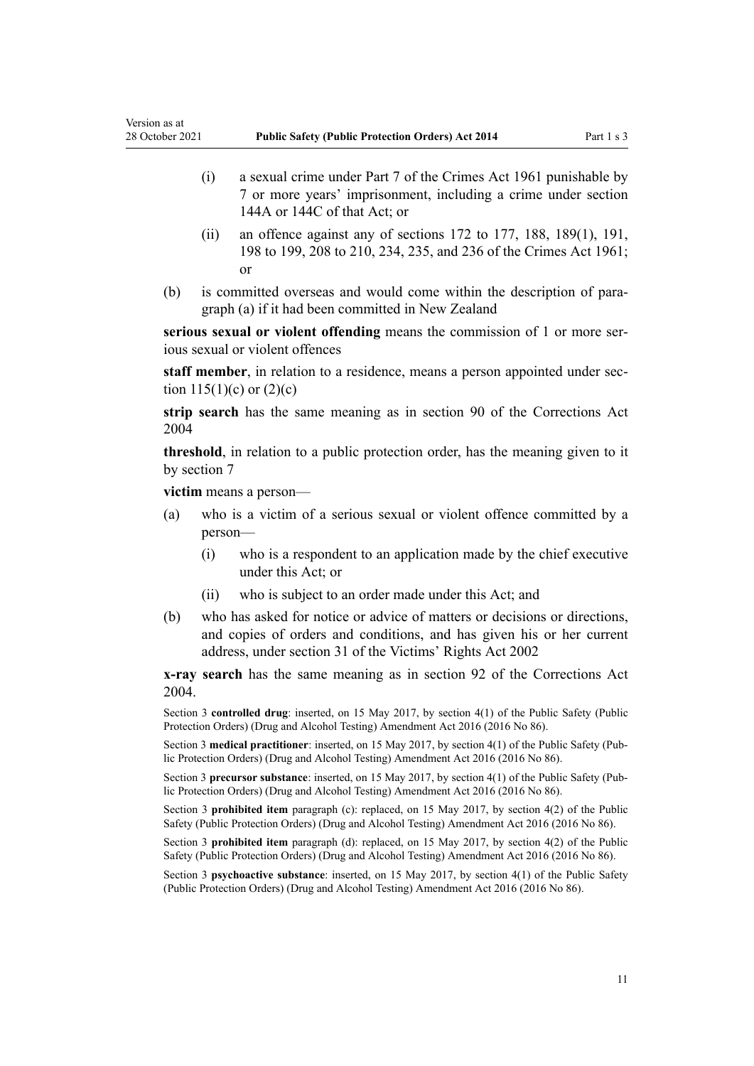- (i) a sexual crime under Part 7 of the Crimes Act 1961 punishable by 7 or more years' imprisonment, including a crime under section 144A or 144C of that Act; or
- (ii) an offence against any of sections 172 to 177, 188, 189(1), 191, 198 to 199, 208 to 210, 234, 235, and 236 of the Crimes Act 1961; or

(b) is committed overseas and would come within the description of paragraph (a) if it had been committed in New Zealand

**serious sexual or violent offending** means the commission of 1 or more serious sexual or violent offences

**staff member**, in relation to a residence, means a person appointed under section 115(1)(c) or (2)(c)

**strip search** has the same meaning as in section 90 of the Corrections Act 2004

**threshold**, in relation to a public protection order, has the meaning given to it by section 7

**victim** means a person—

(a) who is a victim of a serious sexual or violent offence committed by a person—
- (i) who is a respondent to an application made by the chief executive under this Act; or
- (ii) who is subject to an order made under this Act; and

(b) who has asked for notice or advice of matters or decisions or directions, and copies of orders and conditions, and has given his or her current address, under section 31 of the Victims' Rights Act 2002

**x-ray search** has the same meaning as in section 92 of the Corrections Act 2004.

Section 3 **controlled drug**: inserted, on 15 May 2017, by section 4(1) of the Public Safety (Public Protection Orders) (Drug and Alcohol Testing) Amendment Act 2016 (2016 No 86).

Section 3 **medical practitioner**: inserted, on 15 May 2017, by section 4(1) of the Public Safety (Public Protection Orders) (Drug and Alcohol Testing) Amendment Act 2016 (2016 No 86).

Section 3 **precursor substance**: inserted, on 15 May 2017, by section 4(1) of the Public Safety (Public Protection Orders) (Drug and Alcohol Testing) Amendment Act 2016 (2016 No 86).

Section 3 **prohibited item** paragraph (c): replaced, on 15 May 2017, by section 4(2) of the Public Safety (Public Protection Orders) (Drug and Alcohol Testing) Amendment Act 2016 (2016 No 86).

Section 3 **prohibited item** paragraph (d): replaced, on 15 May 2017, by section 4(2) of the Public Safety (Public Protection Orders) (Drug and Alcohol Testing) Amendment Act 2016 (2016 No 86).

Section 3 **psychoactive substance**: inserted, on 15 May 2017, by section 4(1) of the Public Safety (Public Protection Orders) (Drug and Alcohol Testing) Amendment Act 2016 (2016 No 86).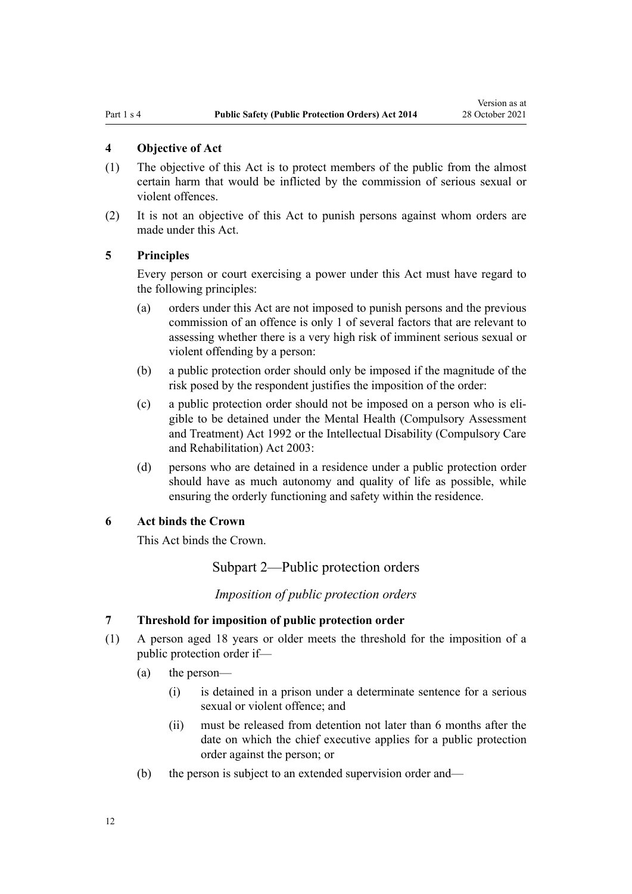### 4 Objective of Act

(1) The objective of this Act is to protect members of the public from the almost certain harm that would be inflicted by the commission of serious sexual or violent offences.

(2) It is not an objective of this Act to punish persons against whom orders are made under this Act.

### 5 Principles

Every person or court exercising a power under this Act must have regard to the following principles:

(a) orders under this Act are not imposed to punish persons and the previous commission of an offence is only 1 of several factors that are relevant to assessing whether there is a very high risk of imminent serious sexual or violent offending by a person:

(b) a public protection order should only be imposed if the magnitude of the risk posed by the respondent justifies the imposition of the order:

(c) a public protection order should not be imposed on a person who is eligible to be detained under the Mental Health (Compulsory Assessment and Treatment) Act 1992 or the Intellectual Disability (Compulsory Care and Rehabilitation) Act 2003:

(d) persons who are detained in a residence under a public protection order should have as much autonomy and quality of life as possible, while ensuring the orderly functioning and safety within the residence.

### 6 Act binds the Crown

This Act binds the Crown.

## Subpart 2—Public protection orders

*Imposition of public protection orders*

### 7 Threshold for imposition of public protection order

(1) A person aged 18 years or older meets the threshold for the imposition of a public protection order if—

(a) the person—

(i) is detained in a prison under a determinate sentence for a serious sexual or violent offence; and

(ii) must be released from detention not later than 6 months after the date on which the chief executive applies for a public protection order against the person; or

(b) the person is subject to an extended supervision order and—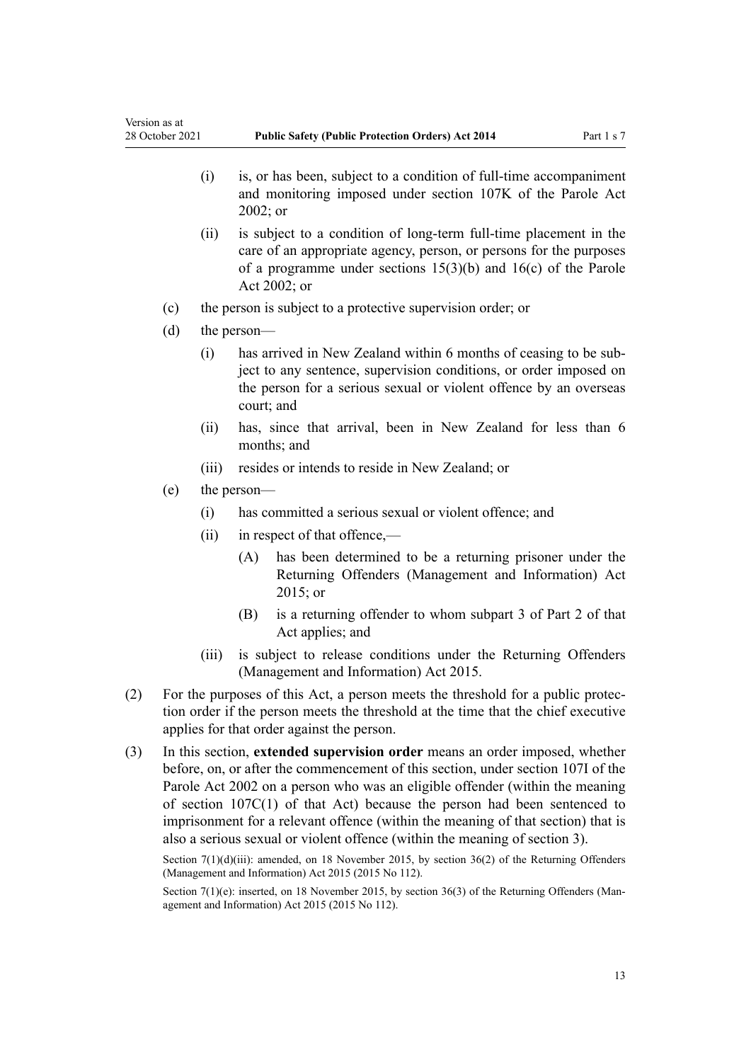(i) is, or has been, subject to a condition of full-time accompaniment and monitoring imposed under section 107K of the Parole Act 2002; or

(ii) is subject to a condition of long-term full-time placement in the care of an appropriate agency, person, or persons for the purposes of a programme under sections 15(3)(b) and 16(c) of the Parole Act 2002; or

(c) the person is subject to a protective supervision order; or

(d) the person—

(i) has arrived in New Zealand within 6 months of ceasing to be subject to any sentence, supervision conditions, or order imposed on the person for a serious sexual or violent offence by an overseas court; and

(ii) has, since that arrival, been in New Zealand for less than 6 months; and

(iii) resides or intends to reside in New Zealand; or

(e) the person—

(i) has committed a serious sexual or violent offence; and

(ii) in respect of that offence,—

(A) has been determined to be a returning prisoner under the Returning Offenders (Management and Information) Act 2015; or

(B) is a returning offender to whom subpart 3 of Part 2 of that Act applies; and

(iii) is subject to release conditions under the Returning Offenders (Management and Information) Act 2015.

(2) For the purposes of this Act, a person meets the threshold for a public protection order if the person meets the threshold at the time that the chief executive applies for that order against the person.

(3) In this section, **extended supervision order** means an order imposed, whether before, on, or after the commencement of this section, under section 107I of the Parole Act 2002 on a person who was an eligible offender (within the meaning of section 107C(1) of that Act) because the person had been sentenced to imprisonment for a relevant offence (within the meaning of that section) that is also a serious sexual or violent offence (within the meaning of section 3).

Section 7(1)(d)(iii): amended, on 18 November 2015, by section 36(2) of the Returning Offenders (Management and Information) Act 2015 (2015 No 112).

Section 7(1)(e): inserted, on 18 November 2015, by section 36(3) of the Returning Offenders (Management and Information) Act 2015 (2015 No 112).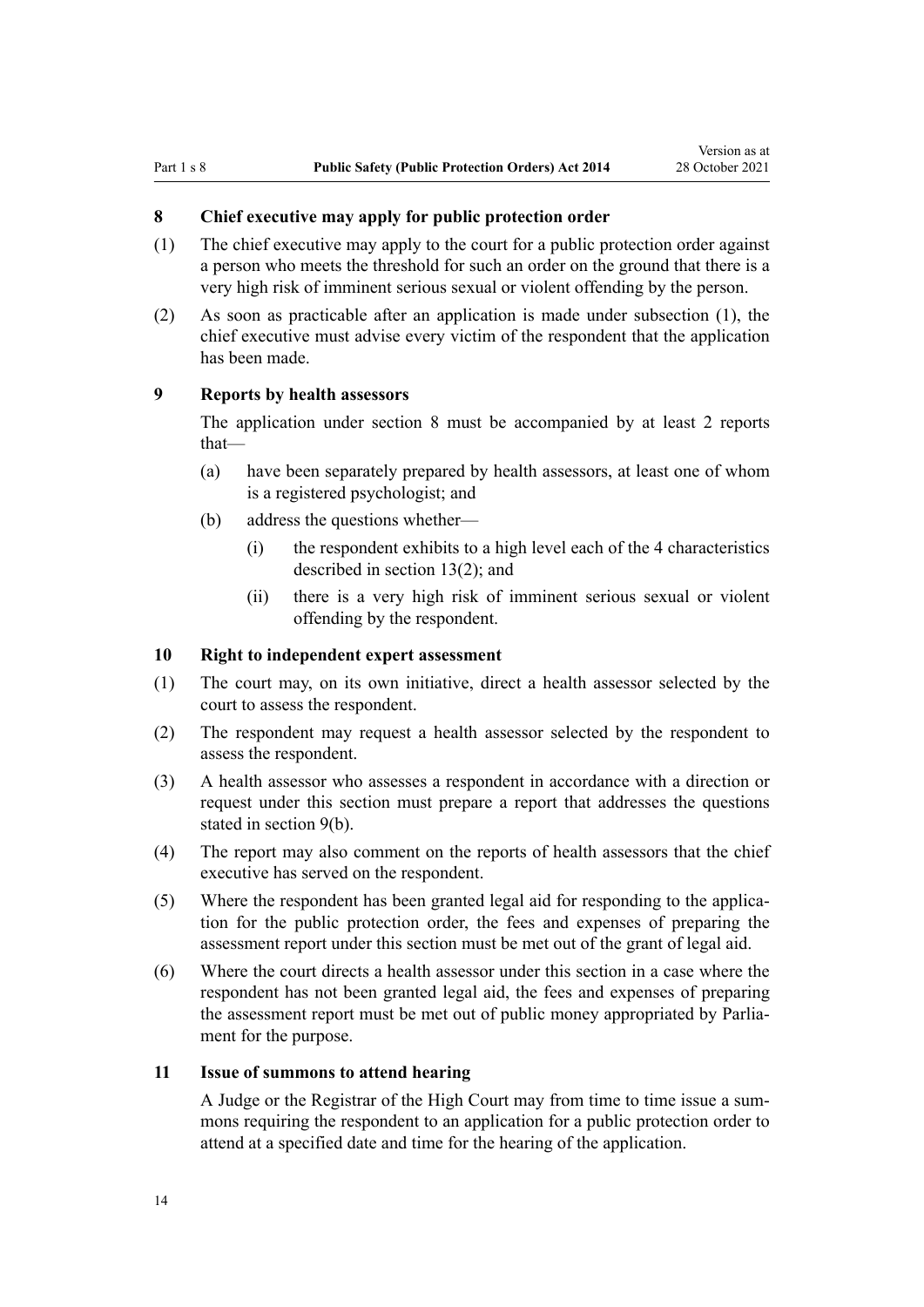### 8 Chief executive may apply for public protection order

(1) The chief executive may apply to the court for a public protection order against a person who meets the threshold for such an order on the ground that there is a very high risk of imminent serious sexual or violent offending by the person.

(2) As soon as practicable after an application is made under subsection (1), the chief executive must advise every victim of the respondent that the application has been made.

### 9 Reports by health assessors

The application under section 8 must be accompanied by at least 2 reports that—

- (a) have been separately prepared by health assessors, at least one of whom is a registered psychologist; and
- (b) address the questions whether—
  - (i) the respondent exhibits to a high level each of the 4 characteristics described in section 13(2); and
  - (ii) there is a very high risk of imminent serious sexual or violent offending by the respondent.

### 10 Right to independent expert assessment

(1) The court may, on its own initiative, direct a health assessor selected by the court to assess the respondent.

(2) The respondent may request a health assessor selected by the respondent to assess the respondent.

(3) A health assessor who assesses a respondent in accordance with a direction or request under this section must prepare a report that addresses the questions stated in section 9(b).

(4) The report may also comment on the reports of health assessors that the chief executive has served on the respondent.

(5) Where the respondent has been granted legal aid for responding to the application for the public protection order, the fees and expenses of preparing the assessment report under this section must be met out of the grant of legal aid.

(6) Where the court directs a health assessor under this section in a case where the respondent has not been granted legal aid, the fees and expenses of preparing the assessment report must be met out of public money appropriated by Parliament for the purpose.

### 11 Issue of summons to attend hearing

A Judge or the Registrar of the High Court may from time to time issue a summons requiring the respondent to an application for a public protection order to attend at a specified date and time for the hearing of the application.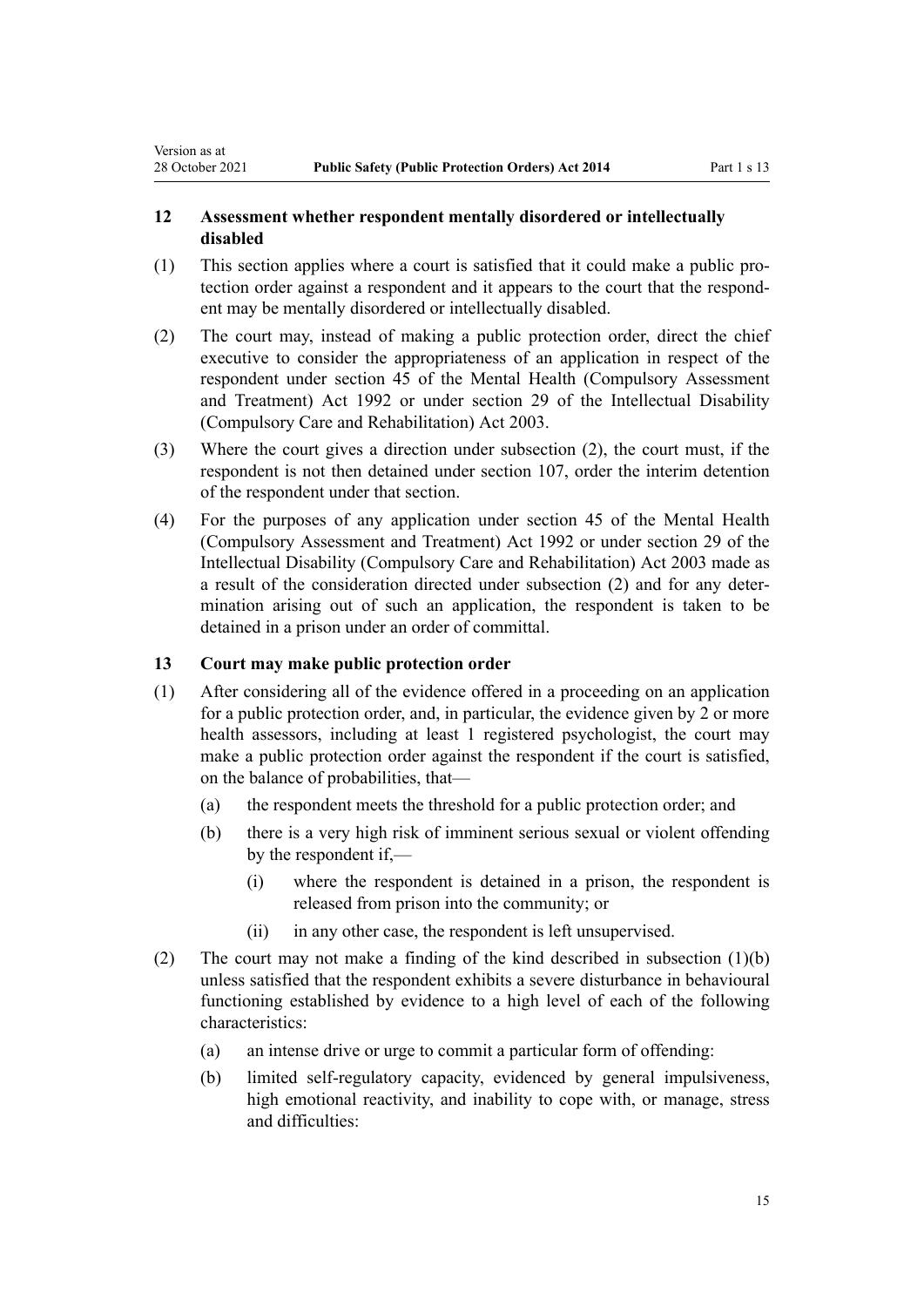### 12 Assessment whether respondent mentally disordered or intellectually disabled

(1) This section applies where a court is satisfied that it could make a public protection order against a respondent and it appears to the court that the respondent may be mentally disordered or intellectually disabled.

(2) The court may, instead of making a public protection order, direct the chief executive to consider the appropriateness of an application in respect of the respondent under section 45 of the Mental Health (Compulsory Assessment and Treatment) Act 1992 or under section 29 of the Intellectual Disability (Compulsory Care and Rehabilitation) Act 2003.

(3) Where the court gives a direction under subsection (2), the court must, if the respondent is not then detained under section 107, order the interim detention of the respondent under that section.

(4) For the purposes of any application under section 45 of the Mental Health (Compulsory Assessment and Treatment) Act 1992 or under section 29 of the Intellectual Disability (Compulsory Care and Rehabilitation) Act 2003 made as a result of the consideration directed under subsection (2) and for any determination arising out of such an application, the respondent is taken to be detained in a prison under an order of committal.

### 13 Court may make public protection order

(1) After considering all of the evidence offered in a proceeding on an application for a public protection order, and, in particular, the evidence given by 2 or more health assessors, including at least 1 registered psychologist, the court may make a public protection order against the respondent if the court is satisfied, on the balance of probabilities, that—

   (a) the respondent meets the threshold for a public protection order; and

   (b) there is a very high risk of imminent serious sexual or violent offending by the respondent if,—

      (i) where the respondent is detained in a prison, the respondent is released from prison into the community; or

      (ii) in any other case, the respondent is left unsupervised.

(2) The court may not make a finding of the kind described in subsection (1)(b) unless satisfied that the respondent exhibits a severe disturbance in behavioural functioning established by evidence to a high level of each of the following characteristics:

   (a) an intense drive or urge to commit a particular form of offending:

   (b) limited self-regulatory capacity, evidenced by general impulsiveness, high emotional reactivity, and inability to cope with, or manage, stress and difficulties: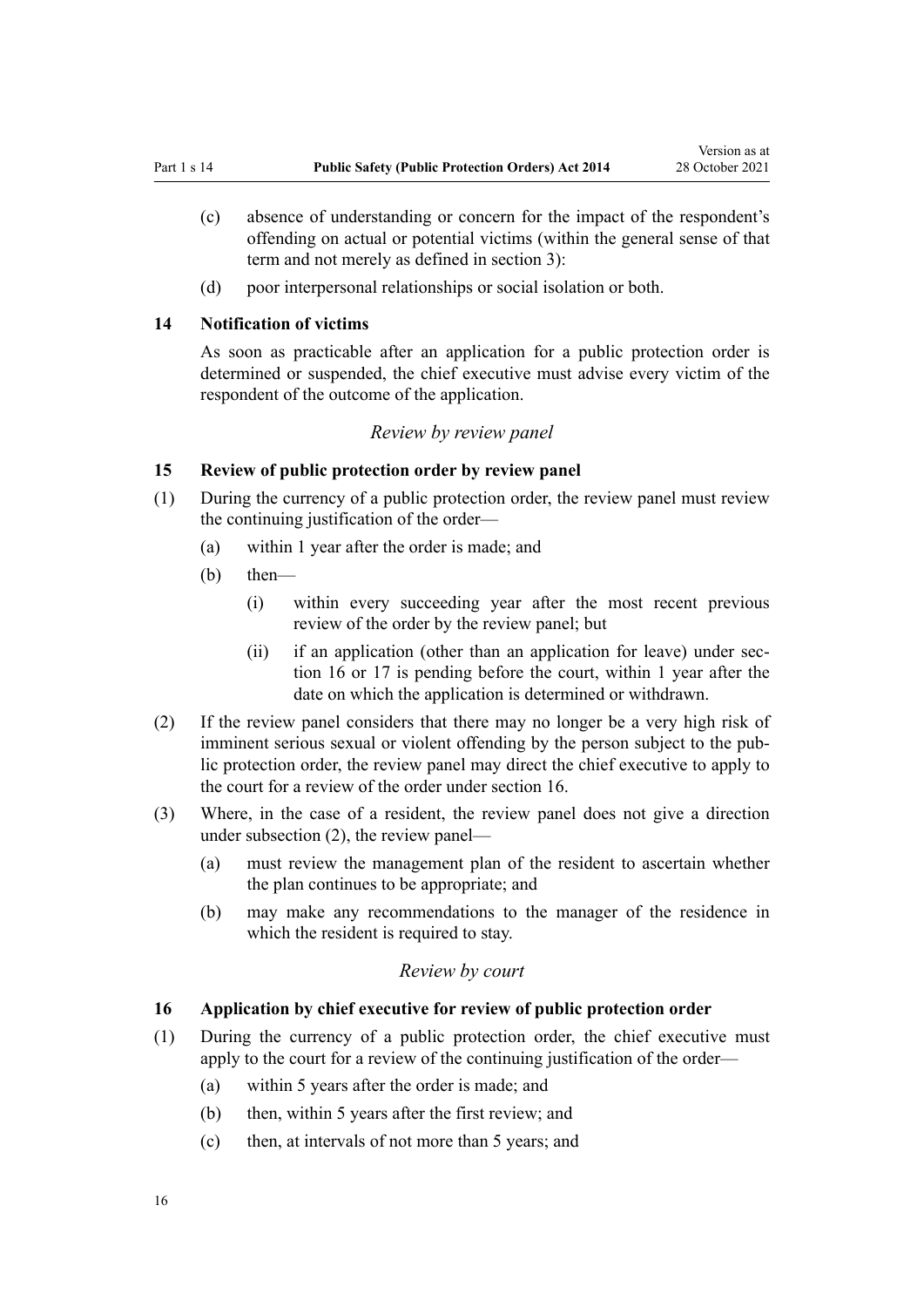(c) absence of understanding or concern for the impact of the respondent's offending on actual or potential victims (within the general sense of that term and not merely as defined in section 3):

(d) poor interpersonal relationships or social isolation or both.

### 14 Notification of victims

As soon as practicable after an application for a public protection order is determined or suspended, the chief executive must advise every victim of the respondent of the outcome of the application.

*Review by review panel*

### 15 Review of public protection order by review panel

(1) During the currency of a public protection order, the review panel must review the continuing justification of the order—

(a) within 1 year after the order is made; and

(b) then—

(i) within every succeeding year after the most recent previous review of the order by the review panel; but

(ii) if an application (other than an application for leave) under section 16 or 17 is pending before the court, within 1 year after the date on which the application is determined or withdrawn.

(2) If the review panel considers that there may no longer be a very high risk of imminent serious sexual or violent offending by the person subject to the public protection order, the review panel may direct the chief executive to apply to the court for a review of the order under section 16.

(3) Where, in the case of a resident, the review panel does not give a direction under subsection (2), the review panel—

(a) must review the management plan of the resident to ascertain whether the plan continues to be appropriate; and

(b) may make any recommendations to the manager of the residence in which the resident is required to stay.

*Review by court*

### 16 Application by chief executive for review of public protection order

(1) During the currency of a public protection order, the chief executive must apply to the court for a review of the continuing justification of the order—

(a) within 5 years after the order is made; and

(b) then, within 5 years after the first review; and

(c) then, at intervals of not more than 5 years; and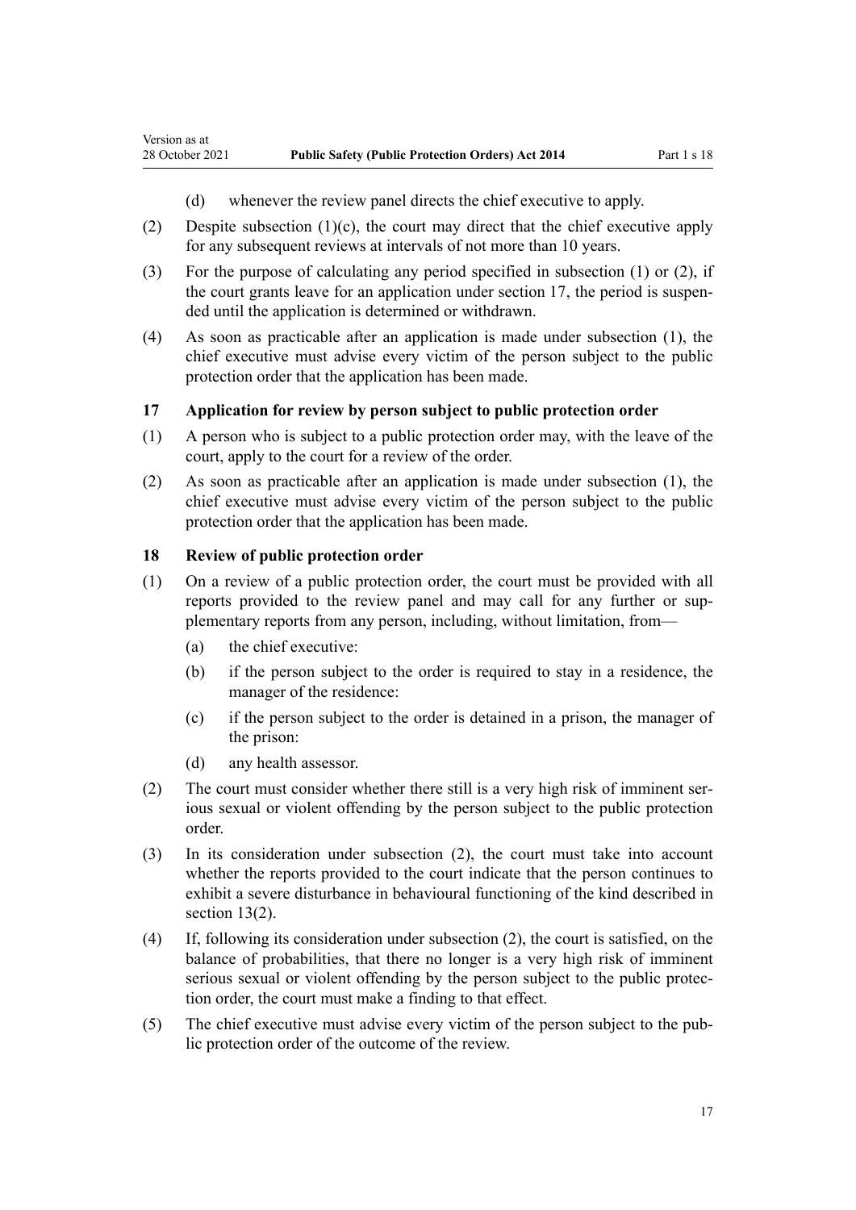(d) whenever the review panel directs the chief executive to apply.

(2) Despite subsection (1)(c), the court may direct that the chief executive apply for any subsequent reviews at intervals of not more than 10 years.

(3) For the purpose of calculating any period specified in subsection (1) or (2), if the court grants leave for an application under section 17, the period is suspended until the application is determined or withdrawn.

(4) As soon as practicable after an application is made under subsection (1), the chief executive must advise every victim of the person subject to the public protection order that the application has been made.

### 17 Application for review by person subject to public protection order

(1) A person who is subject to a public protection order may, with the leave of the court, apply to the court for a review of the order.

(2) As soon as practicable after an application is made under subsection (1), the chief executive must advise every victim of the person subject to the public protection order that the application has been made.

### 18 Review of public protection order

(1) On a review of a public protection order, the court must be provided with all reports provided to the review panel and may call for any further or supplementary reports from any person, including, without limitation, from—

(a) the chief executive:

(b) if the person subject to the order is required to stay in a residence, the manager of the residence:

(c) if the person subject to the order is detained in a prison, the manager of the prison:

(d) any health assessor.

(2) The court must consider whether there still is a very high risk of imminent serious sexual or violent offending by the person subject to the public protection order.

(3) In its consideration under subsection (2), the court must take into account whether the reports provided to the court indicate that the person continues to exhibit a severe disturbance in behavioural functioning of the kind described in section 13(2).

(4) If, following its consideration under subsection (2), the court is satisfied, on the balance of probabilities, that there no longer is a very high risk of imminent serious sexual or violent offending by the person subject to the public protection order, the court must make a finding to that effect.

(5) The chief executive must advise every victim of the person subject to the public protection order of the outcome of the review.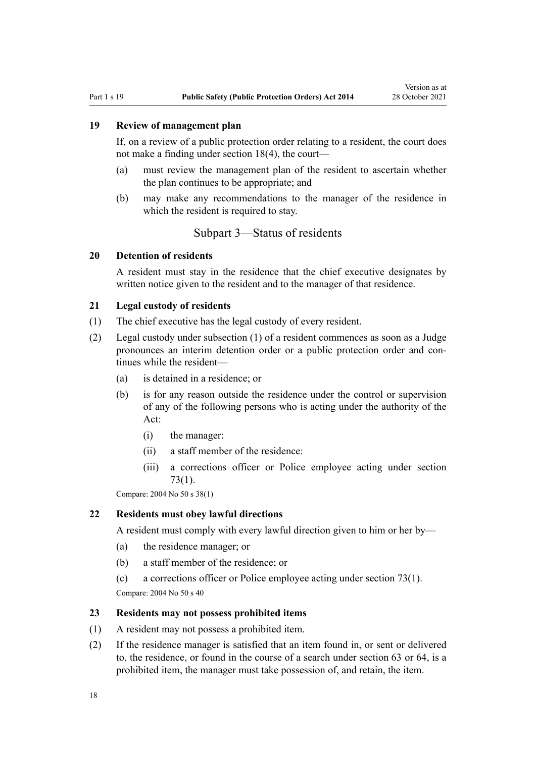### 19 Review of management plan

If, on a review of a public protection order relating to a resident, the court does not make a finding under section 18(4), the court—

- (a) must review the management plan of the resident to ascertain whether the plan continues to be appropriate; and
- (b) may make any recommendations to the manager of the residence in which the resident is required to stay.

## Subpart 3—Status of residents

### 20 Detention of residents

A resident must stay in the residence that the chief executive designates by written notice given to the resident and to the manager of that residence.

### 21 Legal custody of residents

(1) The chief executive has the legal custody of every resident.

(2) Legal custody under subsection (1) of a resident commences as soon as a Judge pronounces an interim detention order or a public protection order and continues while the resident—

- (a) is detained in a residence; or
- (b) is for any reason outside the residence under the control or supervision of any of the following persons who is acting under the authority of the Act:
  - (i) the manager:
  - (ii) a staff member of the residence:
  - (iii) a corrections officer or Police employee acting under section 73(1).

Compare: 2004 No 50 s 38(1)

### 22 Residents must obey lawful directions

A resident must comply with every lawful direction given to him or her by—

- (a) the residence manager; or
- (b) a staff member of the residence; or
- (c) a corrections officer or Police employee acting under section 73(1).

Compare: 2004 No 50 s 40

### 23 Residents may not possess prohibited items

(1) A resident may not possess a prohibited item.

(2) If the residence manager is satisfied that an item found in, or sent or delivered to, the residence, or found in the course of a search under section 63 or 64, is a prohibited item, the manager must take possession of, and retain, the item.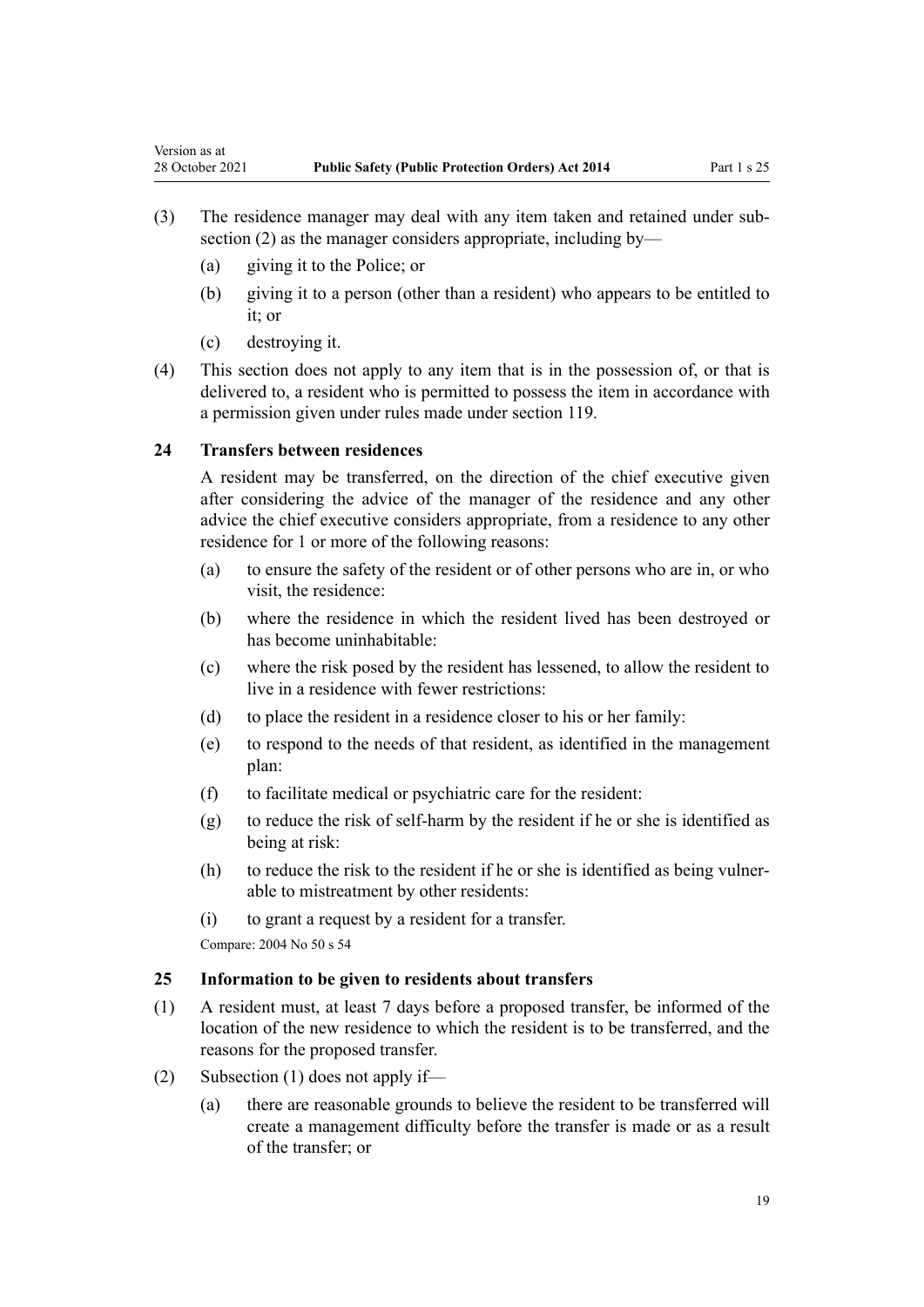(3) The residence manager may deal with any item taken and retained under subsection (2) as the manager considers appropriate, including by—

(a) giving it to the Police; or

(b) giving it to a person (other than a resident) who appears to be entitled to it; or

(c) destroying it.

(4) This section does not apply to any item that is in the possession of, or that is delivered to, a resident who is permitted to possess the item in accordance with a permission given under rules made under section 119.

### 24 Transfers between residences

A resident may be transferred, on the direction of the chief executive given after considering the advice of the manager of the residence and any other advice the chief executive considers appropriate, from a residence to any other residence for 1 or more of the following reasons:

(a) to ensure the safety of the resident or of other persons who are in, or who visit, the residence:

(b) where the residence in which the resident lived has been destroyed or has become uninhabitable:

(c) where the risk posed by the resident has lessened, to allow the resident to live in a residence with fewer restrictions:

(d) to place the resident in a residence closer to his or her family:

(e) to respond to the needs of that resident, as identified in the management plan:

(f) to facilitate medical or psychiatric care for the resident:

(g) to reduce the risk of self-harm by the resident if he or she is identified as being at risk:

(h) to reduce the risk to the resident if he or she is identified as being vulnerable to mistreatment by other residents:

(i) to grant a request by a resident for a transfer.

Compare: 2004 No 50 s 54

### 25 Information to be given to residents about transfers

(1) A resident must, at least 7 days before a proposed transfer, be informed of the location of the new residence to which the resident is to be transferred, and the reasons for the proposed transfer.

(2) Subsection (1) does not apply if—

(a) there are reasonable grounds to believe the resident to be transferred will create a management difficulty before the transfer is made or as a result of the transfer; or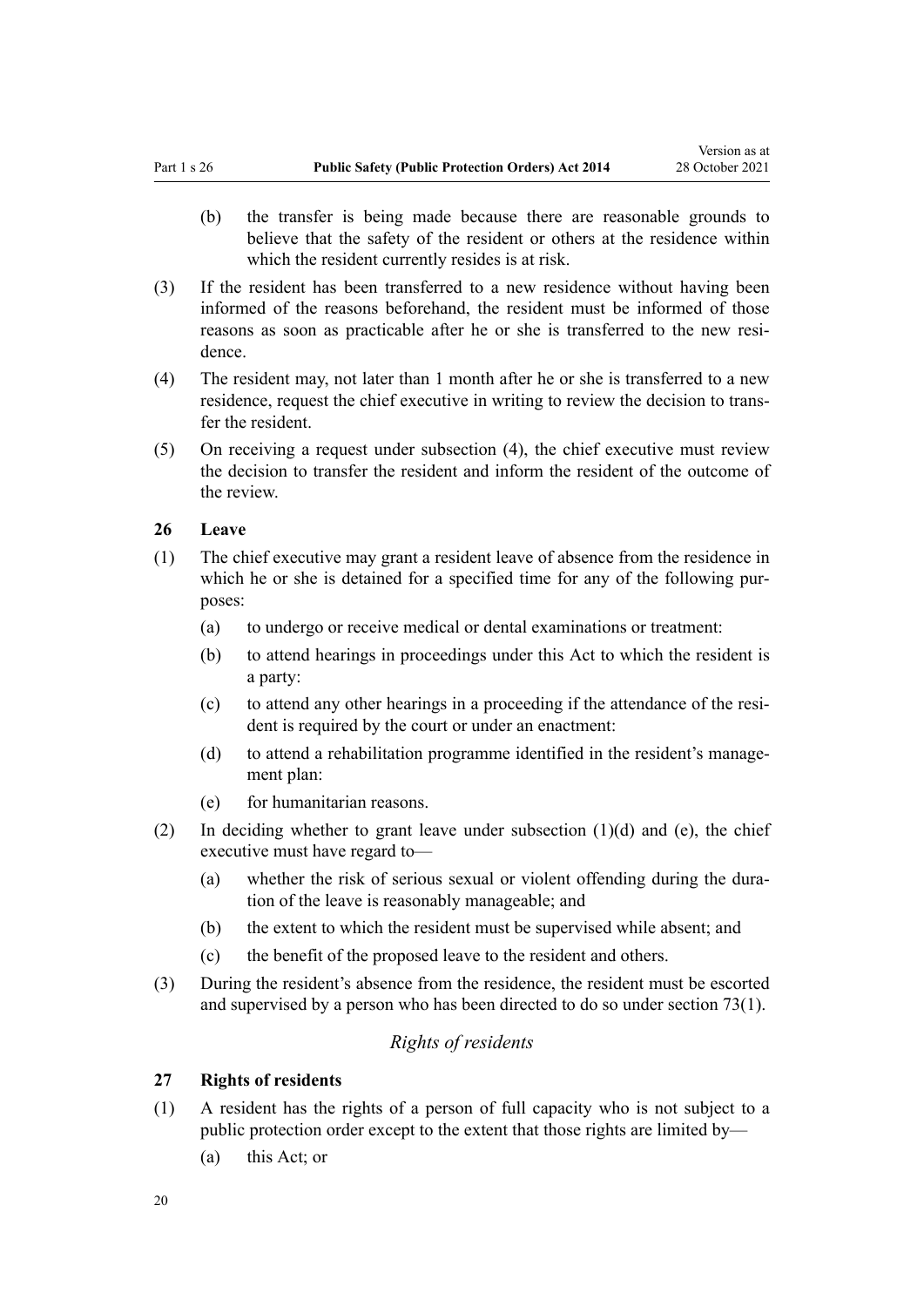(b) the transfer is being made because there are reasonable grounds to believe that the safety of the resident or others at the residence within which the resident currently resides is at risk.

(3) If the resident has been transferred to a new residence without having been informed of the reasons beforehand, the resident must be informed of those reasons as soon as practicable after he or she is transferred to the new residence.

(4) The resident may, not later than 1 month after he or she is transferred to a new residence, request the chief executive in writing to review the decision to transfer the resident.

(5) On receiving a request under subsection (4), the chief executive must review the decision to transfer the resident and inform the resident of the outcome of the review.

### 26 Leave

(1) The chief executive may grant a resident leave of absence from the residence in which he or she is detained for a specified time for any of the following purposes:

(a) to undergo or receive medical or dental examinations or treatment:

(b) to attend hearings in proceedings under this Act to which the resident is a party:

(c) to attend any other hearings in a proceeding if the attendance of the resident is required by the court or under an enactment:

(d) to attend a rehabilitation programme identified in the resident's management plan:

(e) for humanitarian reasons.

(2) In deciding whether to grant leave under subsection (1)(d) and (e), the chief executive must have regard to—

(a) whether the risk of serious sexual or violent offending during the duration of the leave is reasonably manageable; and

(b) the extent to which the resident must be supervised while absent; and

(c) the benefit of the proposed leave to the resident and others.

(3) During the resident's absence from the residence, the resident must be escorted and supervised by a person who has been directed to do so under section 73(1).

*Rights of residents*

### 27 Rights of residents

(1) A resident has the rights of a person of full capacity who is not subject to a public protection order except to the extent that those rights are limited by—

(a) this Act; or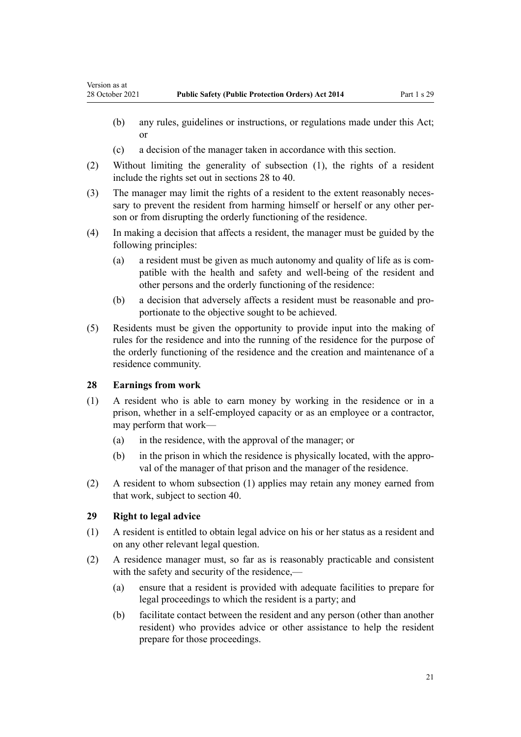(b) any rules, guidelines or instructions, or regulations made under this Act; or

(c) a decision of the manager taken in accordance with this section.

(2) Without limiting the generality of subsection (1), the rights of a resident include the rights set out in sections 28 to 40.

(3) The manager may limit the rights of a resident to the extent reasonably necessary to prevent the resident from harming himself or herself or any other person or from disrupting the orderly functioning of the residence.

(4) In making a decision that affects a resident, the manager must be guided by the following principles:

(a) a resident must be given as much autonomy and quality of life as is compatible with the health and safety and well-being of the resident and other persons and the orderly functioning of the residence:

(b) a decision that adversely affects a resident must be reasonable and proportionate to the objective sought to be achieved.

(5) Residents must be given the opportunity to provide input into the making of rules for the residence and into the running of the residence for the purpose of the orderly functioning of the residence and the creation and maintenance of a residence community.

## 28 Earnings from work

(1) A resident who is able to earn money by working in the residence or in a prison, whether in a self-employed capacity or as an employee or a contractor, may perform that work—

(a) in the residence, with the approval of the manager; or

(b) in the prison in which the residence is physically located, with the approval of the manager of that prison and the manager of the residence.

(2) A resident to whom subsection (1) applies may retain any money earned from that work, subject to section 40.

## 29 Right to legal advice

(1) A resident is entitled to obtain legal advice on his or her status as a resident and on any other relevant legal question.

(2) A residence manager must, so far as is reasonably practicable and consistent with the safety and security of the residence,—

(a) ensure that a resident is provided with adequate facilities to prepare for legal proceedings to which the resident is a party; and

(b) facilitate contact between the resident and any person (other than another resident) who provides advice or other assistance to help the resident prepare for those proceedings.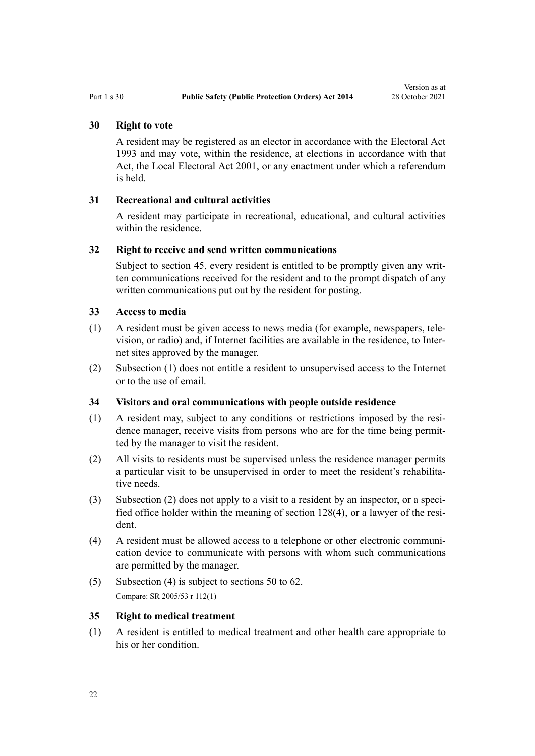### 30 Right to vote

A resident may be registered as an elector in accordance with the Electoral Act 1993 and may vote, within the residence, at elections in accordance with that Act, the Local Electoral Act 2001, or any enactment under which a referendum is held.

### 31 Recreational and cultural activities

A resident may participate in recreational, educational, and cultural activities within the residence.

### 32 Right to receive and send written communications

Subject to section 45, every resident is entitled to be promptly given any written communications received for the resident and to the prompt dispatch of any written communications put out by the resident for posting.

### 33 Access to media

(1) A resident must be given access to news media (for example, newspapers, television, or radio) and, if Internet facilities are available in the residence, to Internet sites approved by the manager.

(2) Subsection (1) does not entitle a resident to unsupervised access to the Internet or to the use of email.

### 34 Visitors and oral communications with people outside residence

(1) A resident may, subject to any conditions or restrictions imposed by the residence manager, receive visits from persons who are for the time being permitted by the manager to visit the resident.

(2) All visits to residents must be supervised unless the residence manager permits a particular visit to be unsupervised in order to meet the resident's rehabilitative needs.

(3) Subsection (2) does not apply to a visit to a resident by an inspector, or a specified office holder within the meaning of section 128(4), or a lawyer of the resident.

(4) A resident must be allowed access to a telephone or other electronic communication device to communicate with persons with whom such communications are permitted by the manager.

(5) Subsection (4) is subject to sections 50 to 62.

Compare: SR 2005/53 r 112(1)

### 35 Right to medical treatment

(1) A resident is entitled to medical treatment and other health care appropriate to his or her condition.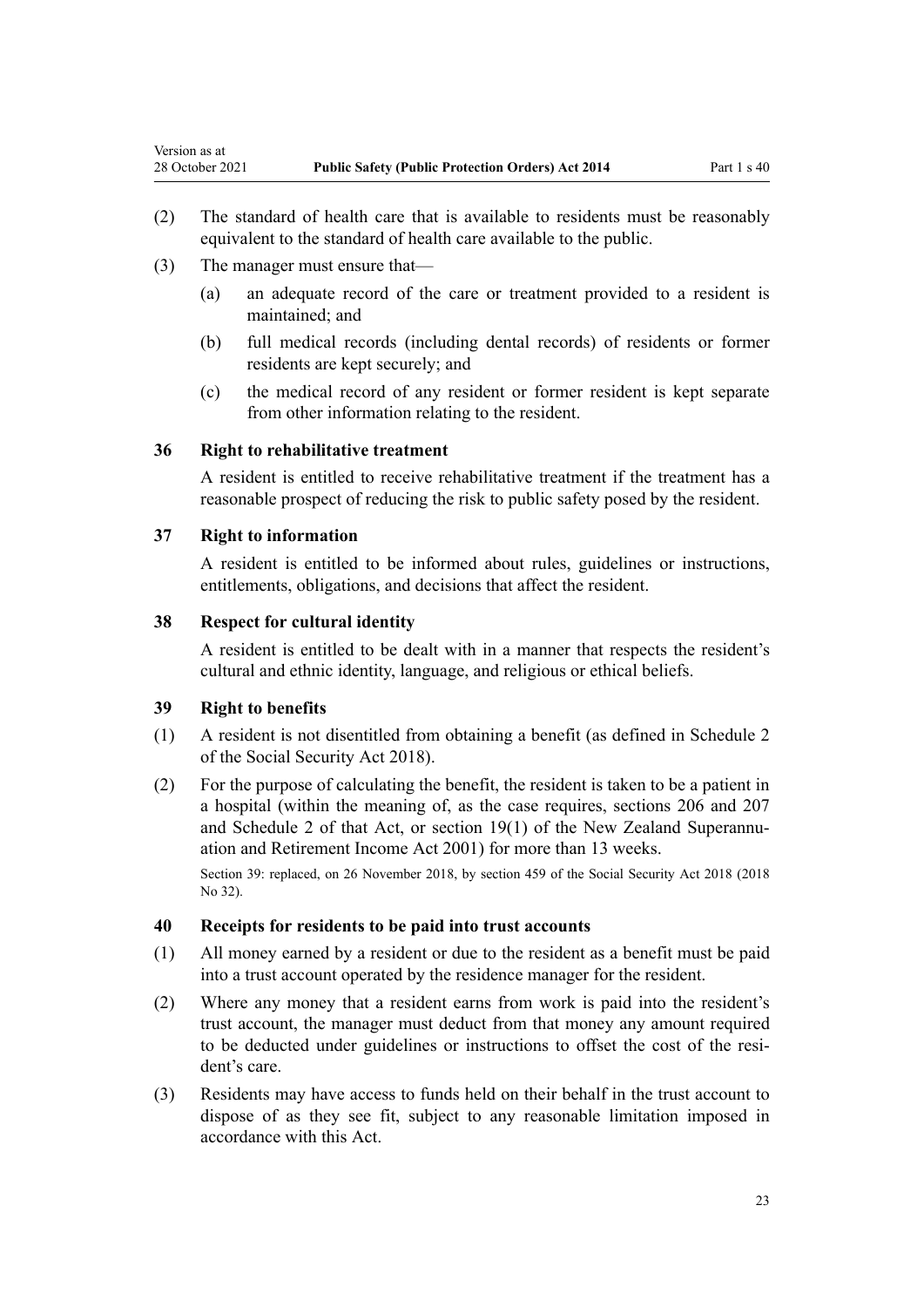(2) The standard of health care that is available to residents must be reasonably equivalent to the standard of health care available to the public.

(3) The manager must ensure that—

(a) an adequate record of the care or treatment provided to a resident is maintained; and

(b) full medical records (including dental records) of residents or former residents are kept securely; and

(c) the medical record of any resident or former resident is kept separate from other information relating to the resident.

### 36 Right to rehabilitative treatment

A resident is entitled to receive rehabilitative treatment if the treatment has a reasonable prospect of reducing the risk to public safety posed by the resident.

### 37 Right to information

A resident is entitled to be informed about rules, guidelines or instructions, entitlements, obligations, and decisions that affect the resident.

### 38 Respect for cultural identity

A resident is entitled to be dealt with in a manner that respects the resident's cultural and ethnic identity, language, and religious or ethical beliefs.

### 39 Right to benefits

(1) A resident is not disentitled from obtaining a benefit (as defined in Schedule 2 of the Social Security Act 2018).

(2) For the purpose of calculating the benefit, the resident is taken to be a patient in a hospital (within the meaning of, as the case requires, sections 206 and 207 and Schedule 2 of that Act, or section 19(1) of the New Zealand Superannuation and Retirement Income Act 2001) for more than 13 weeks.

Section 39: replaced, on 26 November 2018, by section 459 of the Social Security Act 2018 (2018 No 32).

### 40 Receipts for residents to be paid into trust accounts

(1) All money earned by a resident or due to the resident as a benefit must be paid into a trust account operated by the residence manager for the resident.

(2) Where any money that a resident earns from work is paid into the resident's trust account, the manager must deduct from that money any amount required to be deducted under guidelines or instructions to offset the cost of the resident's care.

(3) Residents may have access to funds held on their behalf in the trust account to dispose of as they see fit, subject to any reasonable limitation imposed in accordance with this Act.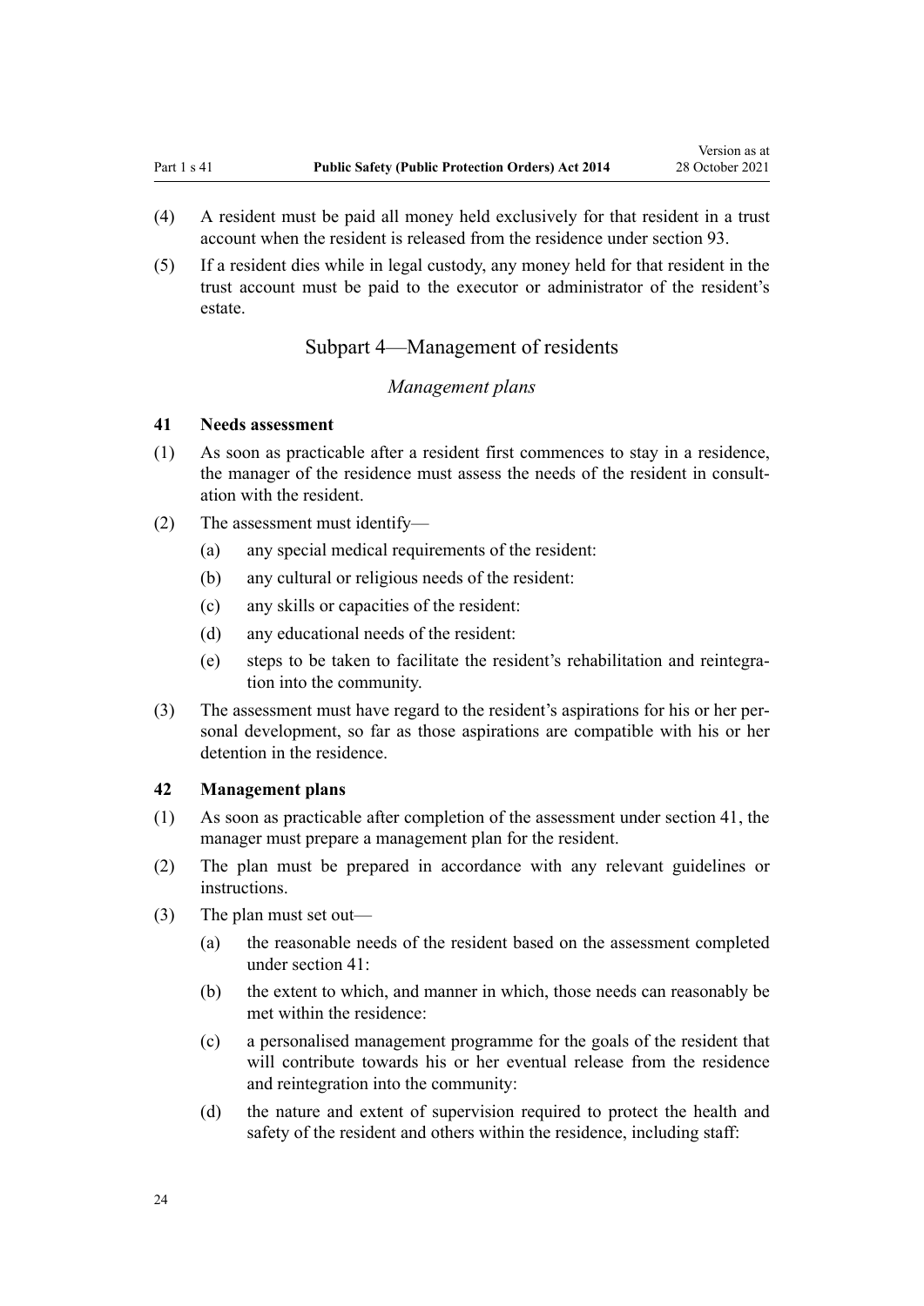(4) A resident must be paid all money held exclusively for that resident in a trust account when the resident is released from the residence under section 93.

(5) If a resident dies while in legal custody, any money held for that resident in the trust account must be paid to the executor or administrator of the resident's estate.

## Subpart 4—Management of residents

*Management plans*

### 41 Needs assessment

(1) As soon as practicable after a resident first commences to stay in a residence, the manager of the residence must assess the needs of the resident in consultation with the resident.

(2) The assessment must identify—

(a) any special medical requirements of the resident:

(b) any cultural or religious needs of the resident:

(c) any skills or capacities of the resident:

(d) any educational needs of the resident:

(e) steps to be taken to facilitate the resident's rehabilitation and reintegration into the community.

(3) The assessment must have regard to the resident's aspirations for his or her personal development, so far as those aspirations are compatible with his or her detention in the residence.

### 42 Management plans

(1) As soon as practicable after completion of the assessment under section 41, the manager must prepare a management plan for the resident.

(2) The plan must be prepared in accordance with any relevant guidelines or instructions.

(3) The plan must set out—

(a) the reasonable needs of the resident based on the assessment completed under section 41:

(b) the extent to which, and manner in which, those needs can reasonably be met within the residence:

(c) a personalised management programme for the goals of the resident that will contribute towards his or her eventual release from the residence and reintegration into the community:

(d) the nature and extent of supervision required to protect the health and safety of the resident and others within the residence, including staff: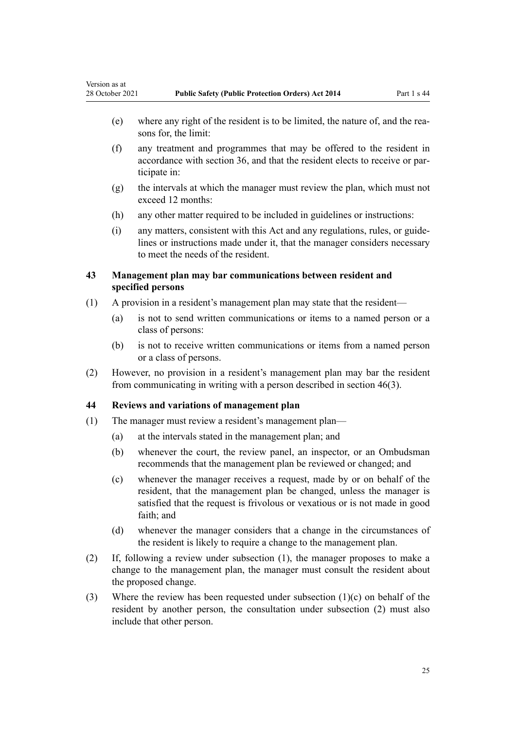(e) where any right of the resident is to be limited, the nature of, and the reasons for, the limit:

(f) any treatment and programmes that may be offered to the resident in accordance with section 36, and that the resident elects to receive or participate in:

(g) the intervals at which the manager must review the plan, which must not exceed 12 months:

(h) any other matter required to be included in guidelines or instructions:

(i) any matters, consistent with this Act and any regulations, rules, or guidelines or instructions made under it, that the manager considers necessary to meet the needs of the resident.

### 43 Management plan may bar communications between resident and specified persons

(1) A provision in a resident's management plan may state that the resident—

(a) is not to send written communications or items to a named person or a class of persons:

(b) is not to receive written communications or items from a named person or a class of persons.

(2) However, no provision in a resident's management plan may bar the resident from communicating in writing with a person described in section 46(3).

### 44 Reviews and variations of management plan

(1) The manager must review a resident's management plan—

(a) at the intervals stated in the management plan; and

(b) whenever the court, the review panel, an inspector, or an Ombudsman recommends that the management plan be reviewed or changed; and

(c) whenever the manager receives a request, made by or on behalf of the resident, that the management plan be changed, unless the manager is satisfied that the request is frivolous or vexatious or is not made in good faith; and

(d) whenever the manager considers that a change in the circumstances of the resident is likely to require a change to the management plan.

(2) If, following a review under subsection (1), the manager proposes to make a change to the management plan, the manager must consult the resident about the proposed change.

(3) Where the review has been requested under subsection (1)(c) on behalf of the resident by another person, the consultation under subsection (2) must also include that other person.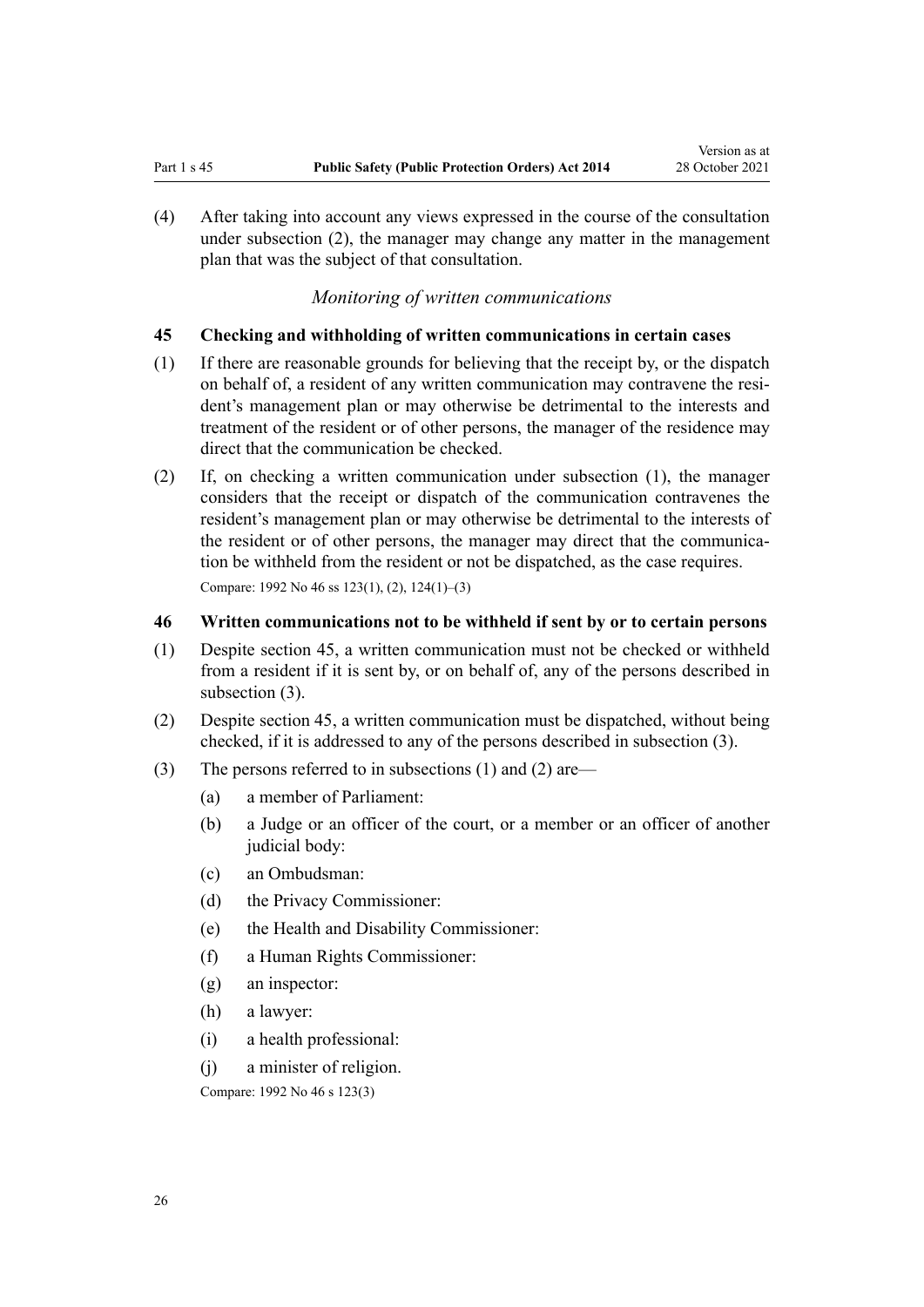(4) After taking into account any views expressed in the course of the consultation under subsection (2), the manager may change any matter in the management plan that was the subject of that consultation.

*Monitoring of written communications*

### 45 Checking and withholding of written communications in certain cases

(1) If there are reasonable grounds for believing that the receipt by, or the dispatch on behalf of, a resident of any written communication may contravene the resident's management plan or may otherwise be detrimental to the interests and treatment of the resident or of other persons, the manager of the residence may direct that the communication be checked.

(2) If, on checking a written communication under subsection (1), the manager considers that the receipt or dispatch of the communication contravenes the resident's management plan or may otherwise be detrimental to the interests of the resident or of other persons, the manager may direct that the communication be withheld from the resident or not be dispatched, as the case requires.

Compare: 1992 No 46 ss 123(1), (2), 124(1)–(3)

### 46 Written communications not to be withheld if sent by or to certain persons

(1) Despite section 45, a written communication must not be checked or withheld from a resident if it is sent by, or on behalf of, any of the persons described in subsection (3).

(2) Despite section 45, a written communication must be dispatched, without being checked, if it is addressed to any of the persons described in subsection (3).

(3) The persons referred to in subsections (1) and (2) are—

- (a) a member of Parliament:
- (b) a Judge or an officer of the court, or a member or an officer of another judicial body:
- (c) an Ombudsman:
- (d) the Privacy Commissioner:
- (e) the Health and Disability Commissioner:
- (f) a Human Rights Commissioner:
- (g) an inspector:
- (h) a lawyer:
- (i) a health professional:
- (j) a minister of religion.

Compare: 1992 No 46 s 123(3)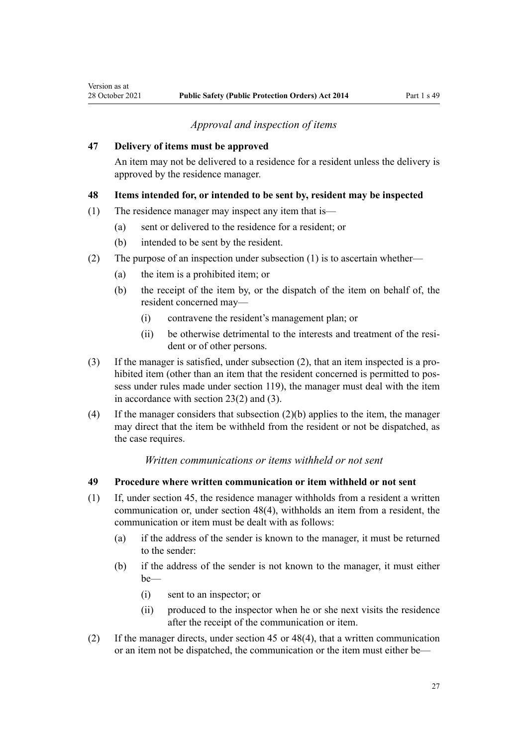*Approval and inspection of items*

### 47 Delivery of items must be approved

An item may not be delivered to a residence for a resident unless the delivery is approved by the residence manager.

### 48 Items intended for, or intended to be sent by, resident may be inspected

(1) The residence manager may inspect any item that is—

- (a) sent or delivered to the residence for a resident; or
- (b) intended to be sent by the resident.

(2) The purpose of an inspection under subsection (1) is to ascertain whether—

- (a) the item is a prohibited item; or
- (b) the receipt of the item by, or the dispatch of the item on behalf of, the resident concerned may—
  - (i) contravene the resident's management plan; or
  - (ii) be otherwise detrimental to the interests and treatment of the resident or of other persons.

(3) If the manager is satisfied, under subsection (2), that an item inspected is a prohibited item (other than an item that the resident concerned is permitted to possess under rules made under section 119), the manager must deal with the item in accordance with section 23(2) and (3).

(4) If the manager considers that subsection (2)(b) applies to the item, the manager may direct that the item be withheld from the resident or not be dispatched, as the case requires.

*Written communications or items withheld or not sent*

### 49 Procedure where written communication or item withheld or not sent

(1) If, under section 45, the residence manager withholds from a resident a written communication or, under section 48(4), withholds an item from a resident, the communication or item must be dealt with as follows:

- (a) if the address of the sender is known to the manager, it must be returned to the sender:
- (b) if the address of the sender is not known to the manager, it must either be—
  - (i) sent to an inspector; or
  - (ii) produced to the inspector when he or she next visits the residence after the receipt of the communication or item.

(2) If the manager directs, under section 45 or 48(4), that a written communication or an item not be dispatched, the communication or the item must either be—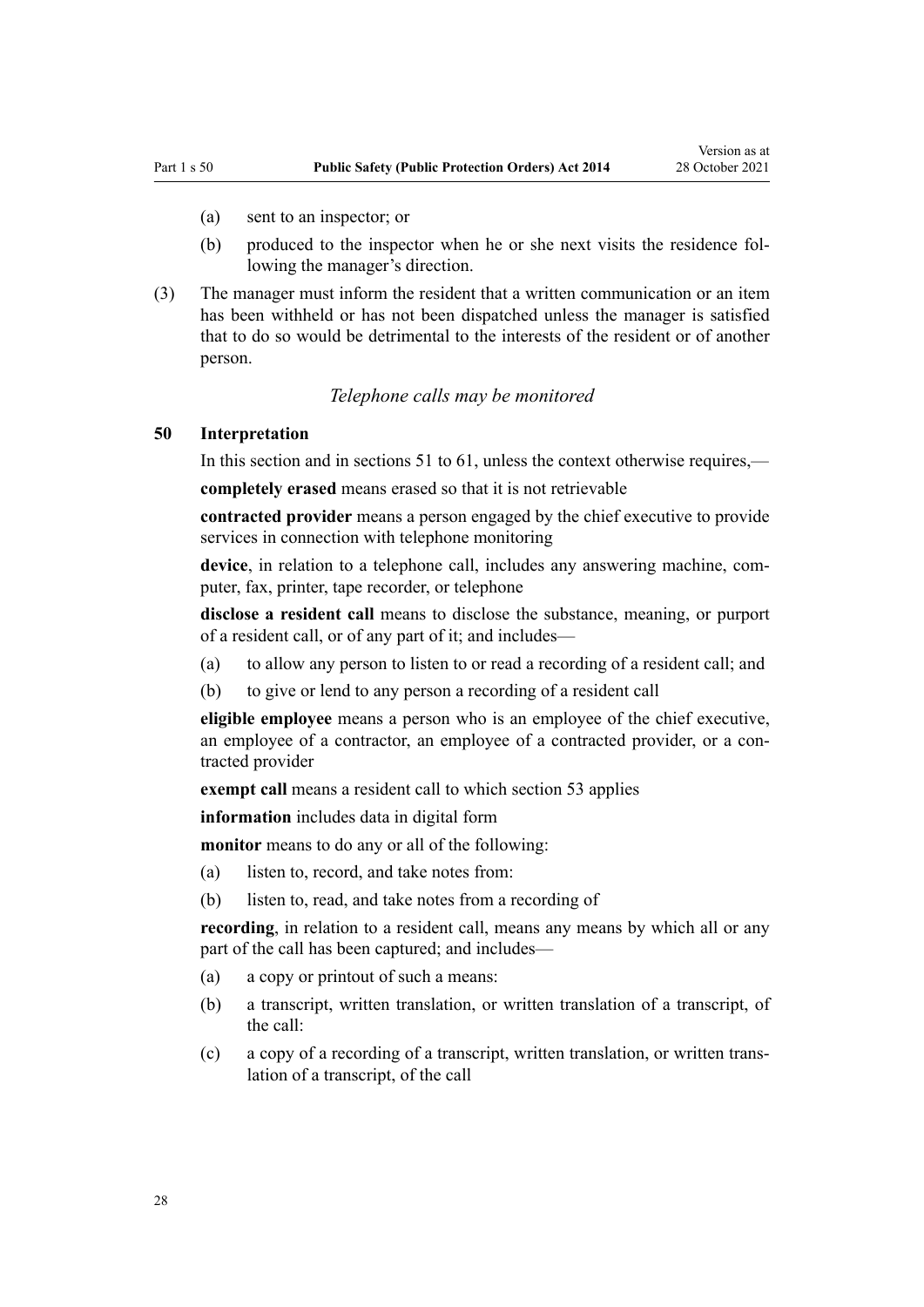(a) sent to an inspector; or

(b) produced to the inspector when he or she next visits the residence following the manager's direction.

(3) The manager must inform the resident that a written communication or an item has been withheld or has not been dispatched unless the manager is satisfied that to do so would be detrimental to the interests of the resident or of another person.

*Telephone calls may be monitored*

### 50 Interpretation

In this section and in sections 51 to 61, unless the context otherwise requires,—

**completely erased** means erased so that it is not retrievable

**contracted provider** means a person engaged by the chief executive to provide services in connection with telephone monitoring

**device**, in relation to a telephone call, includes any answering machine, computer, fax, printer, tape recorder, or telephone

**disclose a resident call** means to disclose the substance, meaning, or purport of a resident call, or of any part of it; and includes—

(a) to allow any person to listen to or read a recording of a resident call; and

(b) to give or lend to any person a recording of a resident call

**eligible employee** means a person who is an employee of the chief executive, an employee of a contractor, an employee of a contracted provider, or a contracted provider

**exempt call** means a resident call to which section 53 applies

**information** includes data in digital form

**monitor** means to do any or all of the following:

(a) listen to, record, and take notes from:

(b) listen to, read, and take notes from a recording of

**recording**, in relation to a resident call, means any means by which all or any part of the call has been captured; and includes—

(a) a copy or printout of such a means:

(b) a transcript, written translation, or written translation of a transcript, of the call:

(c) a copy of a recording of a transcript, written translation, or written translation of a transcript, of the call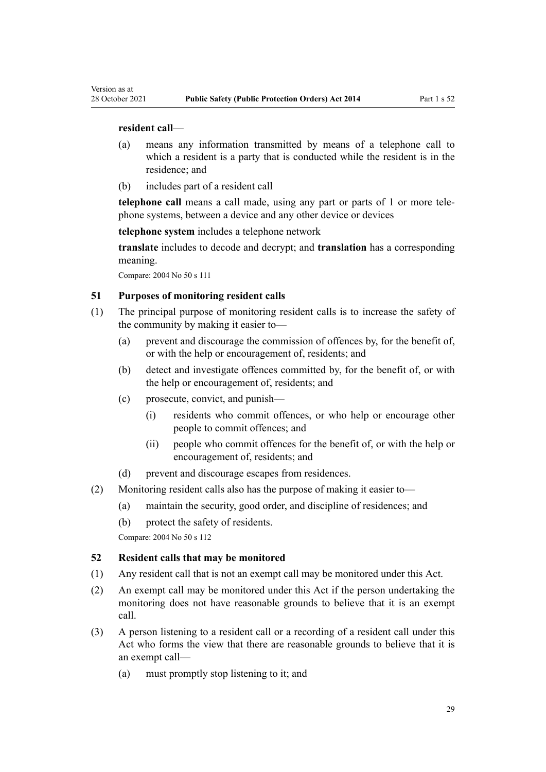**resident call**—

(a) means any information transmitted by means of a telephone call to which a resident is a party that is conducted while the resident is in the residence; and

(b) includes part of a resident call

**telephone call** means a call made, using any part or parts of 1 or more telephone systems, between a device and any other device or devices

**telephone system** includes a telephone network

**translate** includes to decode and decrypt; and **translation** has a corresponding meaning.

Compare: 2004 No 50 s 111

### 51 Purposes of monitoring resident calls

(1) The principal purpose of monitoring resident calls is to increase the safety of the community by making it easier to—

(a) prevent and discourage the commission of offences by, for the benefit of, or with the help or encouragement of, residents; and

(b) detect and investigate offences committed by, for the benefit of, or with the help or encouragement of, residents; and

(c) prosecute, convict, and punish—

(i) residents who commit offences, or who help or encourage other people to commit offences; and

(ii) people who commit offences for the benefit of, or with the help or encouragement of, residents; and

(d) prevent and discourage escapes from residences.

(2) Monitoring resident calls also has the purpose of making it easier to—

(a) maintain the security, good order, and discipline of residences; and

(b) protect the safety of residents.

Compare: 2004 No 50 s 112

### 52 Resident calls that may be monitored

(1) Any resident call that is not an exempt call may be monitored under this Act.

(2) An exempt call may be monitored under this Act if the person undertaking the monitoring does not have reasonable grounds to believe that it is an exempt call.

(3) A person listening to a resident call or a recording of a resident call under this Act who forms the view that there are reasonable grounds to believe that it is an exempt call—

(a) must promptly stop listening to it; and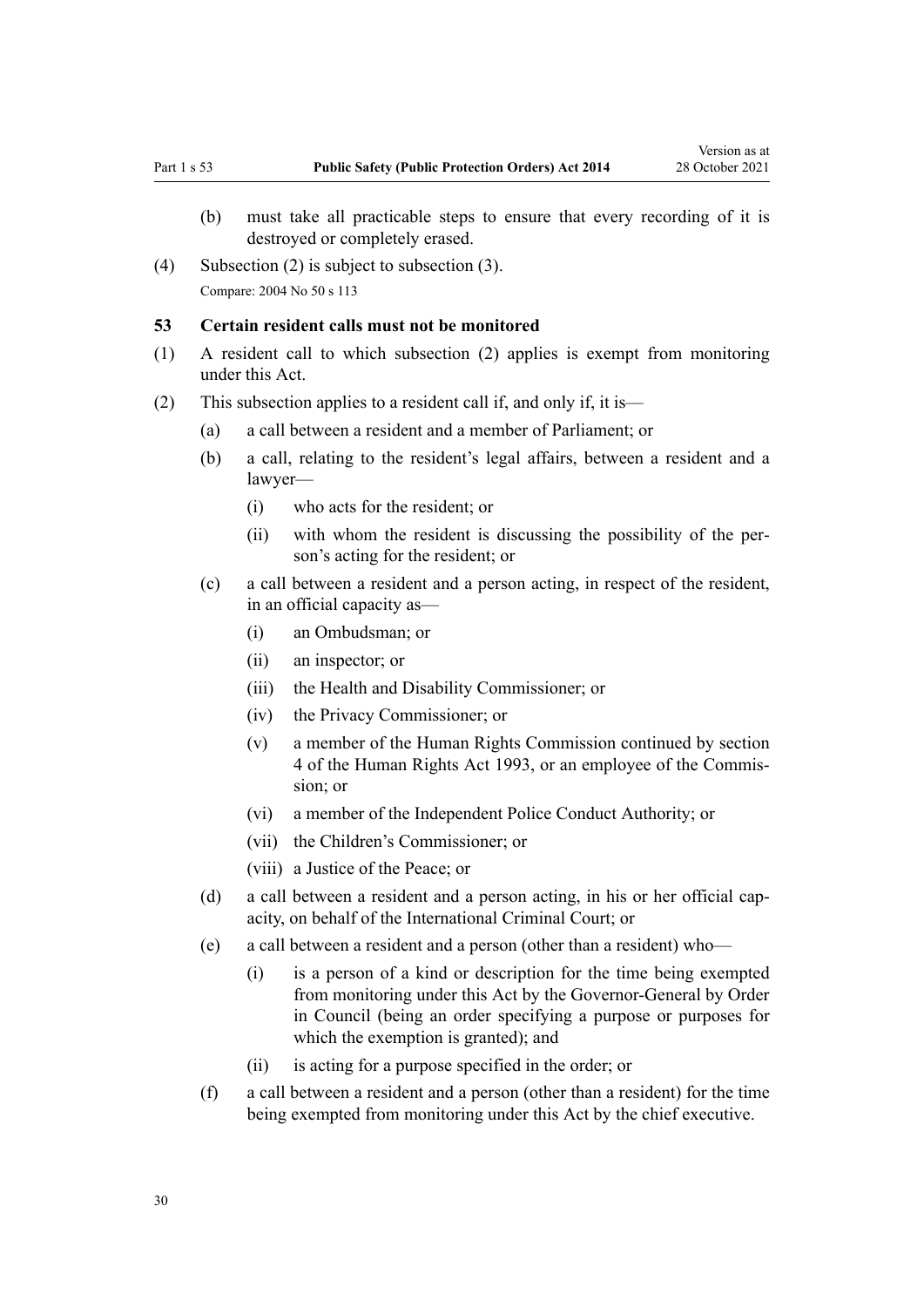(b) must take all practicable steps to ensure that every recording of it is destroyed or completely erased.

(4) Subsection (2) is subject to subsection (3).

Compare: 2004 No 50 s 113

### 53 Certain resident calls must not be monitored

(1) A resident call to which subsection (2) applies is exempt from monitoring under this Act.

(2) This subsection applies to a resident call if, and only if, it is—

(a) a call between a resident and a member of Parliament; or

(b) a call, relating to the resident's legal affairs, between a resident and a lawyer—

(i) who acts for the resident; or

(ii) with whom the resident is discussing the possibility of the person's acting for the resident; or

(c) a call between a resident and a person acting, in respect of the resident, in an official capacity as—

(i) an Ombudsman; or

(ii) an inspector; or

(iii) the Health and Disability Commissioner; or

(iv) the Privacy Commissioner; or

(v) a member of the Human Rights Commission continued by section 4 of the Human Rights Act 1993, or an employee of the Commission; or

(vi) a member of the Independent Police Conduct Authority; or

(vii) the Children's Commissioner; or

(viii) a Justice of the Peace; or

(d) a call between a resident and a person acting, in his or her official capacity, on behalf of the International Criminal Court; or

(e) a call between a resident and a person (other than a resident) who—

(i) is a person of a kind or description for the time being exempted from monitoring under this Act by the Governor-General by Order in Council (being an order specifying a purpose or purposes for which the exemption is granted); and

(ii) is acting for a purpose specified in the order; or

(f) a call between a resident and a person (other than a resident) for the time being exempted from monitoring under this Act by the chief executive.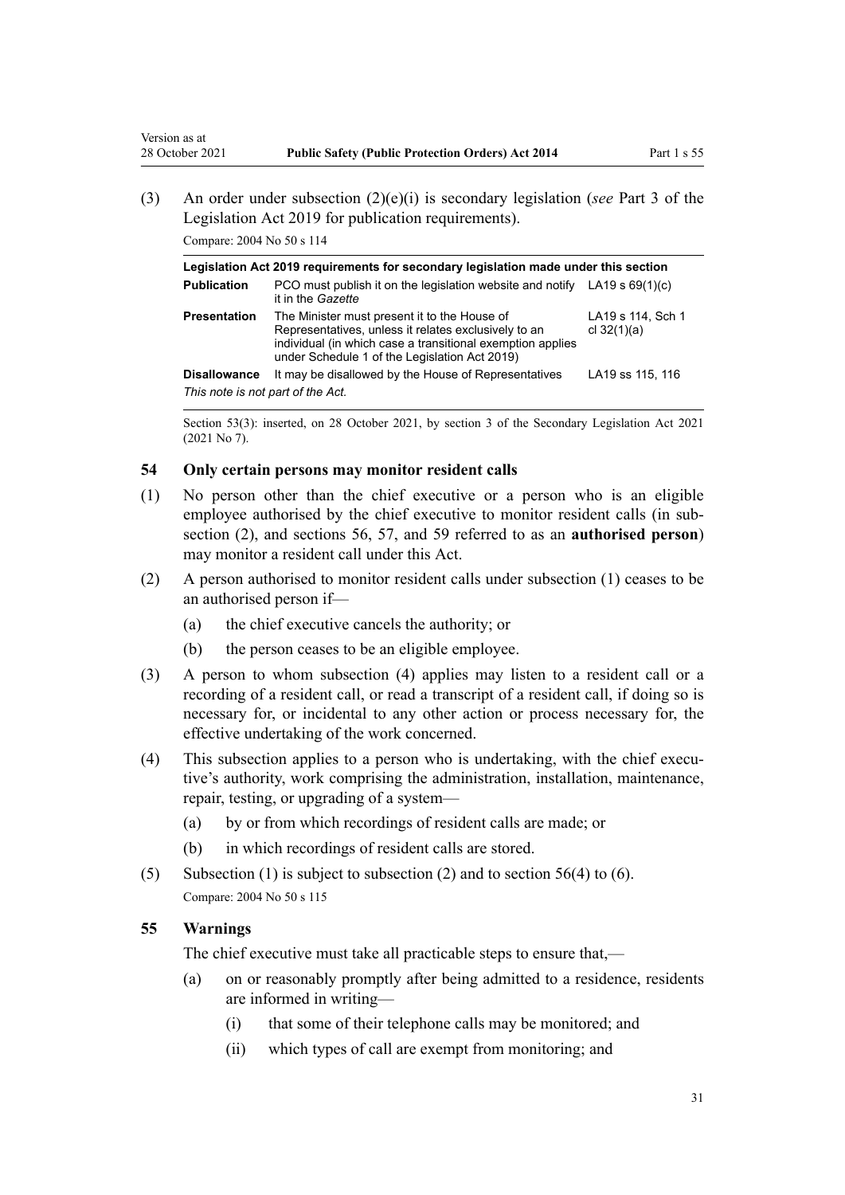(3) An order under subsection (2)(e)(i) is secondary legislation (*see* Part 3 of the Legislation Act 2019 for publication requirements).

Compare: 2004 No 50 s 114

| Legislation Act 2019 requirements for secondary legislation made under this section | | |
|---|---|---|
| **Publication** | PCO must publish it on the legislation website and notify it in the *Gazette* | LA19 s 69(1)(c) |
| **Presentation** | The Minister must present it to the House of Representatives, unless it relates exclusively to an individual (in which case a transitional exemption applies under Schedule 1 of the Legislation Act 2019) | LA19 s 114, Sch 1 cl 32(1)(a) |
| **Disallowance** | It may be disallowed by the House of Representatives | LA19 ss 115, 116 |
| *This note is not part of the Act.* | | |

Section 53(3): inserted, on 28 October 2021, by section 3 of the Secondary Legislation Act 2021 (2021 No 7).

### 54 Only certain persons may monitor resident calls

(1) No person other than the chief executive or a person who is an eligible employee authorised by the chief executive to monitor resident calls (in subsection (2), and sections 56, 57, and 59 referred to as an **authorised person**) may monitor a resident call under this Act.

(2) A person authorised to monitor resident calls under subsection (1) ceases to be an authorised person if—

- (a) the chief executive cancels the authority; or
- (b) the person ceases to be an eligible employee.

(3) A person to whom subsection (4) applies may listen to a resident call or a recording of a resident call, or read a transcript of a resident call, if doing so is necessary for, or incidental to any other action or process necessary for, the effective undertaking of the work concerned.

(4) This subsection applies to a person who is undertaking, with the chief executive's authority, work comprising the administration, installation, maintenance, repair, testing, or upgrading of a system—

- (a) by or from which recordings of resident calls are made; or
- (b) in which recordings of resident calls are stored.

(5) Subsection (1) is subject to subsection (2) and to section 56(4) to (6).

Compare: 2004 No 50 s 115

### 55 Warnings

The chief executive must take all practicable steps to ensure that,—

- (a) on or reasonably promptly after being admitted to a residence, residents are informed in writing—
  - (i) that some of their telephone calls may be monitored; and
  - (ii) which types of call are exempt from monitoring; and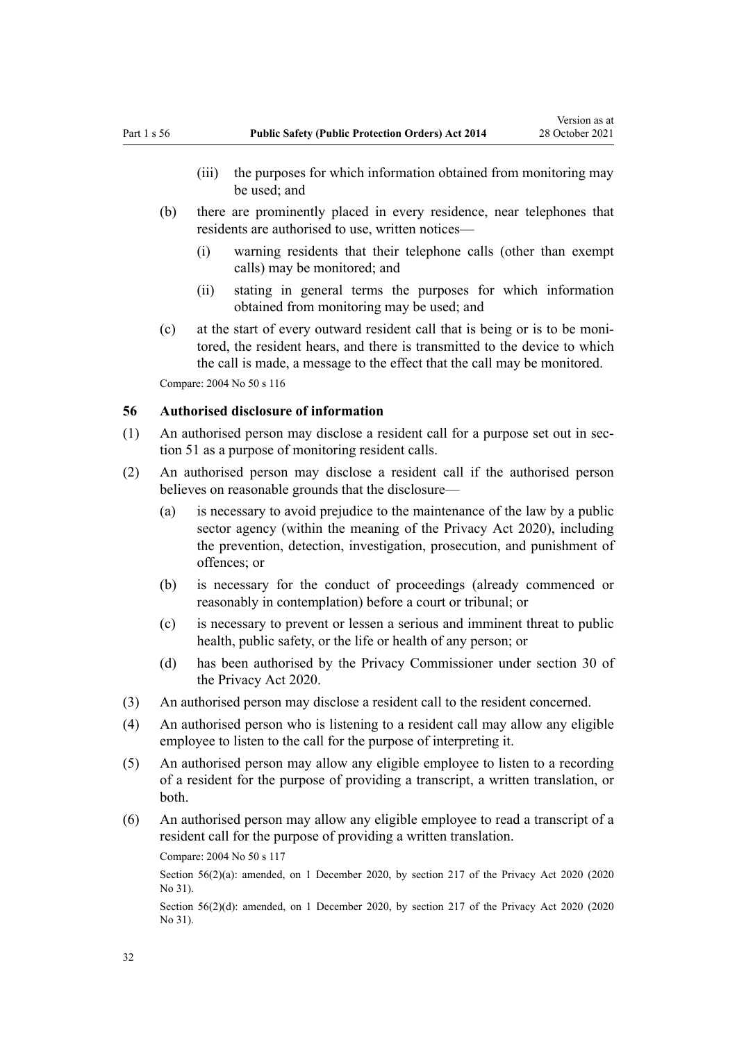(iii) the purposes for which information obtained from monitoring may be used; and

(b) there are prominently placed in every residence, near telephones that residents are authorised to use, written notices—

(i) warning residents that their telephone calls (other than exempt calls) may be monitored; and

(ii) stating in general terms the purposes for which information obtained from monitoring may be used; and

(c) at the start of every outward resident call that is being or is to be monitored, the resident hears, and there is transmitted to the device to which the call is made, a message to the effect that the call may be monitored.

Compare: 2004 No 50 s 116

### 56 Authorised disclosure of information

(1) An authorised person may disclose a resident call for a purpose set out in section 51 as a purpose of monitoring resident calls.

(2) An authorised person may disclose a resident call if the authorised person believes on reasonable grounds that the disclosure—

(a) is necessary to avoid prejudice to the maintenance of the law by a public sector agency (within the meaning of the Privacy Act 2020), including the prevention, detection, investigation, prosecution, and punishment of offences; or

(b) is necessary for the conduct of proceedings (already commenced or reasonably in contemplation) before a court or tribunal; or

(c) is necessary to prevent or lessen a serious and imminent threat to public health, public safety, or the life or health of any person; or

(d) has been authorised by the Privacy Commissioner under section 30 of the Privacy Act 2020.

(3) An authorised person may disclose a resident call to the resident concerned.

(4) An authorised person who is listening to a resident call may allow any eligible employee to listen to the call for the purpose of interpreting it.

(5) An authorised person may allow any eligible employee to listen to a recording of a resident for the purpose of providing a transcript, a written translation, or both.

(6) An authorised person may allow any eligible employee to read a transcript of a resident call for the purpose of providing a written translation.

Compare: 2004 No 50 s 117

Section 56(2)(a): amended, on 1 December 2020, by section 217 of the Privacy Act 2020 (2020 No 31).

Section 56(2)(d): amended, on 1 December 2020, by section 217 of the Privacy Act 2020 (2020 No 31).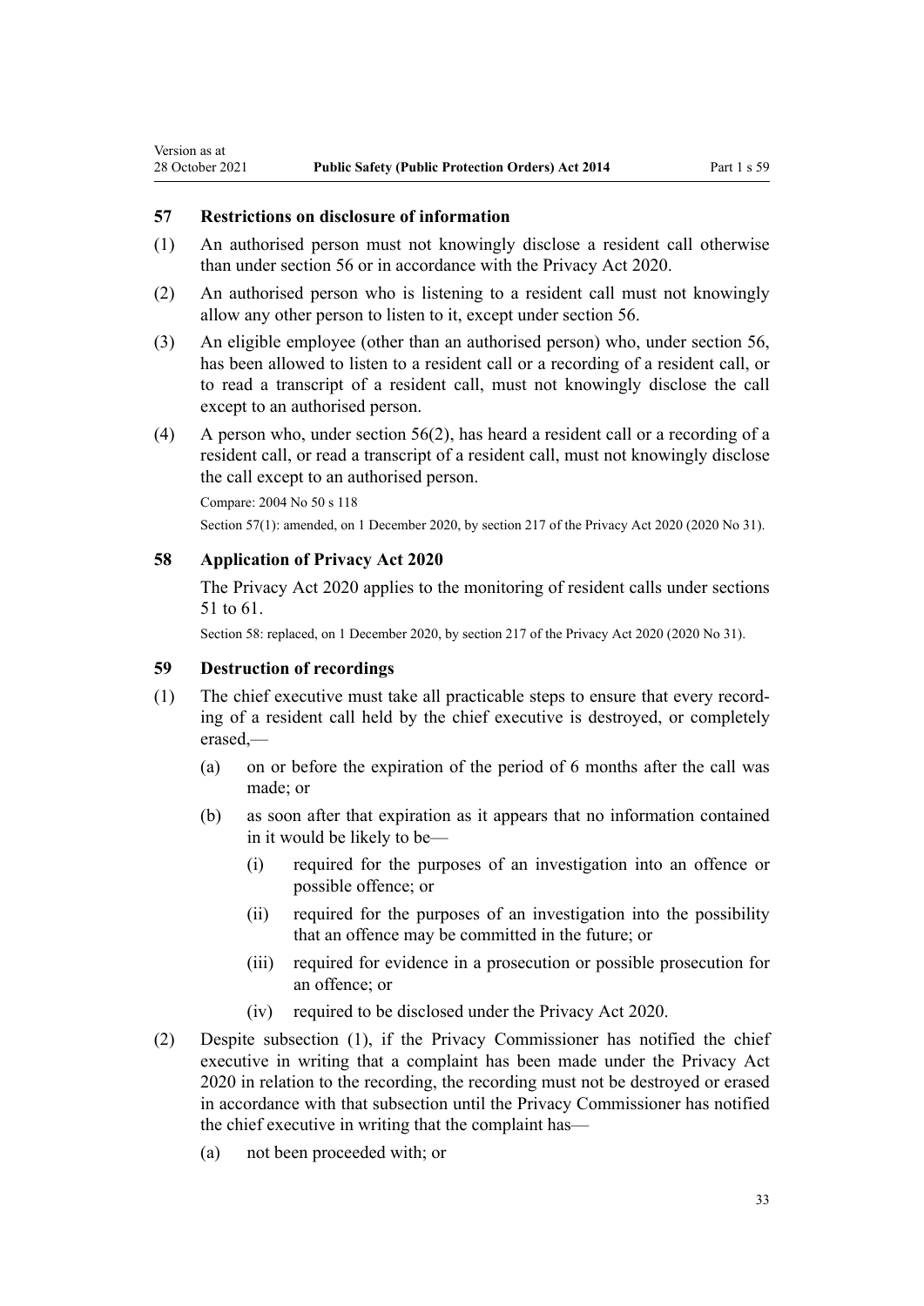### 57 Restrictions on disclosure of information

(1) An authorised person must not knowingly disclose a resident call otherwise than under section 56 or in accordance with the Privacy Act 2020.

(2) An authorised person who is listening to a resident call must not knowingly allow any other person to listen to it, except under section 56.

(3) An eligible employee (other than an authorised person) who, under section 56, has been allowed to listen to a resident call or a recording of a resident call, or to read a transcript of a resident call, must not knowingly disclose the call except to an authorised person.

(4) A person who, under section 56(2), has heard a resident call or a recording of a resident call, or read a transcript of a resident call, must not knowingly disclose the call except to an authorised person.

Compare: 2004 No 50 s 118

Section 57(1): amended, on 1 December 2020, by section 217 of the Privacy Act 2020 (2020 No 31).

### 58 Application of Privacy Act 2020

The Privacy Act 2020 applies to the monitoring of resident calls under sections 51 to 61.

Section 58: replaced, on 1 December 2020, by section 217 of the Privacy Act 2020 (2020 No 31).

### 59 Destruction of recordings

(1) The chief executive must take all practicable steps to ensure that every recording of a resident call held by the chief executive is destroyed, or completely erased,—

- (a) on or before the expiration of the period of 6 months after the call was made; or
- (b) as soon after that expiration as it appears that no information contained in it would be likely to be—
  - (i) required for the purposes of an investigation into an offence or possible offence; or
  - (ii) required for the purposes of an investigation into the possibility that an offence may be committed in the future; or
  - (iii) required for evidence in a prosecution or possible prosecution for an offence; or
  - (iv) required to be disclosed under the Privacy Act 2020.

(2) Despite subsection (1), if the Privacy Commissioner has notified the chief executive in writing that a complaint has been made under the Privacy Act 2020 in relation to the recording, the recording must not be destroyed or erased in accordance with that subsection until the Privacy Commissioner has notified the chief executive in writing that the complaint has—

- (a) not been proceeded with; or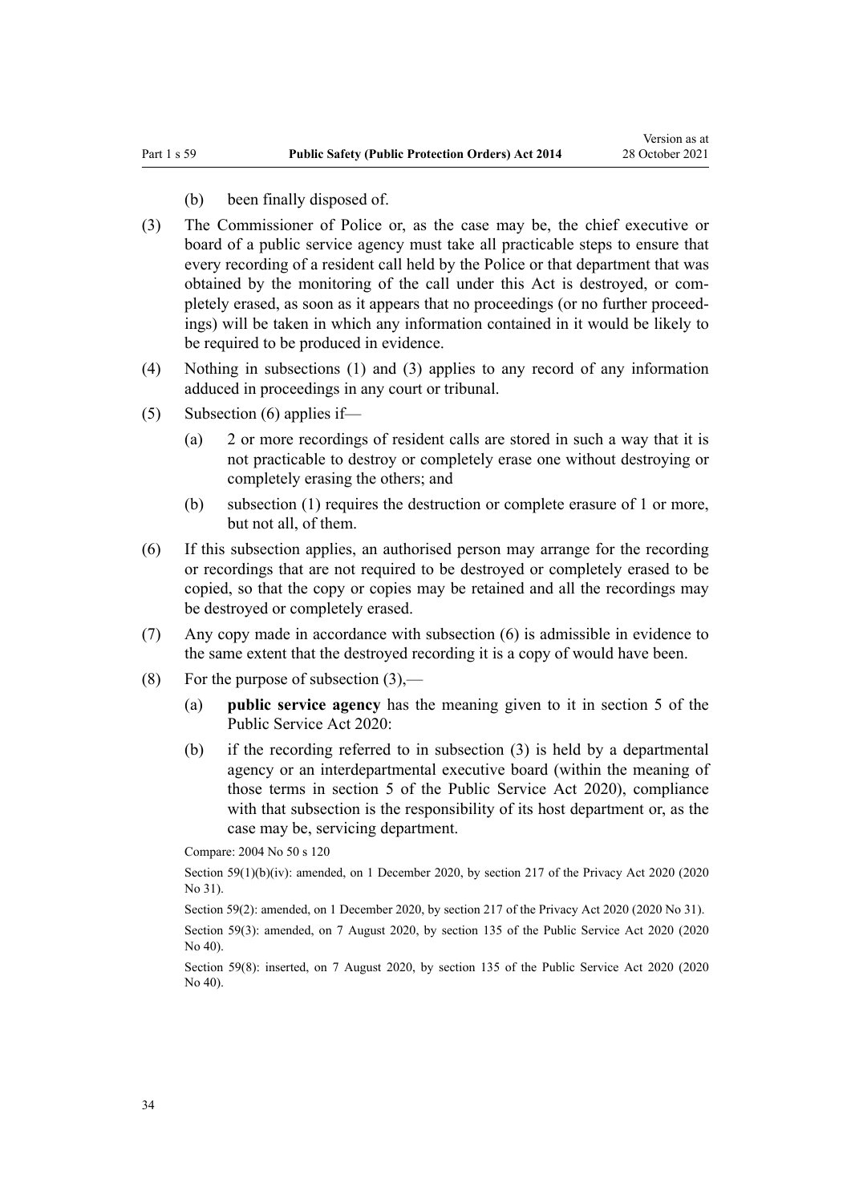(b) been finally disposed of.

(3) The Commissioner of Police or, as the case may be, the chief executive or board of a public service agency must take all practicable steps to ensure that every recording of a resident call held by the Police or that department that was obtained by the monitoring of the call under this Act is destroyed, or completely erased, as soon as it appears that no proceedings (or no further proceedings) will be taken in which any information contained in it would be likely to be required to be produced in evidence.

(4) Nothing in subsections (1) and (3) applies to any record of any information adduced in proceedings in any court or tribunal.

(5) Subsection (6) applies if—

(a) 2 or more recordings of resident calls are stored in such a way that it is not practicable to destroy or completely erase one without destroying or completely erasing the others; and

(b) subsection (1) requires the destruction or complete erasure of 1 or more, but not all, of them.

(6) If this subsection applies, an authorised person may arrange for the recording or recordings that are not required to be destroyed or completely erased to be copied, so that the copy or copies may be retained and all the recordings may be destroyed or completely erased.

(7) Any copy made in accordance with subsection (6) is admissible in evidence to the same extent that the destroyed recording it is a copy of would have been.

(8) For the purpose of subsection (3),—

(a) **public service agency** has the meaning given to it in section 5 of the Public Service Act 2020:

(b) if the recording referred to in subsection (3) is held by a departmental agency or an interdepartmental executive board (within the meaning of those terms in section 5 of the Public Service Act 2020), compliance with that subsection is the responsibility of its host department or, as the case may be, servicing department.

Compare: 2004 No 50 s 120

Section 59(1)(b)(iv): amended, on 1 December 2020, by section 217 of the Privacy Act 2020 (2020 No 31).

Section 59(2): amended, on 1 December 2020, by section 217 of the Privacy Act 2020 (2020 No 31).

Section 59(3): amended, on 7 August 2020, by section 135 of the Public Service Act 2020 (2020 No 40).

Section 59(8): inserted, on 7 August 2020, by section 135 of the Public Service Act 2020 (2020 No 40).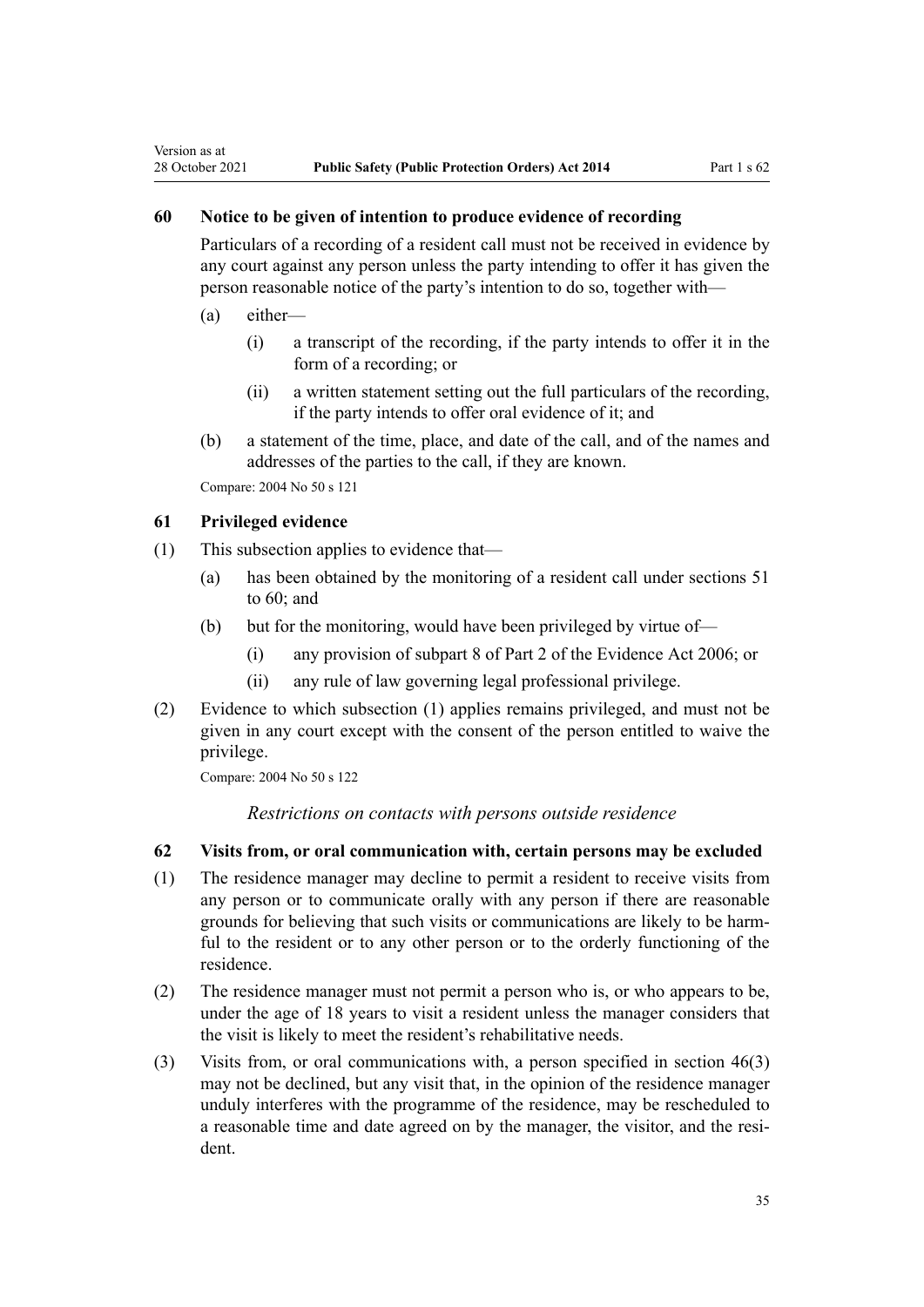### 60 Notice to be given of intention to produce evidence of recording

Particulars of a recording of a resident call must not be received in evidence by any court against any person unless the party intending to offer it has given the person reasonable notice of the party's intention to do so, together with—

(a) either—

(i) a transcript of the recording, if the party intends to offer it in the form of a recording; or

(ii) a written statement setting out the full particulars of the recording, if the party intends to offer oral evidence of it; and

(b) a statement of the time, place, and date of the call, and of the names and addresses of the parties to the call, if they are known.

Compare: 2004 No 50 s 121

### 61 Privileged evidence

(1) This subsection applies to evidence that—

(a) has been obtained by the monitoring of a resident call under sections 51 to 60; and

(b) but for the monitoring, would have been privileged by virtue of—

(i) any provision of subpart 8 of Part 2 of the Evidence Act 2006; or

(ii) any rule of law governing legal professional privilege.

(2) Evidence to which subsection (1) applies remains privileged, and must not be given in any court except with the consent of the person entitled to waive the privilege.

Compare: 2004 No 50 s 122

*Restrictions on contacts with persons outside residence*

### 62 Visits from, or oral communication with, certain persons may be excluded

(1) The residence manager may decline to permit a resident to receive visits from any person or to communicate orally with any person if there are reasonable grounds for believing that such visits or communications are likely to be harmful to the resident or to any other person or to the orderly functioning of the residence.

(2) The residence manager must not permit a person who is, or who appears to be, under the age of 18 years to visit a resident unless the manager considers that the visit is likely to meet the resident's rehabilitative needs.

(3) Visits from, or oral communications with, a person specified in section 46(3) may not be declined, but any visit that, in the opinion of the residence manager unduly interferes with the programme of the residence, may be rescheduled to a reasonable time and date agreed on by the manager, the visitor, and the resident.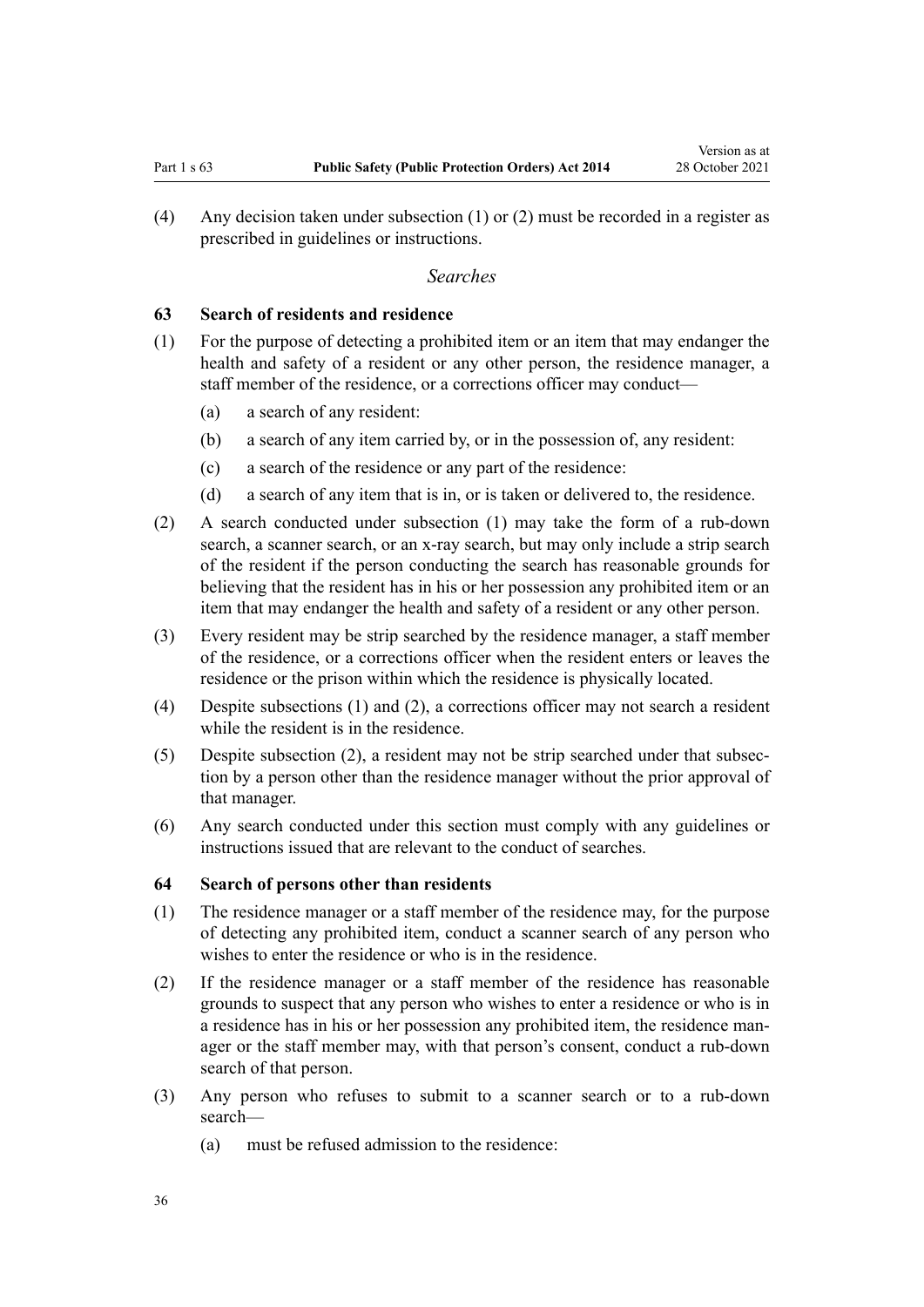(4) Any decision taken under subsection (1) or (2) must be recorded in a register as prescribed in guidelines or instructions.

*Searches*

### 63 Search of residents and residence

(1) For the purpose of detecting a prohibited item or an item that may endanger the health and safety of a resident or any other person, the residence manager, a staff member of the residence, or a corrections officer may conduct—

  (a) a search of any resident:

  (b) a search of any item carried by, or in the possession of, any resident:

  (c) a search of the residence or any part of the residence:

  (d) a search of any item that is in, or is taken or delivered to, the residence.

(2) A search conducted under subsection (1) may take the form of a rub-down search, a scanner search, or an x-ray search, but may only include a strip search of the resident if the person conducting the search has reasonable grounds for believing that the resident has in his or her possession any prohibited item or an item that may endanger the health and safety of a resident or any other person.

(3) Every resident may be strip searched by the residence manager, a staff member of the residence, or a corrections officer when the resident enters or leaves the residence or the prison within which the residence is physically located.

(4) Despite subsections (1) and (2), a corrections officer may not search a resident while the resident is in the residence.

(5) Despite subsection (2), a resident may not be strip searched under that subsection by a person other than the residence manager without the prior approval of that manager.

(6) Any search conducted under this section must comply with any guidelines or instructions issued that are relevant to the conduct of searches.

### 64 Search of persons other than residents

(1) The residence manager or a staff member of the residence may, for the purpose of detecting any prohibited item, conduct a scanner search of any person who wishes to enter the residence or who is in the residence.

(2) If the residence manager or a staff member of the residence has reasonable grounds to suspect that any person who wishes to enter a residence or who is in a residence has in his or her possession any prohibited item, the residence manager or the staff member may, with that person's consent, conduct a rub-down search of that person.

(3) Any person who refuses to submit to a scanner search or to a rub-down search—

  (a) must be refused admission to the residence: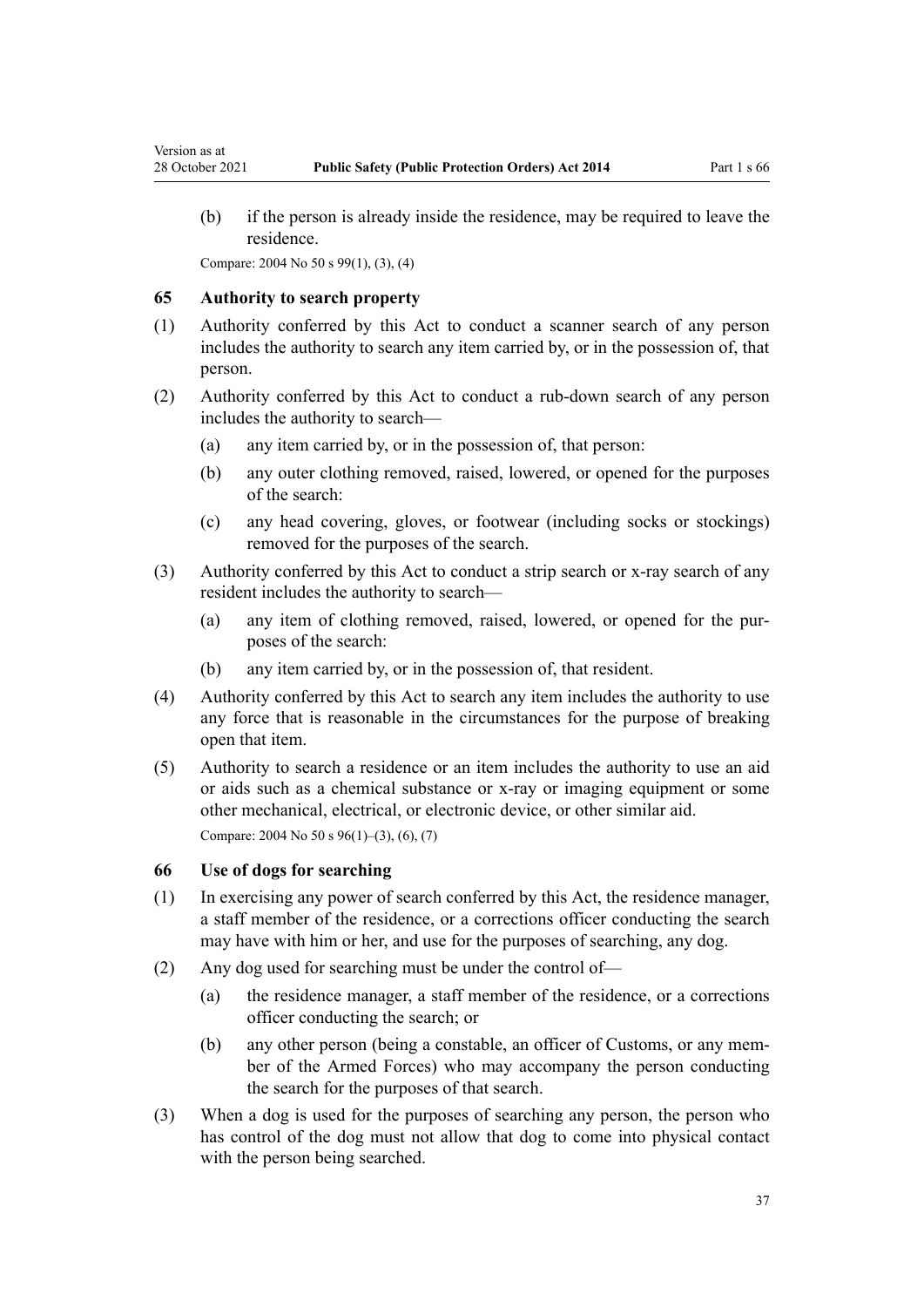(b) if the person is already inside the residence, may be required to leave the residence.

Compare: 2004 No 50 s 99(1), (3), (4)

### 65 Authority to search property

(1) Authority conferred by this Act to conduct a scanner search of any person includes the authority to search any item carried by, or in the possession of, that person.

(2) Authority conferred by this Act to conduct a rub-down search of any person includes the authority to search—

  (a) any item carried by, or in the possession of, that person:

  (b) any outer clothing removed, raised, lowered, or opened for the purposes of the search:

  (c) any head covering, gloves, or footwear (including socks or stockings) removed for the purposes of the search.

(3) Authority conferred by this Act to conduct a strip search or x-ray search of any resident includes the authority to search—

  (a) any item of clothing removed, raised, lowered, or opened for the purposes of the search:

  (b) any item carried by, or in the possession of, that resident.

(4) Authority conferred by this Act to search any item includes the authority to use any force that is reasonable in the circumstances for the purpose of breaking open that item.

(5) Authority to search a residence or an item includes the authority to use an aid or aids such as a chemical substance or x-ray or imaging equipment or some other mechanical, electrical, or electronic device, or other similar aid.

Compare: 2004 No 50 s 96(1)–(3), (6), (7)

### 66 Use of dogs for searching

(1) In exercising any power of search conferred by this Act, the residence manager, a staff member of the residence, or a corrections officer conducting the search may have with him or her, and use for the purposes of searching, any dog.

(2) Any dog used for searching must be under the control of—

  (a) the residence manager, a staff member of the residence, or a corrections officer conducting the search; or

  (b) any other person (being a constable, an officer of Customs, or any member of the Armed Forces) who may accompany the person conducting the search for the purposes of that search.

(3) When a dog is used for the purposes of searching any person, the person who has control of the dog must not allow that dog to come into physical contact with the person being searched.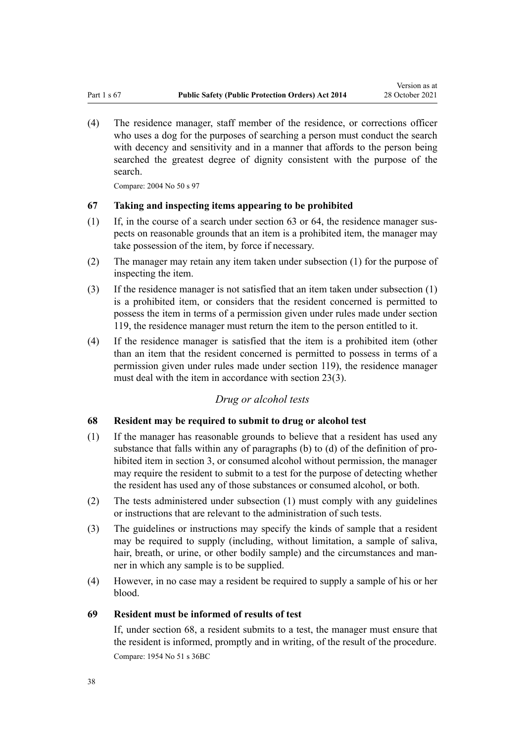(4) The residence manager, staff member of the residence, or corrections officer who uses a dog for the purposes of searching a person must conduct the search with decency and sensitivity and in a manner that affords to the person being searched the greatest degree of dignity consistent with the purpose of the search.

Compare: 2004 No 50 s 97

### 67 Taking and inspecting items appearing to be prohibited

(1) If, in the course of a search under section 63 or 64, the residence manager suspects on reasonable grounds that an item is a prohibited item, the manager may take possession of the item, by force if necessary.

(2) The manager may retain any item taken under subsection (1) for the purpose of inspecting the item.

(3) If the residence manager is not satisfied that an item taken under subsection (1) is a prohibited item, or considers that the resident concerned is permitted to possess the item in terms of a permission given under rules made under section 119, the residence manager must return the item to the person entitled to it.

(4) If the residence manager is satisfied that the item is a prohibited item (other than an item that the resident concerned is permitted to possess in terms of a permission given under rules made under section 119), the residence manager must deal with the item in accordance with section 23(3).

*Drug or alcohol tests*

### 68 Resident may be required to submit to drug or alcohol test

(1) If the manager has reasonable grounds to believe that a resident has used any substance that falls within any of paragraphs (b) to (d) of the definition of prohibited item in section 3, or consumed alcohol without permission, the manager may require the resident to submit to a test for the purpose of detecting whether the resident has used any of those substances or consumed alcohol, or both.

(2) The tests administered under subsection (1) must comply with any guidelines or instructions that are relevant to the administration of such tests.

(3) The guidelines or instructions may specify the kinds of sample that a resident may be required to supply (including, without limitation, a sample of saliva, hair, breath, or urine, or other bodily sample) and the circumstances and manner in which any sample is to be supplied.

(4) However, in no case may a resident be required to supply a sample of his or her blood.

### 69 Resident must be informed of results of test

If, under section 68, a resident submits to a test, the manager must ensure that the resident is informed, promptly and in writing, of the result of the procedure.

Compare: 1954 No 51 s 36BC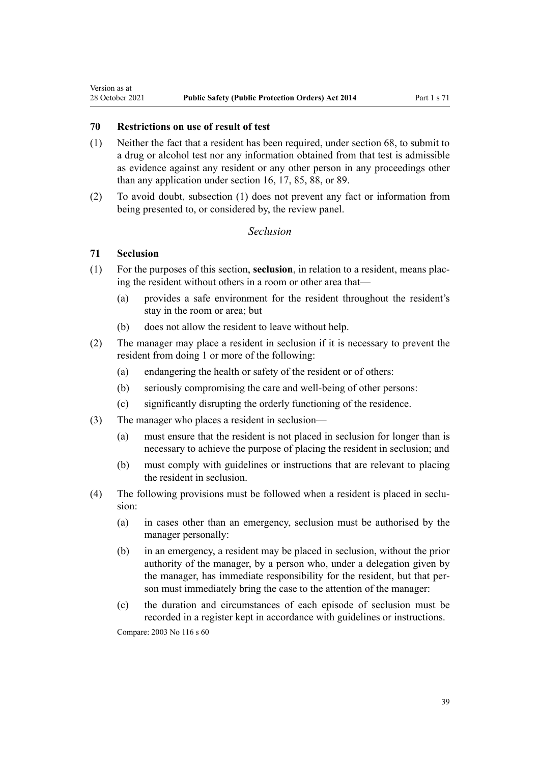### 70 Restrictions on use of result of test

(1) Neither the fact that a resident has been required, under section 68, to submit to a drug or alcohol test nor any information obtained from that test is admissible as evidence against any resident or any other person in any proceedings other than any application under section 16, 17, 85, 88, or 89.

(2) To avoid doubt, subsection (1) does not prevent any fact or information from being presented to, or considered by, the review panel.

*Seclusion*

### 71 Seclusion

(1) For the purposes of this section, **seclusion**, in relation to a resident, means placing the resident without others in a room or other area that—

(a) provides a safe environment for the resident throughout the resident's stay in the room or area; but

(b) does not allow the resident to leave without help.

(2) The manager may place a resident in seclusion if it is necessary to prevent the resident from doing 1 or more of the following:

(a) endangering the health or safety of the resident or of others:

(b) seriously compromising the care and well-being of other persons:

(c) significantly disrupting the orderly functioning of the residence.

(3) The manager who places a resident in seclusion—

(a) must ensure that the resident is not placed in seclusion for longer than is necessary to achieve the purpose of placing the resident in seclusion; and

(b) must comply with guidelines or instructions that are relevant to placing the resident in seclusion.

(4) The following provisions must be followed when a resident is placed in seclusion:

(a) in cases other than an emergency, seclusion must be authorised by the manager personally:

(b) in an emergency, a resident may be placed in seclusion, without the prior authority of the manager, by a person who, under a delegation given by the manager, has immediate responsibility for the resident, but that person must immediately bring the case to the attention of the manager:

(c) the duration and circumstances of each episode of seclusion must be recorded in a register kept in accordance with guidelines or instructions.

Compare: 2003 No 116 s 60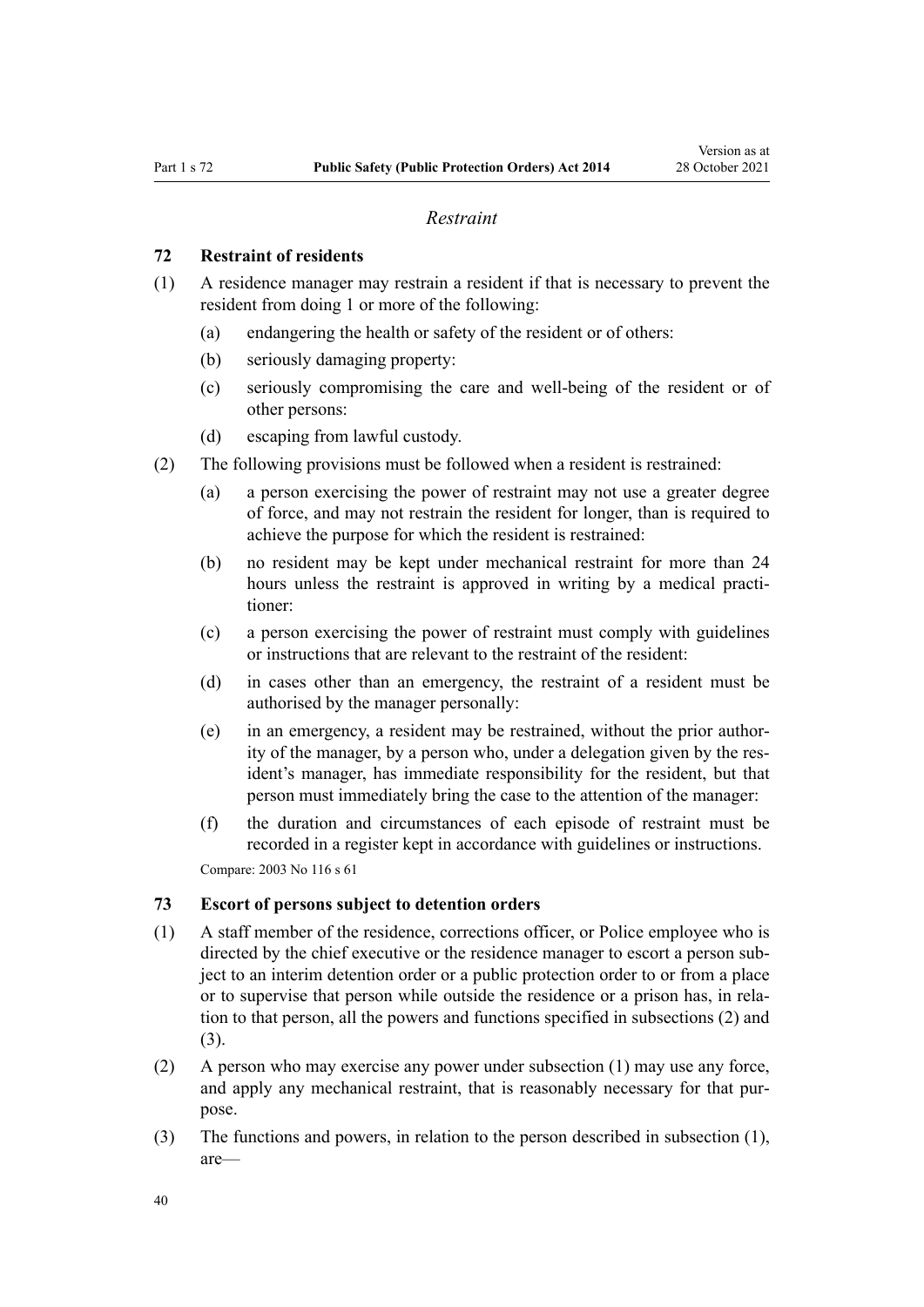*Restraint*

### 72 Restraint of residents

(1) A residence manager may restrain a resident if that is necessary to prevent the resident from doing 1 or more of the following:

  (a) endangering the health or safety of the resident or of others:

  (b) seriously damaging property:

  (c) seriously compromising the care and well-being of the resident or of other persons:

  (d) escaping from lawful custody.

(2) The following provisions must be followed when a resident is restrained:

  (a) a person exercising the power of restraint may not use a greater degree of force, and may not restrain the resident for longer, than is required to achieve the purpose for which the resident is restrained:

  (b) no resident may be kept under mechanical restraint for more than 24 hours unless the restraint is approved in writing by a medical practitioner:

  (c) a person exercising the power of restraint must comply with guidelines or instructions that are relevant to the restraint of the resident:

  (d) in cases other than an emergency, the restraint of a resident must be authorised by the manager personally:

  (e) in an emergency, a resident may be restrained, without the prior authority of the manager, by a person who, under a delegation given by the resident's manager, has immediate responsibility for the resident, but that person must immediately bring the case to the attention of the manager:

  (f) the duration and circumstances of each episode of restraint must be recorded in a register kept in accordance with guidelines or instructions.

Compare: 2003 No 116 s 61

### 73 Escort of persons subject to detention orders

(1) A staff member of the residence, corrections officer, or Police employee who is directed by the chief executive or the residence manager to escort a person subject to an interim detention order or a public protection order to or from a place or to supervise that person while outside the residence or a prison has, in relation to that person, all the powers and functions specified in subsections (2) and (3).

(2) A person who may exercise any power under subsection (1) may use any force, and apply any mechanical restraint, that is reasonably necessary for that purpose.

(3) The functions and powers, in relation to the person described in subsection (1), are—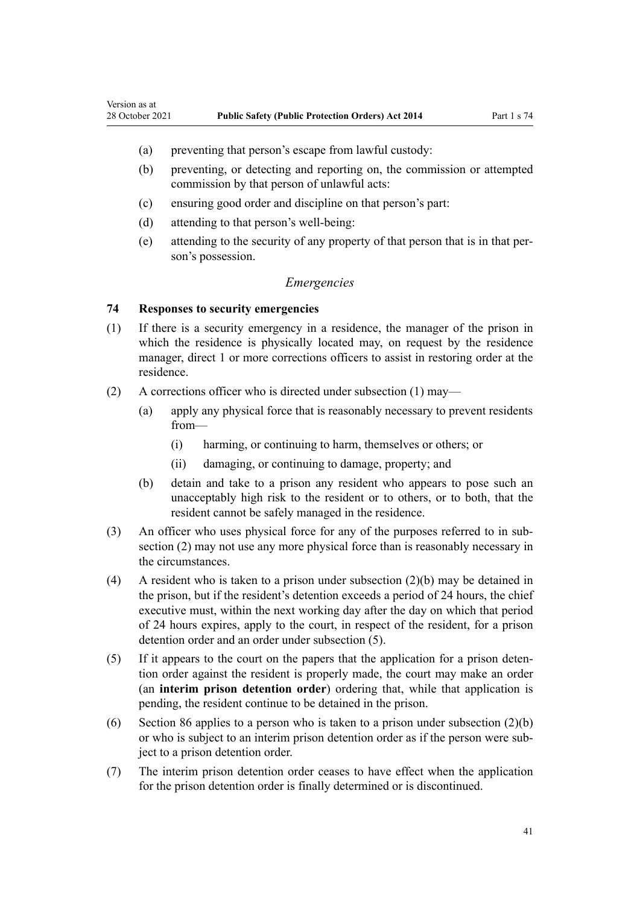(a) preventing that person's escape from lawful custody:

(b) preventing, or detecting and reporting on, the commission or attempted commission by that person of unlawful acts:

(c) ensuring good order and discipline on that person's part:

(d) attending to that person's well-being:

(e) attending to the security of any property of that person that is in that person's possession.

*Emergencies*

### 74 Responses to security emergencies

(1) If there is a security emergency in a residence, the manager of the prison in which the residence is physically located may, on request by the residence manager, direct 1 or more corrections officers to assist in restoring order at the residence.

(2) A corrections officer who is directed under subsection (1) may—

(a) apply any physical force that is reasonably necessary to prevent residents from—

(i) harming, or continuing to harm, themselves or others; or

(ii) damaging, or continuing to damage, property; and

(b) detain and take to a prison any resident who appears to pose such an unacceptably high risk to the resident or to others, or to both, that the resident cannot be safely managed in the residence.

(3) An officer who uses physical force for any of the purposes referred to in subsection (2) may not use any more physical force than is reasonably necessary in the circumstances.

(4) A resident who is taken to a prison under subsection (2)(b) may be detained in the prison, but if the resident's detention exceeds a period of 24 hours, the chief executive must, within the next working day after the day on which that period of 24 hours expires, apply to the court, in respect of the resident, for a prison detention order and an order under subsection (5).

(5) If it appears to the court on the papers that the application for a prison detention order against the resident is properly made, the court may make an order (an **interim prison detention order**) ordering that, while that application is pending, the resident continue to be detained in the prison.

(6) Section 86 applies to a person who is taken to a prison under subsection (2)(b) or who is subject to an interim prison detention order as if the person were subject to a prison detention order.

(7) The interim prison detention order ceases to have effect when the application for the prison detention order is finally determined or is discontinued.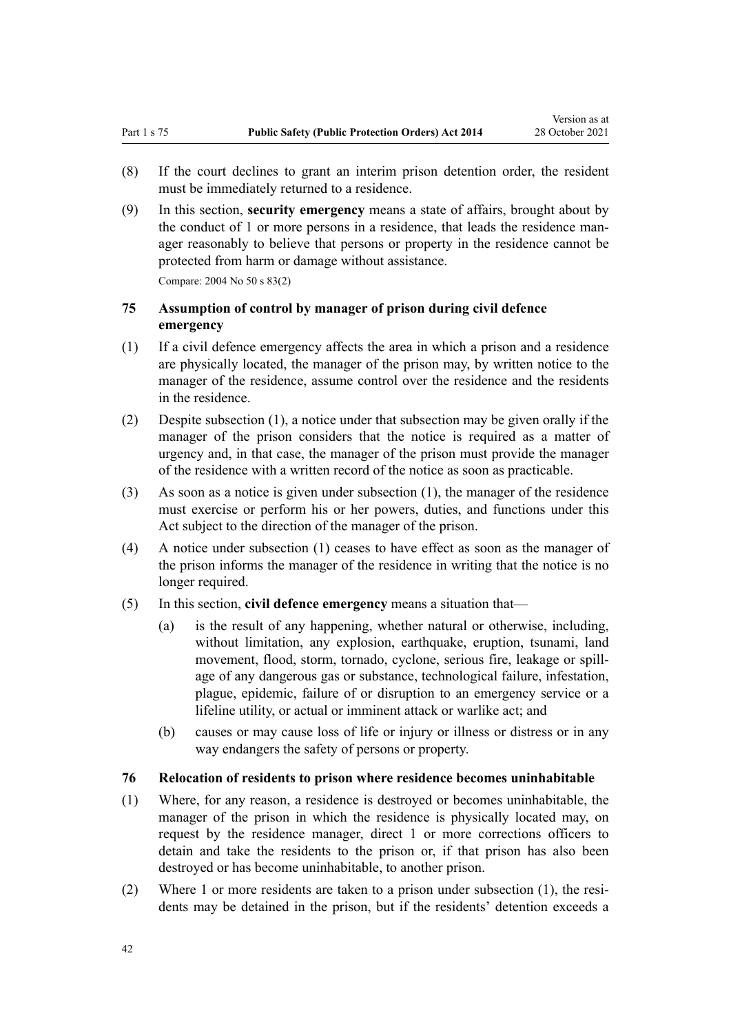(8) If the court declines to grant an interim prison detention order, the resident must be immediately returned to a residence.

(9) In this section, **security emergency** means a state of affairs, brought about by the conduct of 1 or more persons in a residence, that leads the residence manager reasonably to believe that persons or property in the residence cannot be protected from harm or damage without assistance.

Compare: 2004 No 50 s 83(2)

### 75 Assumption of control by manager of prison during civil defence emergency

(1) If a civil defence emergency affects the area in which a prison and a residence are physically located, the manager of the prison may, by written notice to the manager of the residence, assume control over the residence and the residents in the residence.

(2) Despite subsection (1), a notice under that subsection may be given orally if the manager of the prison considers that the notice is required as a matter of urgency and, in that case, the manager of the prison must provide the manager of the residence with a written record of the notice as soon as practicable.

(3) As soon as a notice is given under subsection (1), the manager of the residence must exercise or perform his or her powers, duties, and functions under this Act subject to the direction of the manager of the prison.

(4) A notice under subsection (1) ceases to have effect as soon as the manager of the prison informs the manager of the residence in writing that the notice is no longer required.

(5) In this section, **civil defence emergency** means a situation that—

   (a) is the result of any happening, whether natural or otherwise, including, without limitation, any explosion, earthquake, eruption, tsunami, land movement, flood, storm, tornado, cyclone, serious fire, leakage or spillage of any dangerous gas or substance, technological failure, infestation, plague, epidemic, failure of or disruption to an emergency service or a lifeline utility, or actual or imminent attack or warlike act; and

   (b) causes or may cause loss of life or injury or illness or distress or in any way endangers the safety of persons or property.

### 76 Relocation of residents to prison where residence becomes uninhabitable

(1) Where, for any reason, a residence is destroyed or becomes uninhabitable, the manager of the prison in which the residence is physically located may, on request by the residence manager, direct 1 or more corrections officers to detain and take the residents to the prison or, if that prison has also been destroyed or has become uninhabitable, to another prison.

(2) Where 1 or more residents are taken to a prison under subsection (1), the residents may be detained in the prison, but if the residents' detention exceeds a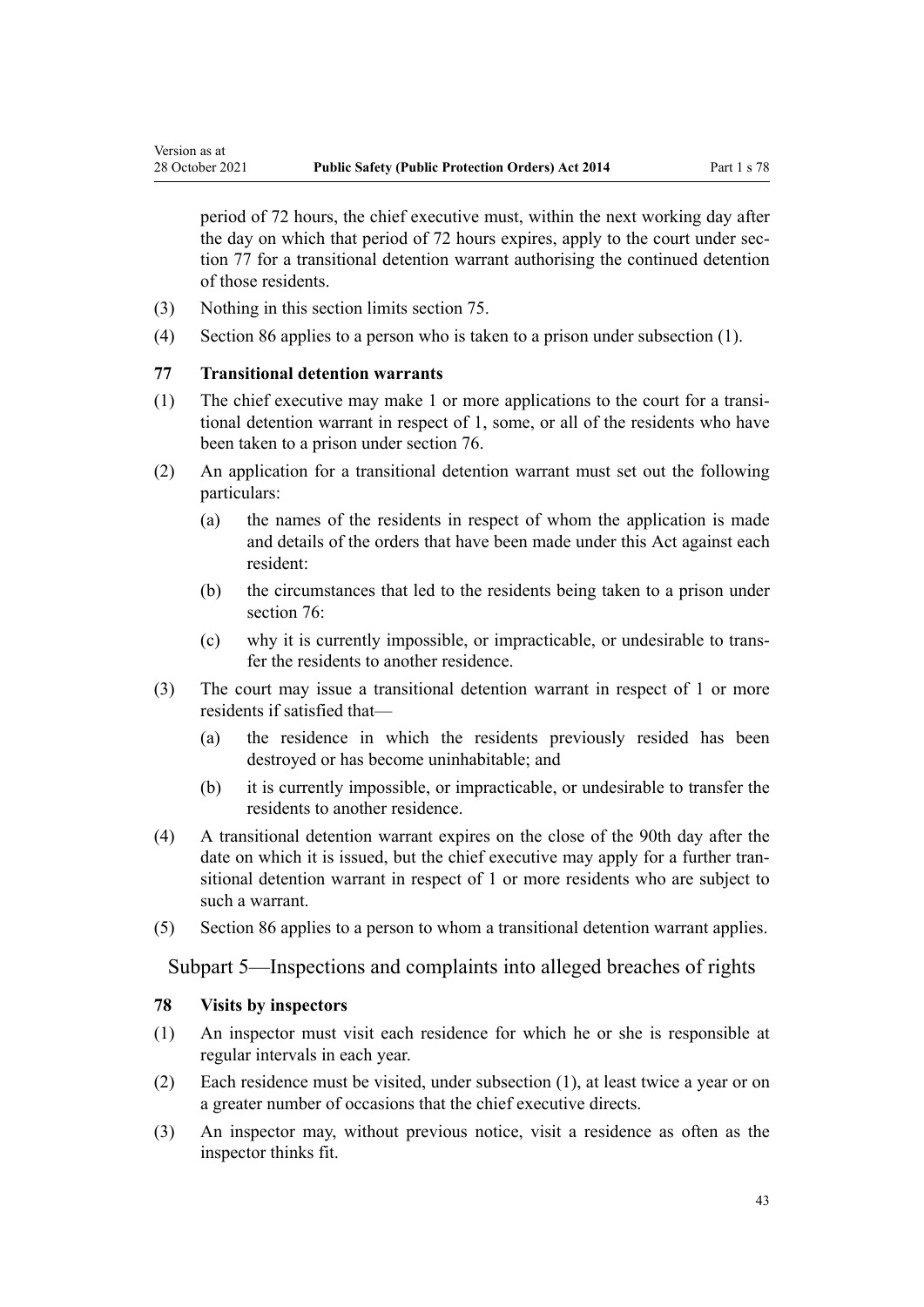period of 72 hours, the chief executive must, within the next working day after the day on which that period of 72 hours expires, apply to the court under section 77 for a transitional detention warrant authorising the continued detention of those residents.

(3) Nothing in this section limits section 75.

(4) Section 86 applies to a person who is taken to a prison under subsection (1).

### 77 Transitional detention warrants

(1) The chief executive may make 1 or more applications to the court for a transitional detention warrant in respect of 1, some, or all of the residents who have been taken to a prison under section 76.

(2) An application for a transitional detention warrant must set out the following particulars:

(a) the names of the residents in respect of whom the application is made and details of the orders that have been made under this Act against each resident:

(b) the circumstances that led to the residents being taken to a prison under section 76:

(c) why it is currently impossible, or impracticable, or undesirable to transfer the residents to another residence.

(3) The court may issue a transitional detention warrant in respect of 1 or more residents if satisfied that—

(a) the residence in which the residents previously resided has been destroyed or has become uninhabitable; and

(b) it is currently impossible, or impracticable, or undesirable to transfer the residents to another residence.

(4) A transitional detention warrant expires on the close of the 90th day after the date on which it is issued, but the chief executive may apply for a further transitional detention warrant in respect of 1 or more residents who are subject to such a warrant.

(5) Section 86 applies to a person to whom a transitional detention warrant applies.

## Subpart 5—Inspections and complaints into alleged breaches of rights

### 78 Visits by inspectors

(1) An inspector must visit each residence for which he or she is responsible at regular intervals in each year.

(2) Each residence must be visited, under subsection (1), at least twice a year or on a greater number of occasions that the chief executive directs.

(3) An inspector may, without previous notice, visit a residence as often as the inspector thinks fit.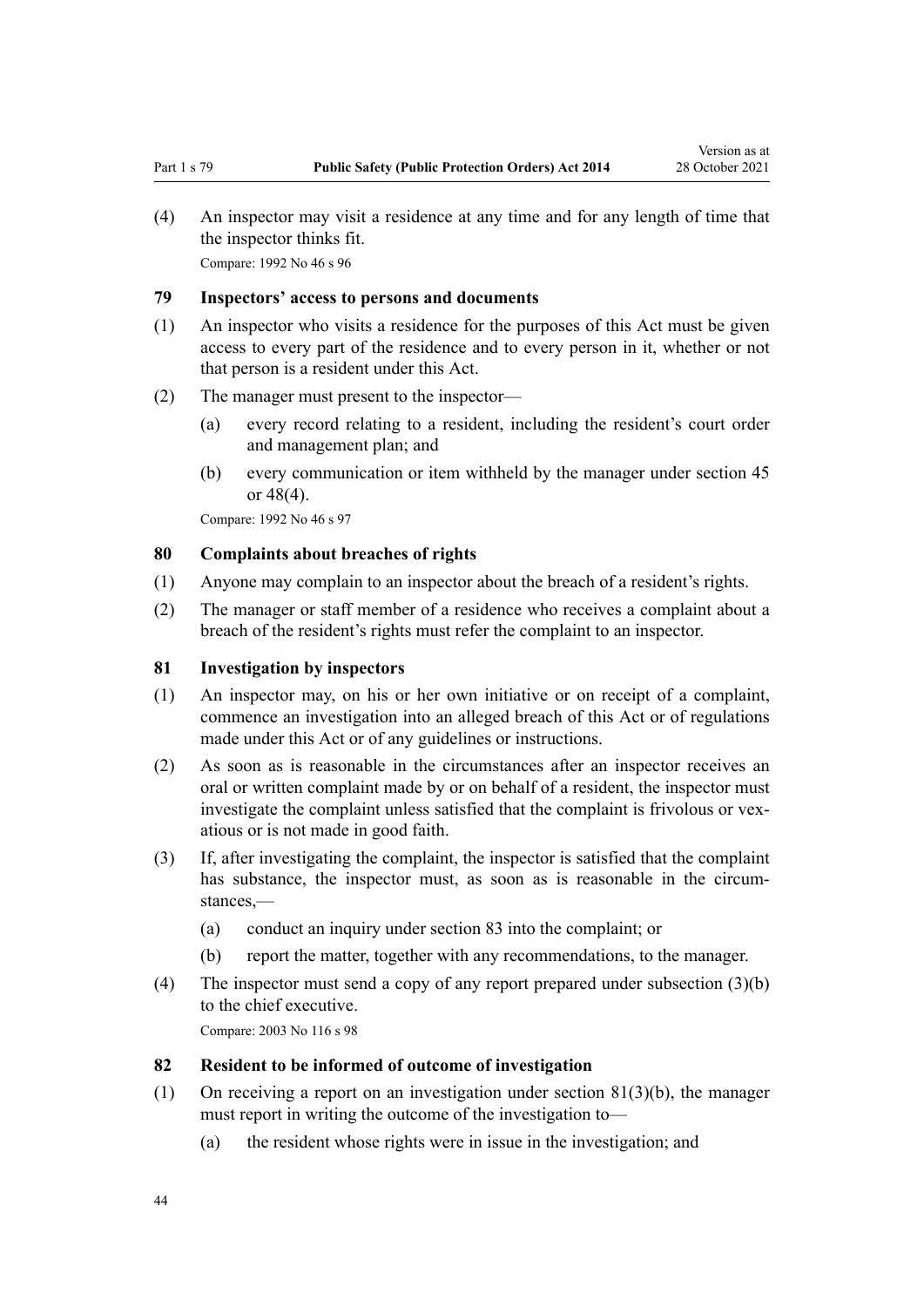(4) An inspector may visit a residence at any time and for any length of time that the inspector thinks fit.

Compare: 1992 No 46 s 96

### 79 Inspectors' access to persons and documents

(1) An inspector who visits a residence for the purposes of this Act must be given access to every part of the residence and to every person in it, whether or not that person is a resident under this Act.

(2) The manager must present to the inspector—

- (a) every record relating to a resident, including the resident's court order and management plan; and
- (b) every communication or item withheld by the manager under section 45 or 48(4).

Compare: 1992 No 46 s 97

### 80 Complaints about breaches of rights

(1) Anyone may complain to an inspector about the breach of a resident's rights.

(2) The manager or staff member of a residence who receives a complaint about a breach of the resident's rights must refer the complaint to an inspector.

### 81 Investigation by inspectors

(1) An inspector may, on his or her own initiative or on receipt of a complaint, commence an investigation into an alleged breach of this Act or of regulations made under this Act or of any guidelines or instructions.

(2) As soon as is reasonable in the circumstances after an inspector receives an oral or written complaint made by or on behalf of a resident, the inspector must investigate the complaint unless satisfied that the complaint is frivolous or vexatious or is not made in good faith.

(3) If, after investigating the complaint, the inspector is satisfied that the complaint has substance, the inspector must, as soon as is reasonable in the circumstances,—

- (a) conduct an inquiry under section 83 into the complaint; or
- (b) report the matter, together with any recommendations, to the manager.

(4) The inspector must send a copy of any report prepared under subsection (3)(b) to the chief executive.

Compare: 2003 No 116 s 98

### 82 Resident to be informed of outcome of investigation

(1) On receiving a report on an investigation under section 81(3)(b), the manager must report in writing the outcome of the investigation to—

- (a) the resident whose rights were in issue in the investigation; and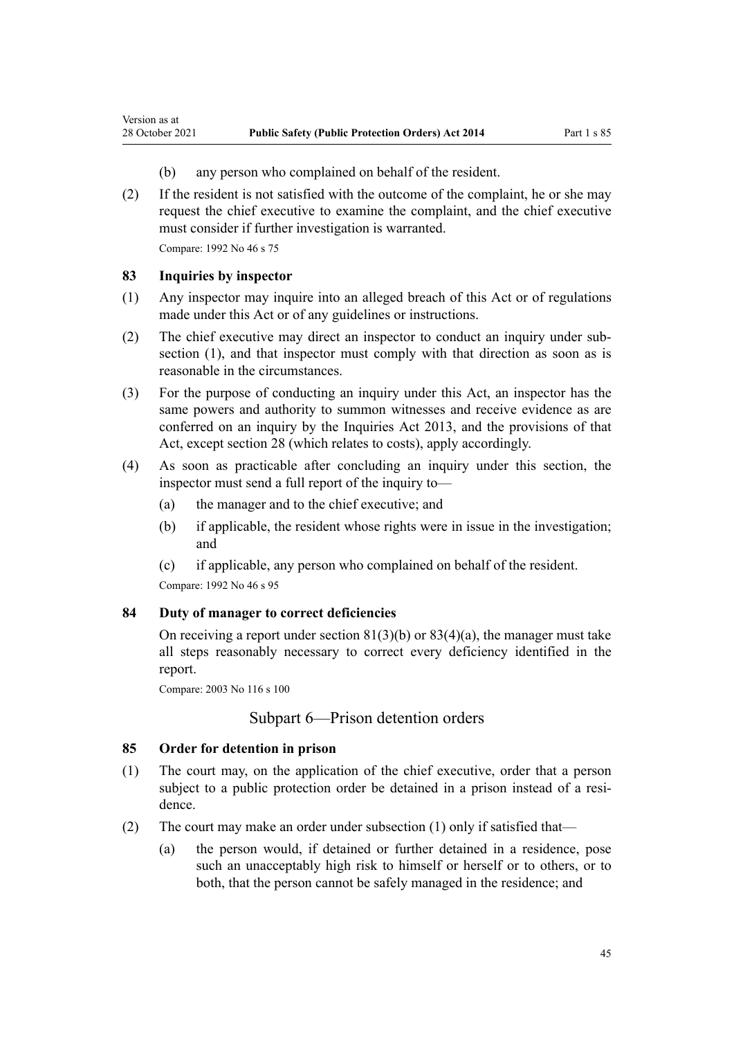(b) any person who complained on behalf of the resident.

(2) If the resident is not satisfied with the outcome of the complaint, he or she may request the chief executive to examine the complaint, and the chief executive must consider if further investigation is warranted.

Compare: 1992 No 46 s 75

### 83 Inquiries by inspector

(1) Any inspector may inquire into an alleged breach of this Act or of regulations made under this Act or of any guidelines or instructions.

(2) The chief executive may direct an inspector to conduct an inquiry under subsection (1), and that inspector must comply with that direction as soon as is reasonable in the circumstances.

(3) For the purpose of conducting an inquiry under this Act, an inspector has the same powers and authority to summon witnesses and receive evidence as are conferred on an inquiry by the Inquiries Act 2013, and the provisions of that Act, except section 28 (which relates to costs), apply accordingly.

(4) As soon as practicable after concluding an inquiry under this section, the inspector must send a full report of the inquiry to—

(a) the manager and to the chief executive; and

(b) if applicable, the resident whose rights were in issue in the investigation; and

(c) if applicable, any person who complained on behalf of the resident.

Compare: 1992 No 46 s 95

### 84 Duty of manager to correct deficiencies

On receiving a report under section 81(3)(b) or 83(4)(a), the manager must take all steps reasonably necessary to correct every deficiency identified in the report.

Compare: 2003 No 116 s 100

## Subpart 6—Prison detention orders

### 85 Order for detention in prison

(1) The court may, on the application of the chief executive, order that a person subject to a public protection order be detained in a prison instead of a residence.

(2) The court may make an order under subsection (1) only if satisfied that—

(a) the person would, if detained or further detained in a residence, pose such an unacceptably high risk to himself or herself or to others, or to both, that the person cannot be safely managed in the residence; and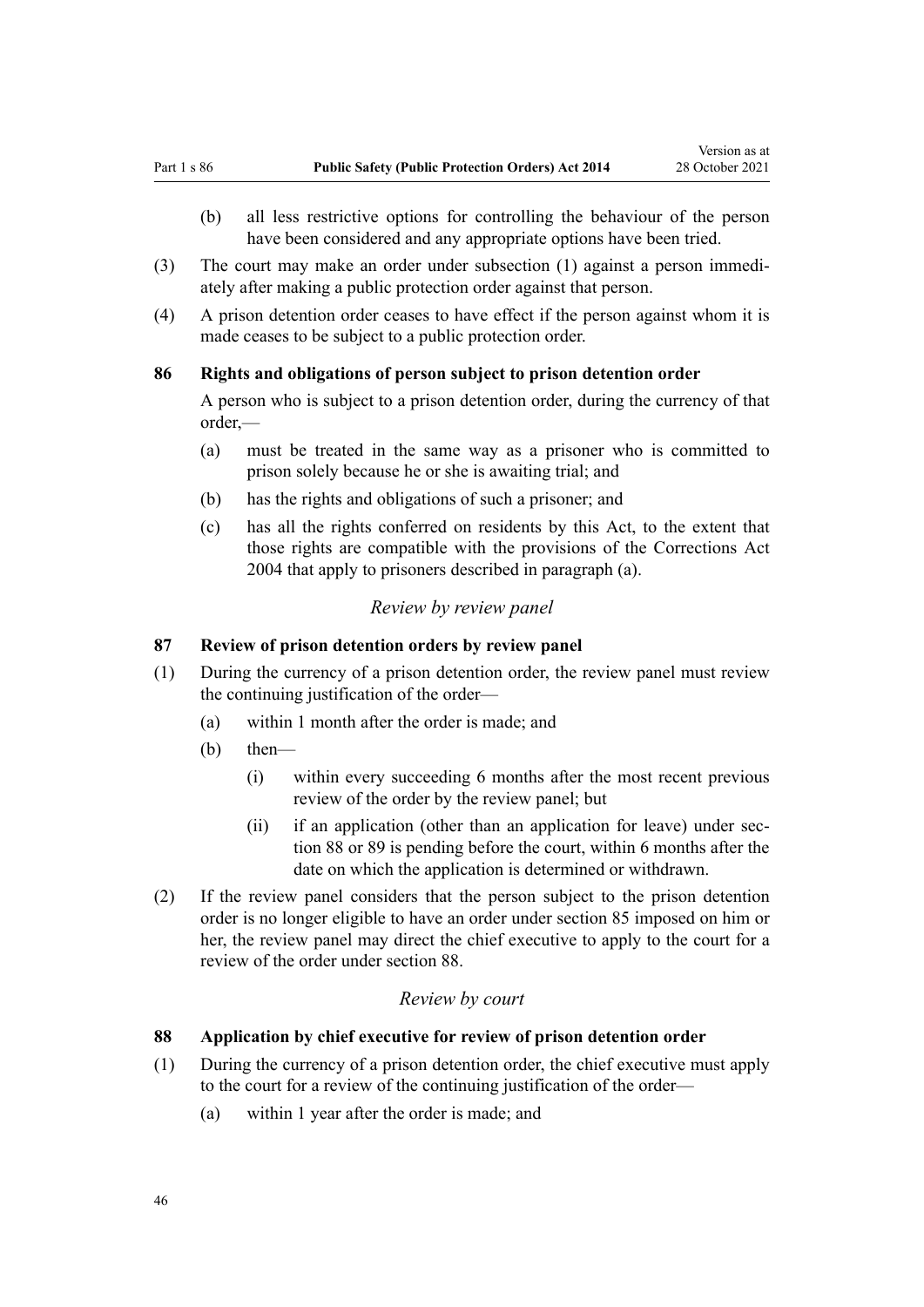(b) all less restrictive options for controlling the behaviour of the person have been considered and any appropriate options have been tried.

(3) The court may make an order under subsection (1) against a person immediately after making a public protection order against that person.

(4) A prison detention order ceases to have effect if the person against whom it is made ceases to be subject to a public protection order.

### 86 Rights and obligations of person subject to prison detention order

A person who is subject to a prison detention order, during the currency of that order,—

(a) must be treated in the same way as a prisoner who is committed to prison solely because he or she is awaiting trial; and

(b) has the rights and obligations of such a prisoner; and

(c) has all the rights conferred on residents by this Act, to the extent that those rights are compatible with the provisions of the Corrections Act 2004 that apply to prisoners described in paragraph (a).

*Review by review panel*

### 87 Review of prison detention orders by review panel

(1) During the currency of a prison detention order, the review panel must review the continuing justification of the order—

(a) within 1 month after the order is made; and

(b) then—

(i) within every succeeding 6 months after the most recent previous review of the order by the review panel; but

(ii) if an application (other than an application for leave) under section 88 or 89 is pending before the court, within 6 months after the date on which the application is determined or withdrawn.

(2) If the review panel considers that the person subject to the prison detention order is no longer eligible to have an order under section 85 imposed on him or her, the review panel may direct the chief executive to apply to the court for a review of the order under section 88.

*Review by court*

### 88 Application by chief executive for review of prison detention order

(1) During the currency of a prison detention order, the chief executive must apply to the court for a review of the continuing justification of the order—

(a) within 1 year after the order is made; and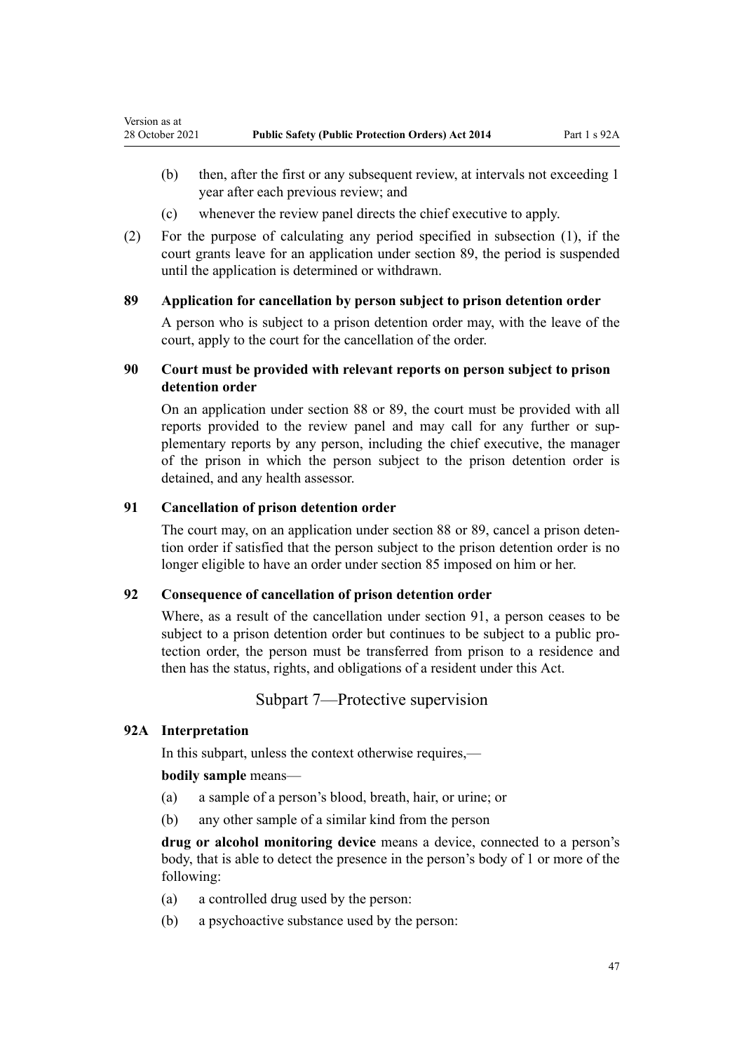(b) then, after the first or any subsequent review, at intervals not exceeding 1 year after each previous review; and

(c) whenever the review panel directs the chief executive to apply.

(2) For the purpose of calculating any period specified in subsection (1), if the court grants leave for an application under section 89, the period is suspended until the application is determined or withdrawn.

### 89 Application for cancellation by person subject to prison detention order

A person who is subject to a prison detention order may, with the leave of the court, apply to the court for the cancellation of the order.

### 90 Court must be provided with relevant reports on person subject to prison detention order

On an application under section 88 or 89, the court must be provided with all reports provided to the review panel and may call for any further or supplementary reports by any person, including the chief executive, the manager of the prison in which the person subject to the prison detention order is detained, and any health assessor.

### 91 Cancellation of prison detention order

The court may, on an application under section 88 or 89, cancel a prison detention order if satisfied that the person subject to the prison detention order is no longer eligible to have an order under section 85 imposed on him or her.

### 92 Consequence of cancellation of prison detention order

Where, as a result of the cancellation under section 91, a person ceases to be subject to a prison detention order but continues to be subject to a public protection order, the person must be transferred from prison to a residence and then has the status, rights, and obligations of a resident under this Act.

## Subpart 7—Protective supervision

### 92A Interpretation

In this subpart, unless the context otherwise requires,—

**bodily sample** means—

(a) a sample of a person's blood, breath, hair, or urine; or

(b) any other sample of a similar kind from the person

**drug or alcohol monitoring device** means a device, connected to a person's body, that is able to detect the presence in the person's body of 1 or more of the following:

(a) a controlled drug used by the person:

(b) a psychoactive substance used by the person: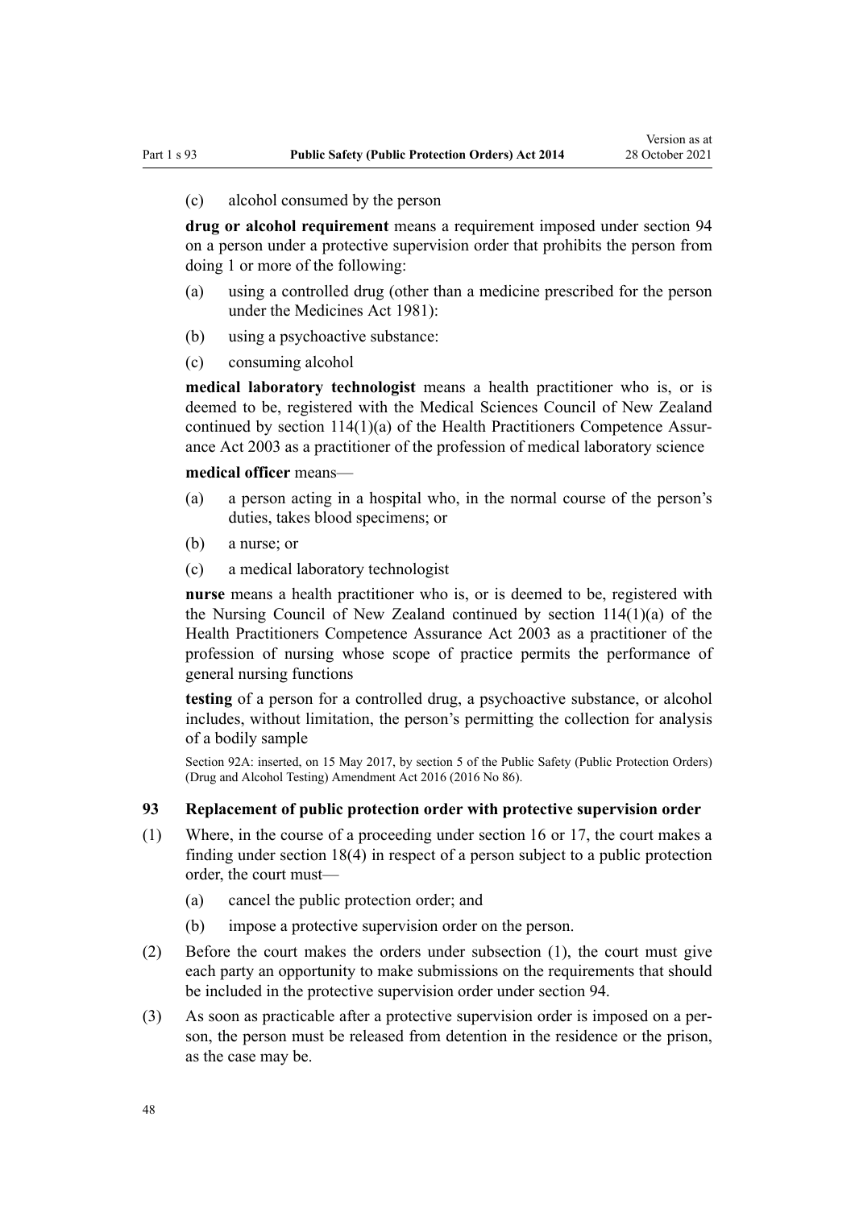(c) alcohol consumed by the person

**drug or alcohol requirement** means a requirement imposed under section 94 on a person under a protective supervision order that prohibits the person from doing 1 or more of the following:

(a) using a controlled drug (other than a medicine prescribed for the person under the Medicines Act 1981):

(b) using a psychoactive substance:

(c) consuming alcohol

**medical laboratory technologist** means a health practitioner who is, or is deemed to be, registered with the Medical Sciences Council of New Zealand continued by section 114(1)(a) of the Health Practitioners Competence Assurance Act 2003 as a practitioner of the profession of medical laboratory science

**medical officer** means—

(a) a person acting in a hospital who, in the normal course of the person's duties, takes blood specimens; or

(b) a nurse; or

(c) a medical laboratory technologist

**nurse** means a health practitioner who is, or is deemed to be, registered with the Nursing Council of New Zealand continued by section 114(1)(a) of the Health Practitioners Competence Assurance Act 2003 as a practitioner of the profession of nursing whose scope of practice permits the performance of general nursing functions

**testing** of a person for a controlled drug, a psychoactive substance, or alcohol includes, without limitation, the person's permitting the collection for analysis of a bodily sample

Section 92A: inserted, on 15 May 2017, by section 5 of the Public Safety (Public Protection Orders) (Drug and Alcohol Testing) Amendment Act 2016 (2016 No 86).

### 93 Replacement of public protection order with protective supervision order

(1) Where, in the course of a proceeding under section 16 or 17, the court makes a finding under section 18(4) in respect of a person subject to a public protection order, the court must—

(a) cancel the public protection order; and

(b) impose a protective supervision order on the person.

(2) Before the court makes the orders under subsection (1), the court must give each party an opportunity to make submissions on the requirements that should be included in the protective supervision order under section 94.

(3) As soon as practicable after a protective supervision order is imposed on a person, the person must be released from detention in the residence or the prison, as the case may be.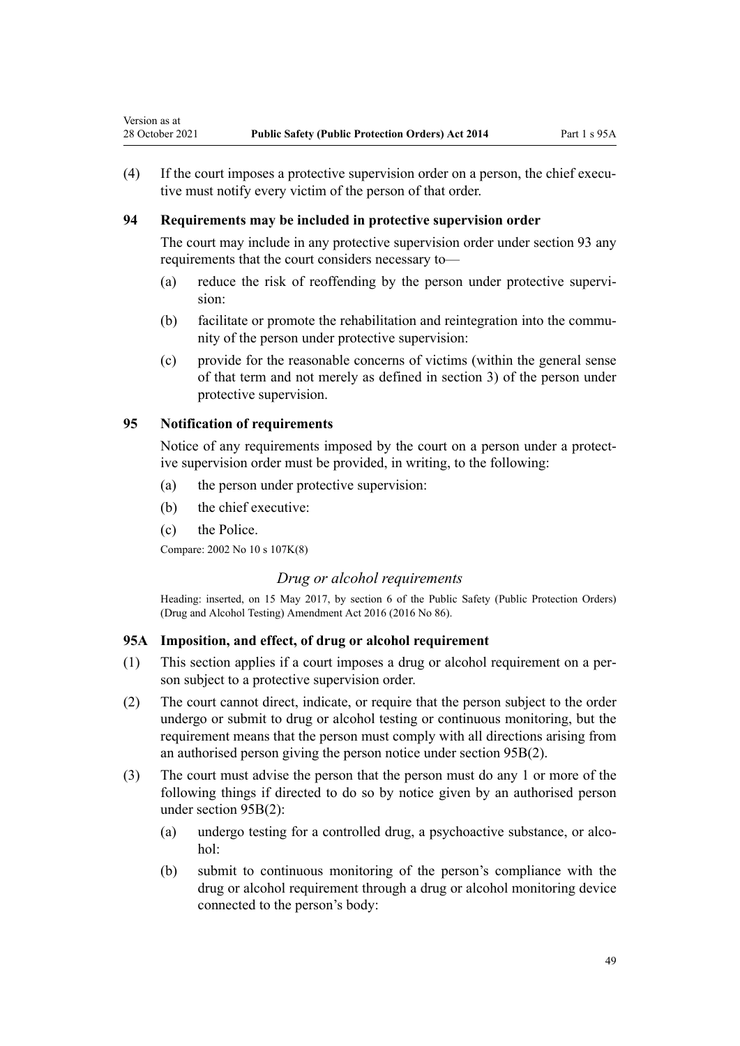(4) If the court imposes a protective supervision order on a person, the chief executive must notify every victim of the person of that order.

### 94 Requirements may be included in protective supervision order

The court may include in any protective supervision order under section 93 any requirements that the court considers necessary to—

(a) reduce the risk of reoffending by the person under protective supervision:

(b) facilitate or promote the rehabilitation and reintegration into the community of the person under protective supervision:

(c) provide for the reasonable concerns of victims (within the general sense of that term and not merely as defined in section 3) of the person under protective supervision.

### 95 Notification of requirements

Notice of any requirements imposed by the court on a person under a protective supervision order must be provided, in writing, to the following:

(a) the person under protective supervision:

(b) the chief executive:

(c) the Police.

Compare: 2002 No 10 s 107K(8)

*Drug or alcohol requirements*

Heading: inserted, on 15 May 2017, by section 6 of the Public Safety (Public Protection Orders) (Drug and Alcohol Testing) Amendment Act 2016 (2016 No 86).

### 95A Imposition, and effect, of drug or alcohol requirement

(1) This section applies if a court imposes a drug or alcohol requirement on a person subject to a protective supervision order.

(2) The court cannot direct, indicate, or require that the person subject to the order undergo or submit to drug or alcohol testing or continuous monitoring, but the requirement means that the person must comply with all directions arising from an authorised person giving the person notice under section 95B(2).

(3) The court must advise the person that the person must do any 1 or more of the following things if directed to do so by notice given by an authorised person under section 95B(2):

(a) undergo testing for a controlled drug, a psychoactive substance, or alcohol:

(b) submit to continuous monitoring of the person's compliance with the drug or alcohol requirement through a drug or alcohol monitoring device connected to the person's body: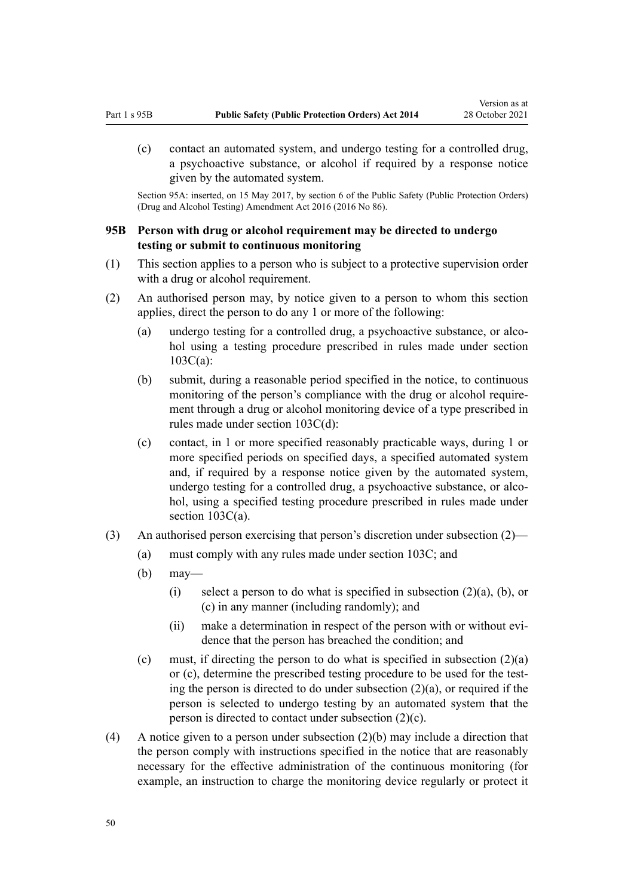(c) contact an automated system, and undergo testing for a controlled drug, a psychoactive substance, or alcohol if required by a response notice given by the automated system.

Section 95A: inserted, on 15 May 2017, by section 6 of the Public Safety (Public Protection Orders) (Drug and Alcohol Testing) Amendment Act 2016 (2016 No 86).

### 95B Person with drug or alcohol requirement may be directed to undergo testing or submit to continuous monitoring

(1) This section applies to a person who is subject to a protective supervision order with a drug or alcohol requirement.

(2) An authorised person may, by notice given to a person to whom this section applies, direct the person to do any 1 or more of the following:

(a) undergo testing for a controlled drug, a psychoactive substance, or alcohol using a testing procedure prescribed in rules made under section 103C(a):

(b) submit, during a reasonable period specified in the notice, to continuous monitoring of the person's compliance with the drug or alcohol requirement through a drug or alcohol monitoring device of a type prescribed in rules made under section 103C(d):

(c) contact, in 1 or more specified reasonably practicable ways, during 1 or more specified periods on specified days, a specified automated system and, if required by a response notice given by the automated system, undergo testing for a controlled drug, a psychoactive substance, or alcohol, using a specified testing procedure prescribed in rules made under section 103C(a).

(3) An authorised person exercising that person's discretion under subsection (2)—

(a) must comply with any rules made under section 103C; and

(b) may—

(i) select a person to do what is specified in subsection (2)(a), (b), or (c) in any manner (including randomly); and

(ii) make a determination in respect of the person with or without evidence that the person has breached the condition; and

(c) must, if directing the person to do what is specified in subsection (2)(a) or (c), determine the prescribed testing procedure to be used for the testing the person is directed to do under subsection (2)(a), or required if the person is selected to undergo testing by an automated system that the person is directed to contact under subsection (2)(c).

(4) A notice given to a person under subsection (2)(b) may include a direction that the person comply with instructions specified in the notice that are reasonably necessary for the effective administration of the continuous monitoring (for example, an instruction to charge the monitoring device regularly or protect it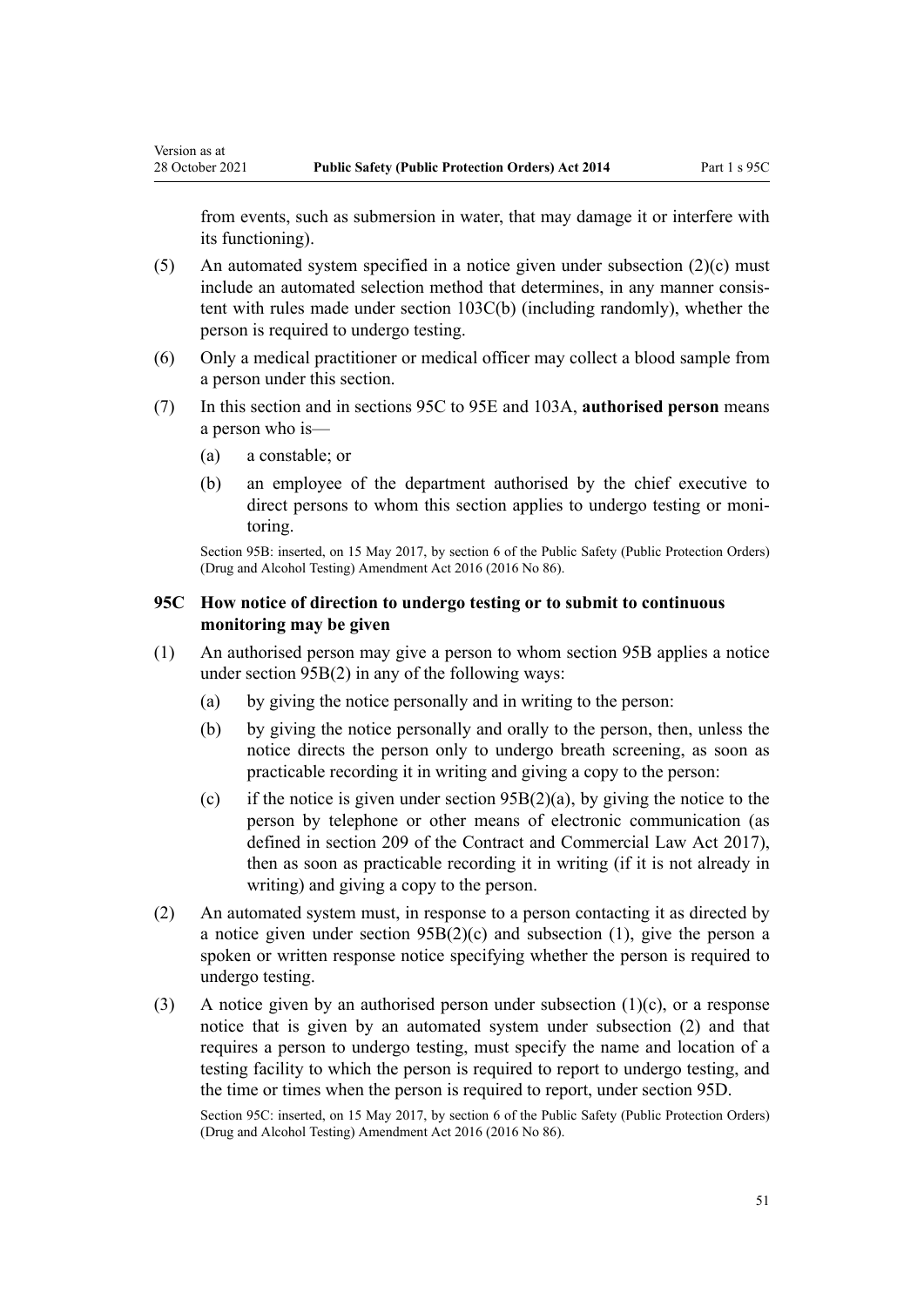from events, such as submersion in water, that may damage it or interfere with its functioning).

(5) An automated system specified in a notice given under subsection (2)(c) must include an automated selection method that determines, in any manner consistent with rules made under section 103C(b) (including randomly), whether the person is required to undergo testing.

(6) Only a medical practitioner or medical officer may collect a blood sample from a person under this section.

(7) In this section and in sections 95C to 95E and 103A, **authorised person** means a person who is—

- (a) a constable; or
- (b) an employee of the department authorised by the chief executive to direct persons to whom this section applies to undergo testing or monitoring.

Section 95B: inserted, on 15 May 2017, by section 6 of the Public Safety (Public Protection Orders) (Drug and Alcohol Testing) Amendment Act 2016 (2016 No 86).

### 95C How notice of direction to undergo testing or to submit to continuous monitoring may be given

(1) An authorised person may give a person to whom section 95B applies a notice under section 95B(2) in any of the following ways:

- (a) by giving the notice personally and in writing to the person:
- (b) by giving the notice personally and orally to the person, then, unless the notice directs the person only to undergo breath screening, as soon as practicable recording it in writing and giving a copy to the person:
- (c) if the notice is given under section 95B(2)(a), by giving the notice to the person by telephone or other means of electronic communication (as defined in section 209 of the Contract and Commercial Law Act 2017), then as soon as practicable recording it in writing (if it is not already in writing) and giving a copy to the person.

(2) An automated system must, in response to a person contacting it as directed by a notice given under section 95B(2)(c) and subsection (1), give the person a spoken or written response notice specifying whether the person is required to undergo testing.

(3) A notice given by an authorised person under subsection (1)(c), or a response notice that is given by an automated system under subsection (2) and that requires a person to undergo testing, must specify the name and location of a testing facility to which the person is required to report to undergo testing, and the time or times when the person is required to report, under section 95D.

Section 95C: inserted, on 15 May 2017, by section 6 of the Public Safety (Public Protection Orders) (Drug and Alcohol Testing) Amendment Act 2016 (2016 No 86).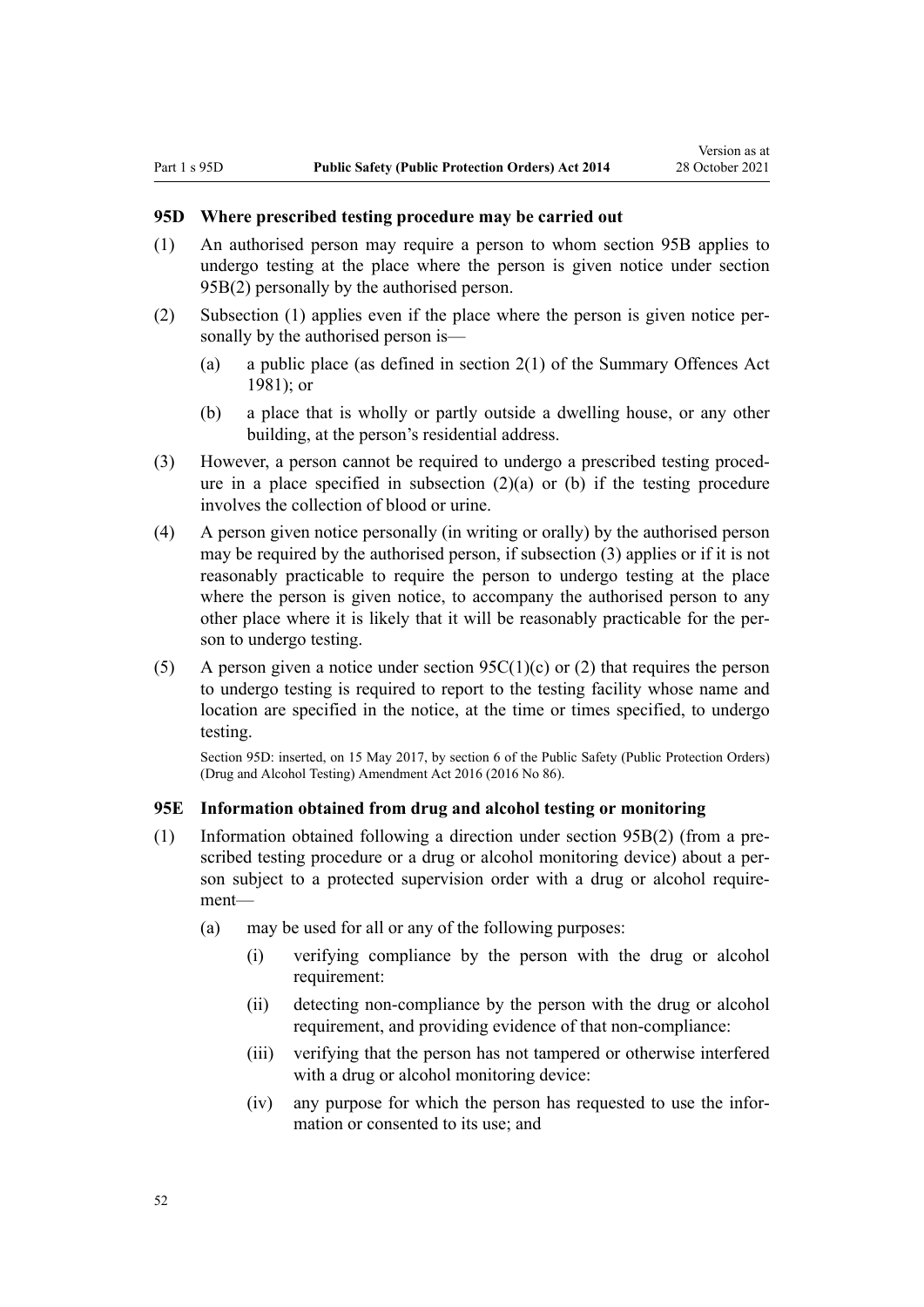### 95D Where prescribed testing procedure may be carried out

(1) An authorised person may require a person to whom section 95B applies to undergo testing at the place where the person is given notice under section 95B(2) personally by the authorised person.

(2) Subsection (1) applies even if the place where the person is given notice personally by the authorised person is—

  (a) a public place (as defined in section 2(1) of the Summary Offences Act 1981); or

  (b) a place that is wholly or partly outside a dwelling house, or any other building, at the person's residential address.

(3) However, a person cannot be required to undergo a prescribed testing procedure in a place specified in subsection (2)(a) or (b) if the testing procedure involves the collection of blood or urine.

(4) A person given notice personally (in writing or orally) by the authorised person may be required by the authorised person, if subsection (3) applies or if it is not reasonably practicable to require the person to undergo testing at the place where the person is given notice, to accompany the authorised person to any other place where it is likely that it will be reasonably practicable for the person to undergo testing.

(5) A person given a notice under section 95C(1)(c) or (2) that requires the person to undergo testing is required to report to the testing facility whose name and location are specified in the notice, at the time or times specified, to undergo testing.

Section 95D: inserted, on 15 May 2017, by section 6 of the Public Safety (Public Protection Orders) (Drug and Alcohol Testing) Amendment Act 2016 (2016 No 86).

### 95E Information obtained from drug and alcohol testing or monitoring

(1) Information obtained following a direction under section 95B(2) (from a prescribed testing procedure or a drug or alcohol monitoring device) about a person subject to a protected supervision order with a drug or alcohol requirement—

  (a) may be used for all or any of the following purposes:

    (i) verifying compliance by the person with the drug or alcohol requirement:

    (ii) detecting non-compliance by the person with the drug or alcohol requirement, and providing evidence of that non-compliance:

    (iii) verifying that the person has not tampered or otherwise interfered with a drug or alcohol monitoring device:

    (iv) any purpose for which the person has requested to use the information or consented to its use; and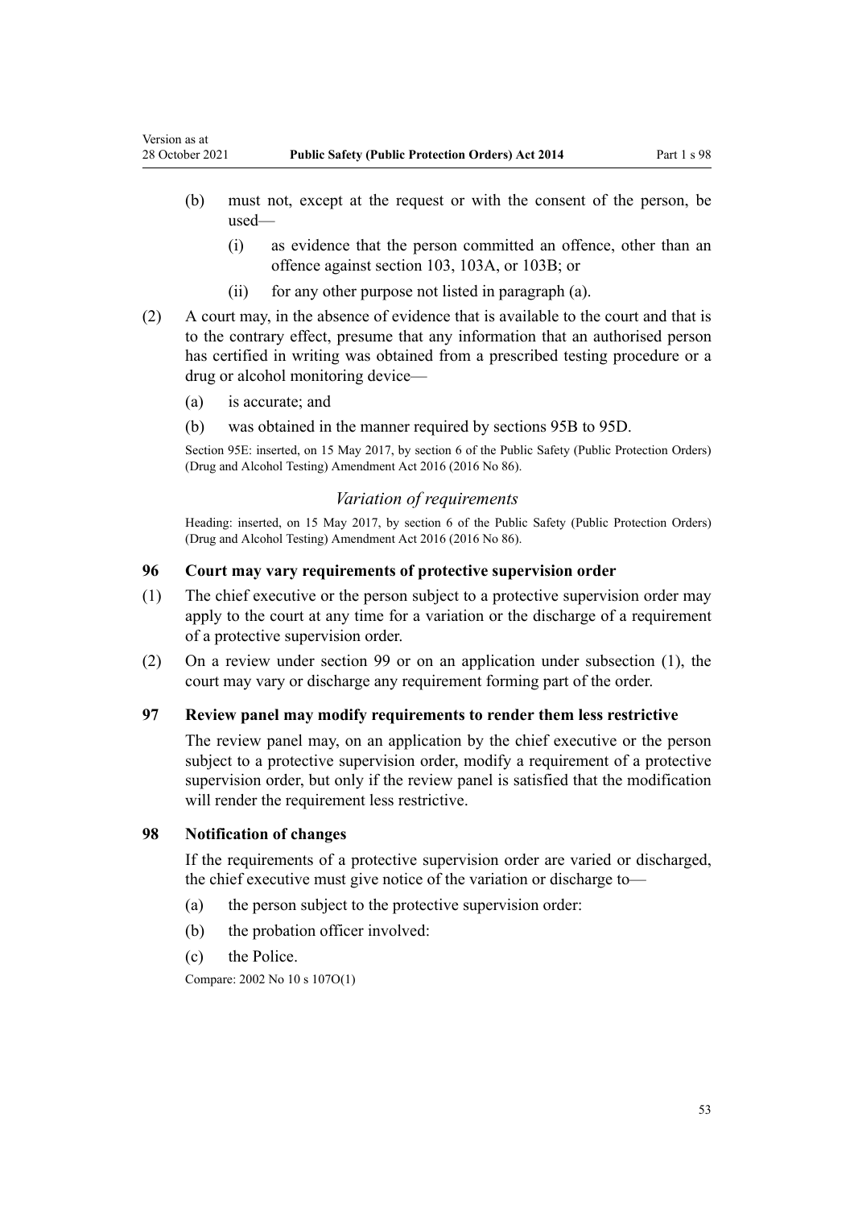(b) must not, except at the request or with the consent of the person, be used—

  (i) as evidence that the person committed an offence, other than an offence against section 103, 103A, or 103B; or

  (ii) for any other purpose not listed in paragraph (a).

(2) A court may, in the absence of evidence that is available to the court and that is to the contrary effect, presume that any information that an authorised person has certified in writing was obtained from a prescribed testing procedure or a drug or alcohol monitoring device—

  (a) is accurate; and

  (b) was obtained in the manner required by sections 95B to 95D.

Section 95E: inserted, on 15 May 2017, by section 6 of the Public Safety (Public Protection Orders) (Drug and Alcohol Testing) Amendment Act 2016 (2016 No 86).

*Variation of requirements*

Heading: inserted, on 15 May 2017, by section 6 of the Public Safety (Public Protection Orders) (Drug and Alcohol Testing) Amendment Act 2016 (2016 No 86).

### 96 Court may vary requirements of protective supervision order

(1) The chief executive or the person subject to a protective supervision order may apply to the court at any time for a variation or the discharge of a requirement of a protective supervision order.

(2) On a review under section 99 or on an application under subsection (1), the court may vary or discharge any requirement forming part of the order.

### 97 Review panel may modify requirements to render them less restrictive

The review panel may, on an application by the chief executive or the person subject to a protective supervision order, modify a requirement of a protective supervision order, but only if the review panel is satisfied that the modification will render the requirement less restrictive.

### 98 Notification of changes

If the requirements of a protective supervision order are varied or discharged, the chief executive must give notice of the variation or discharge to—

(a) the person subject to the protective supervision order:

(b) the probation officer involved:

(c) the Police.

Compare: 2002 No 10 s 107O(1)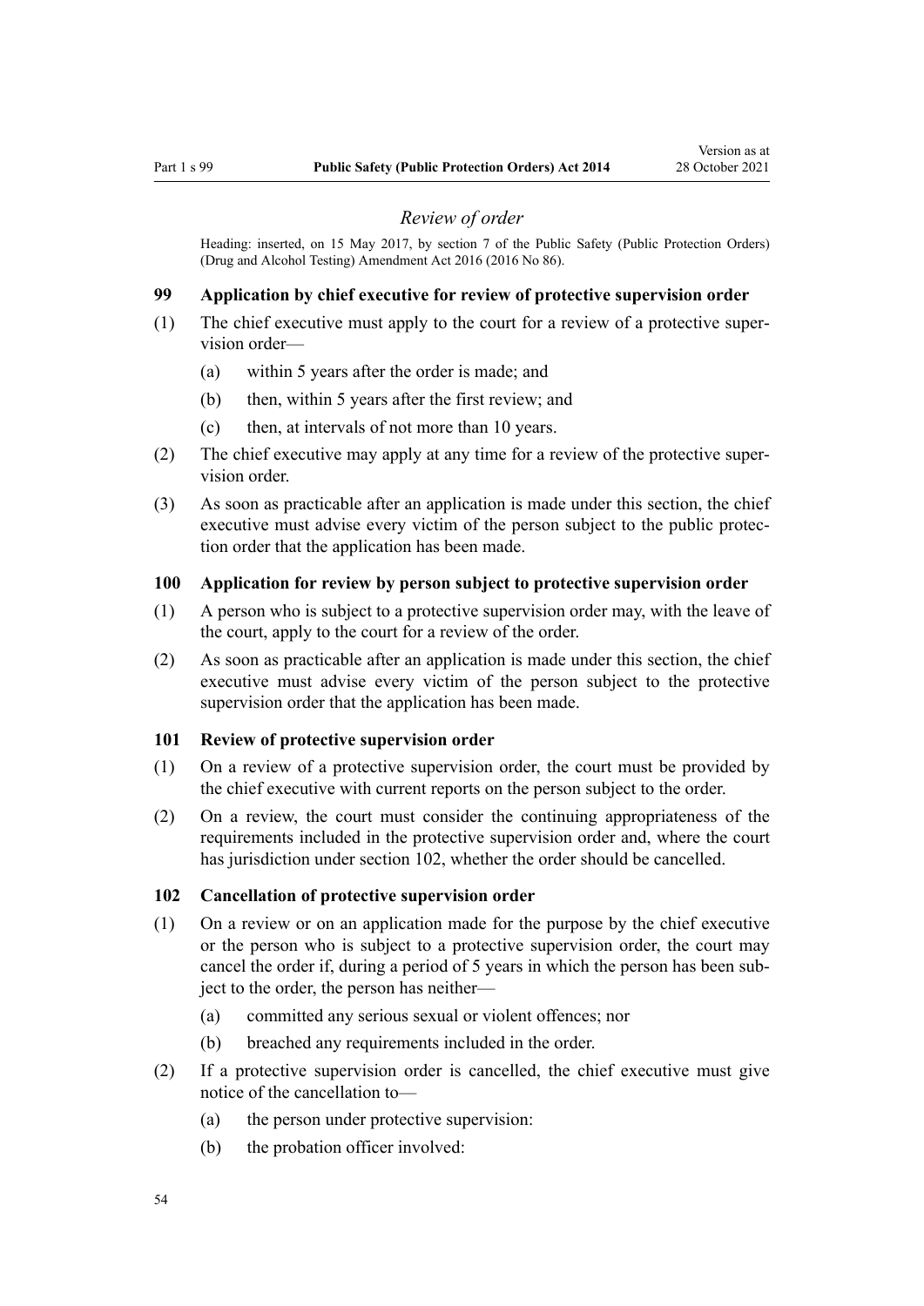### *Review of order*

Heading: inserted, on 15 May 2017, by section 7 of the Public Safety (Public Protection Orders) (Drug and Alcohol Testing) Amendment Act 2016 (2016 No 86).

**99 Application by chief executive for review of protective supervision order**

(1) The chief executive must apply to the court for a review of a protective supervision order—

- (a) within 5 years after the order is made; and
- (b) then, within 5 years after the first review; and
- (c) then, at intervals of not more than 10 years.

(2) The chief executive may apply at any time for a review of the protective supervision order.

(3) As soon as practicable after an application is made under this section, the chief executive must advise every victim of the person subject to the public protection order that the application has been made.

**100 Application for review by person subject to protective supervision order**

(1) A person who is subject to a protective supervision order may, with the leave of the court, apply to the court for a review of the order.

(2) As soon as practicable after an application is made under this section, the chief executive must advise every victim of the person subject to the protective supervision order that the application has been made.

**101 Review of protective supervision order**

(1) On a review of a protective supervision order, the court must be provided by the chief executive with current reports on the person subject to the order.

(2) On a review, the court must consider the continuing appropriateness of the requirements included in the protective supervision order and, where the court has jurisdiction under section 102, whether the order should be cancelled.

**102 Cancellation of protective supervision order**

(1) On a review or on an application made for the purpose by the chief executive or the person who is subject to a protective supervision order, the court may cancel the order if, during a period of 5 years in which the person has been subject to the order, the person has neither—

- (a) committed any serious sexual or violent offences; nor
- (b) breached any requirements included in the order.

(2) If a protective supervision order is cancelled, the chief executive must give notice of the cancellation to—

- (a) the person under protective supervision:
- (b) the probation officer involved: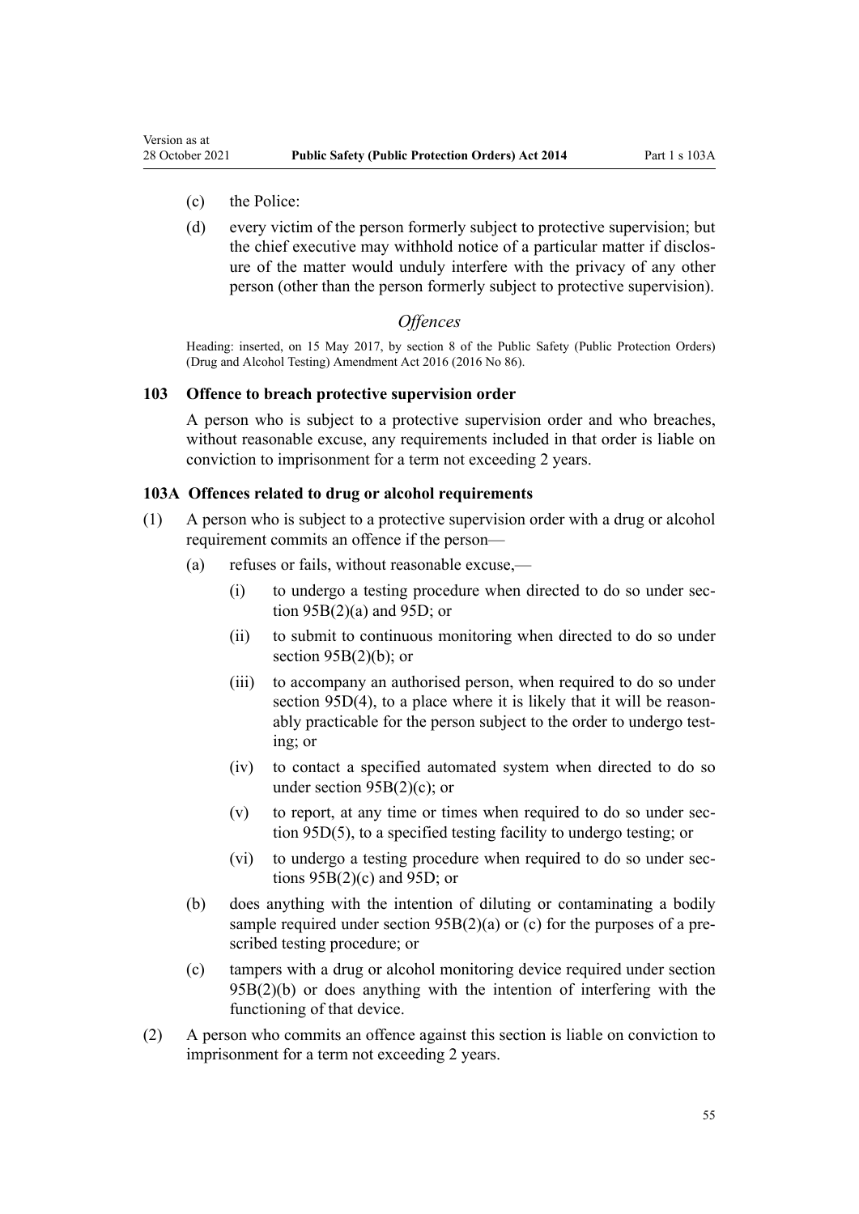(c) the Police:

(d) every victim of the person formerly subject to protective supervision; but the chief executive may withhold notice of a particular matter if disclosure of the matter would unduly interfere with the privacy of any other person (other than the person formerly subject to protective supervision).

### *Offences*

Heading: inserted, on 15 May 2017, by section 8 of the Public Safety (Public Protection Orders) (Drug and Alcohol Testing) Amendment Act 2016 (2016 No 86).

### 103 Offence to breach protective supervision order

A person who is subject to a protective supervision order and who breaches, without reasonable excuse, any requirements included in that order is liable on conviction to imprisonment for a term not exceeding 2 years.

### 103A Offences related to drug or alcohol requirements

(1) A person who is subject to a protective supervision order with a drug or alcohol requirement commits an offence if the person—

(a) refuses or fails, without reasonable excuse,—

(i) to undergo a testing procedure when directed to do so under section 95B(2)(a) and 95D; or

(ii) to submit to continuous monitoring when directed to do so under section 95B(2)(b); or

(iii) to accompany an authorised person, when required to do so under section 95D(4), to a place where it is likely that it will be reasonably practicable for the person subject to the order to undergo testing; or

(iv) to contact a specified automated system when directed to do so under section 95B(2)(c); or

(v) to report, at any time or times when required to do so under section 95D(5), to a specified testing facility to undergo testing; or

(vi) to undergo a testing procedure when required to do so under sections 95B(2)(c) and 95D; or

(b) does anything with the intention of diluting or contaminating a bodily sample required under section 95B(2)(a) or (c) for the purposes of a prescribed testing procedure; or

(c) tampers with a drug or alcohol monitoring device required under section 95B(2)(b) or does anything with the intention of interfering with the functioning of that device.

(2) A person who commits an offence against this section is liable on conviction to imprisonment for a term not exceeding 2 years.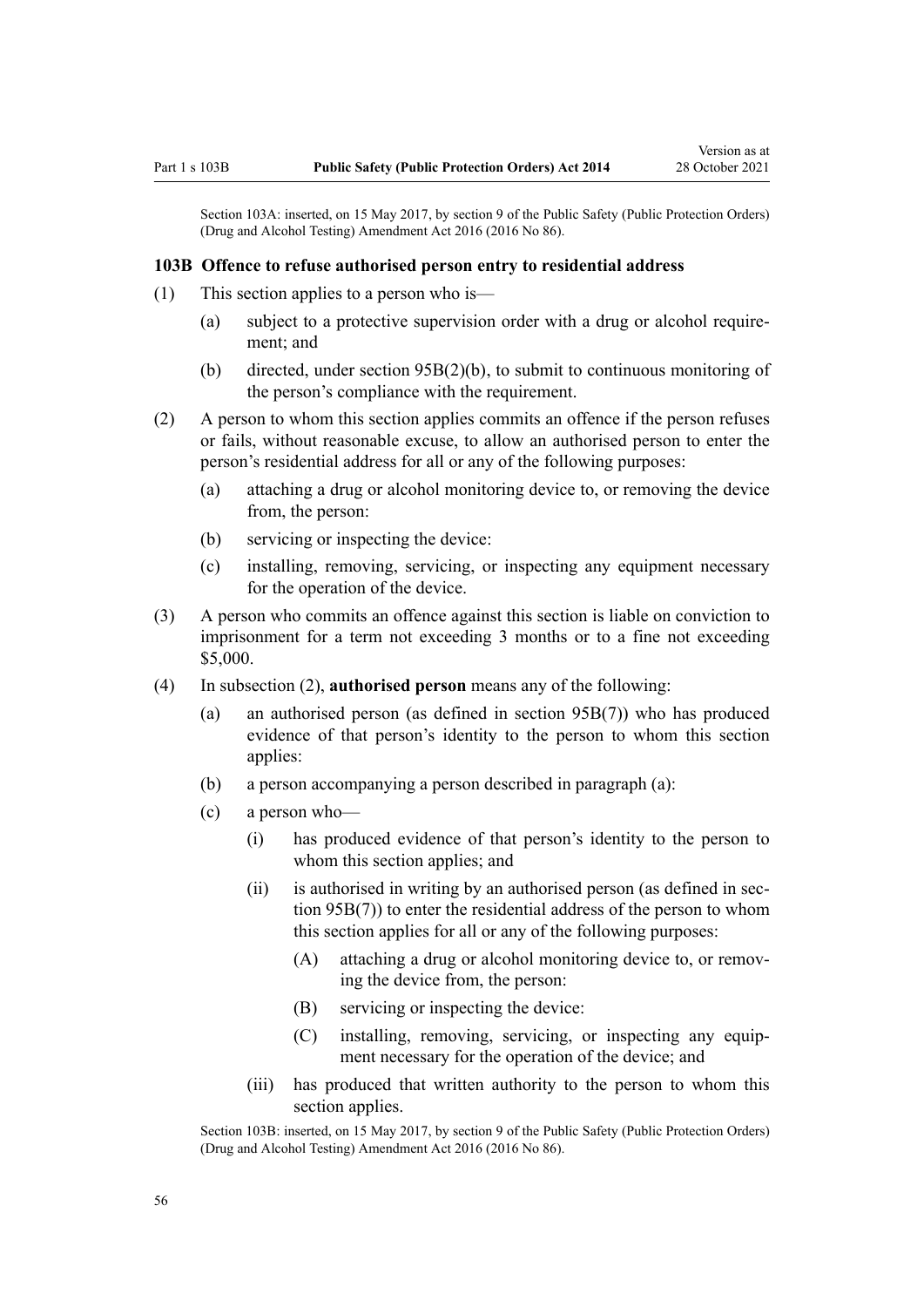Section 103A: inserted, on 15 May 2017, by section 9 of the Public Safety (Public Protection Orders) (Drug and Alcohol Testing) Amendment Act 2016 (2016 No 86).

### 103B Offence to refuse authorised person entry to residential address

(1) This section applies to a person who is—

- (a) subject to a protective supervision order with a drug or alcohol requirement; and
- (b) directed, under section 95B(2)(b), to submit to continuous monitoring of the person's compliance with the requirement.

(2) A person to whom this section applies commits an offence if the person refuses or fails, without reasonable excuse, to allow an authorised person to enter the person's residential address for all or any of the following purposes:

- (a) attaching a drug or alcohol monitoring device to, or removing the device from, the person:
- (b) servicing or inspecting the device:
- (c) installing, removing, servicing, or inspecting any equipment necessary for the operation of the device.

(3) A person who commits an offence against this section is liable on conviction to imprisonment for a term not exceeding 3 months or to a fine not exceeding $5,000.

(4) In subsection (2), **authorised person** means any of the following:

- (a) an authorised person (as defined in section 95B(7)) who has produced evidence of that person's identity to the person to whom this section applies:
- (b) a person accompanying a person described in paragraph (a):
- (c) a person who—
  - (i) has produced evidence of that person's identity to the person to whom this section applies; and
  - (ii) is authorised in writing by an authorised person (as defined in section 95B(7)) to enter the residential address of the person to whom this section applies for all or any of the following purposes:
    - (A) attaching a drug or alcohol monitoring device to, or removing the device from, the person:
    - (B) servicing or inspecting the device:
    - (C) installing, removing, servicing, or inspecting any equipment necessary for the operation of the device; and
  - (iii) has produced that written authority to the person to whom this section applies.

Section 103B: inserted, on 15 May 2017, by section 9 of the Public Safety (Public Protection Orders) (Drug and Alcohol Testing) Amendment Act 2016 (2016 No 86).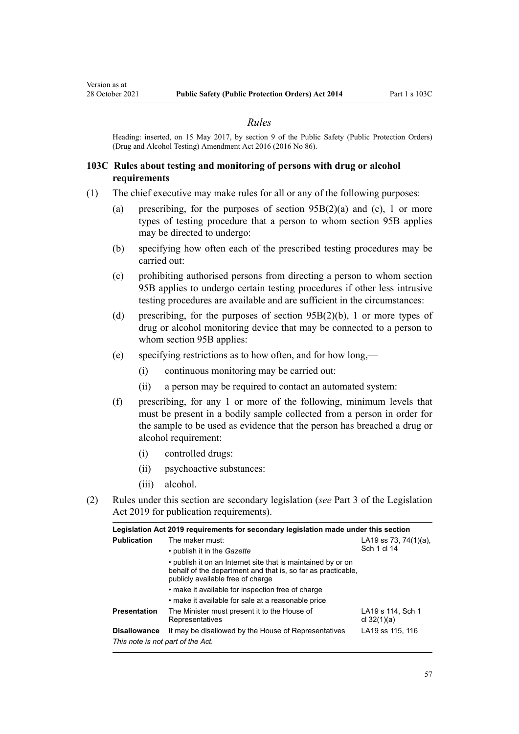### *Rules*

Heading: inserted, on 15 May 2017, by section 9 of the Public Safety (Public Protection Orders) (Drug and Alcohol Testing) Amendment Act 2016 (2016 No 86).

## 103C Rules about testing and monitoring of persons with drug or alcohol requirements

(1) The chief executive may make rules for all or any of the following purposes:

(a) prescribing, for the purposes of section 95B(2)(a) and (c), 1 or more types of testing procedure that a person to whom section 95B applies may be directed to undergo:

(b) specifying how often each of the prescribed testing procedures may be carried out:

(c) prohibiting authorised persons from directing a person to whom section 95B applies to undergo certain testing procedures if other less intrusive testing procedures are available and are sufficient in the circumstances:

(d) prescribing, for the purposes of section 95B(2)(b), 1 or more types of drug or alcohol monitoring device that may be connected to a person to whom section 95B applies:

(e) specifying restrictions as to how often, and for how long,—

(i) continuous monitoring may be carried out:

(ii) a person may be required to contact an automated system:

(f) prescribing, for any 1 or more of the following, minimum levels that must be present in a bodily sample collected from a person in order for the sample to be used as evidence that the person has breached a drug or alcohol requirement:

(i) controlled drugs:

(ii) psychoactive substances:

(iii) alcohol.

(2) Rules under this section are secondary legislation (*see* Part 3 of the Legislation Act 2019 for publication requirements).

| Legislation Act 2019 requirements for secondary legislation made under this section | | |
|---|---|---|
| **Publication** | The maker must:<br>• publish it in the *Gazette*<br>• publish it on an Internet site that is maintained by or on behalf of the department and that is, so far as practicable, publicly available free of charge<br>• make it available for inspection free of charge<br>• make it available for sale at a reasonable price | LA19 ss 73, 74(1)(a), Sch 1 cl 14 |
| **Presentation** | The Minister must present it to the House of Representatives | LA19 s 114, Sch 1 cl 32(1)(a) |
| **Disallowance** | It may be disallowed by the House of Representatives | LA19 ss 115, 116 |

*This note is not part of the Act.*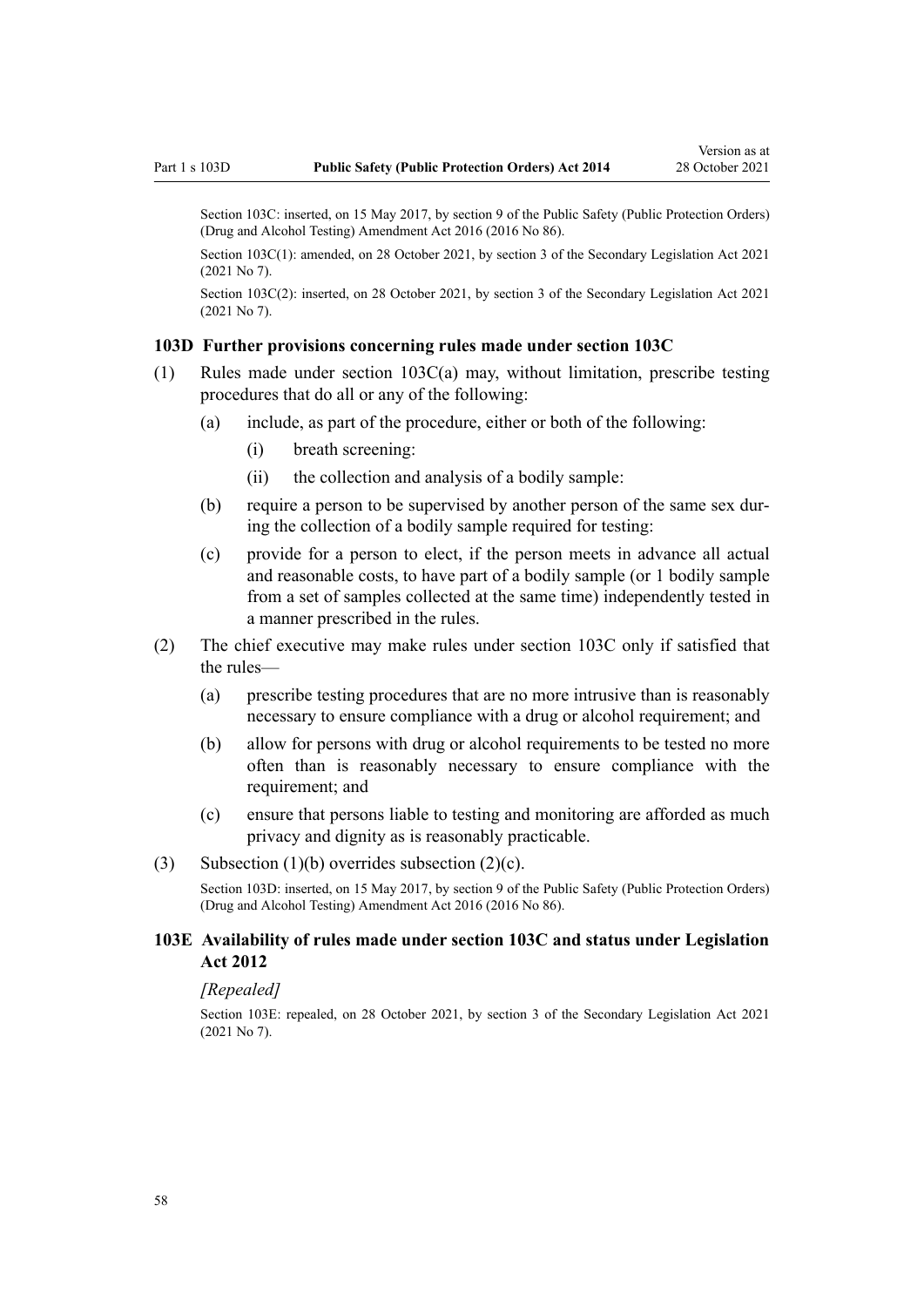Section 103C: inserted, on 15 May 2017, by section 9 of the Public Safety (Public Protection Orders) (Drug and Alcohol Testing) Amendment Act 2016 (2016 No 86).

Section 103C(1): amended, on 28 October 2021, by section 3 of the Secondary Legislation Act 2021 (2021 No 7).

Section 103C(2): inserted, on 28 October 2021, by section 3 of the Secondary Legislation Act 2021 (2021 No 7).

### 103D Further provisions concerning rules made under section 103C

(1) Rules made under section 103C(a) may, without limitation, prescribe testing procedures that do all or any of the following:

  (a) include, as part of the procedure, either or both of the following:

    (i) breath screening:

    (ii) the collection and analysis of a bodily sample:

  (b) require a person to be supervised by another person of the same sex during the collection of a bodily sample required for testing:

  (c) provide for a person to elect, if the person meets in advance all actual and reasonable costs, to have part of a bodily sample (or 1 bodily sample from a set of samples collected at the same time) independently tested in a manner prescribed in the rules.

(2) The chief executive may make rules under section 103C only if satisfied that the rules—

  (a) prescribe testing procedures that are no more intrusive than is reasonably necessary to ensure compliance with a drug or alcohol requirement; and

  (b) allow for persons with drug or alcohol requirements to be tested no more often than is reasonably necessary to ensure compliance with the requirement; and

  (c) ensure that persons liable to testing and monitoring are afforded as much privacy and dignity as is reasonably practicable.

(3) Subsection (1)(b) overrides subsection (2)(c).

Section 103D: inserted, on 15 May 2017, by section 9 of the Public Safety (Public Protection Orders) (Drug and Alcohol Testing) Amendment Act 2016 (2016 No 86).

### 103E Availability of rules made under section 103C and status under Legislation Act 2012

*[Repealed]*

Section 103E: repealed, on 28 October 2021, by section 3 of the Secondary Legislation Act 2021 (2021 No 7).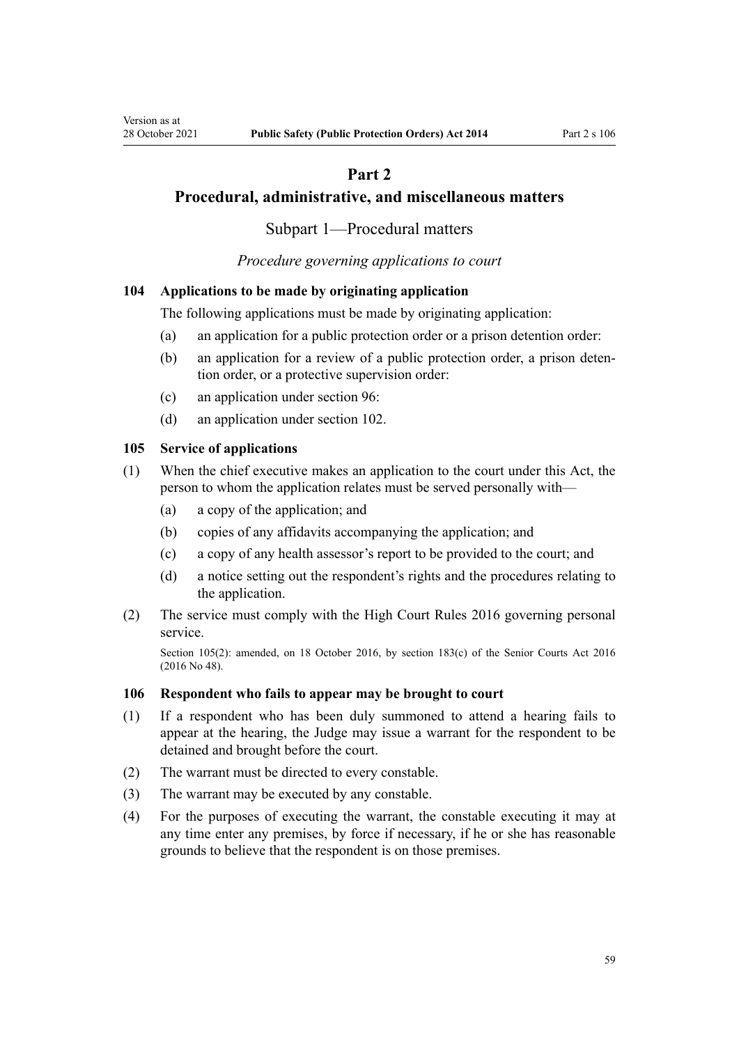# Part 2

# Procedural, administrative, and miscellaneous matters

## Subpart 1—Procedural matters

*Procedure governing applications to court*

### 104 Applications to be made by originating application

The following applications must be made by originating application:

(a) an application for a public protection order or a prison detention order:

(b) an application for a review of a public protection order, a prison detention order, or a protective supervision order:

(c) an application under section 96:

(d) an application under section 102.

### 105 Service of applications

(1) When the chief executive makes an application to the court under this Act, the person to whom the application relates must be served personally with—

(a) a copy of the application; and

(b) copies of any affidavits accompanying the application; and

(c) a copy of any health assessor's report to be provided to the court; and

(d) a notice setting out the respondent's rights and the procedures relating to the application.

(2) The service must comply with the High Court Rules 2016 governing personal service.

Section 105(2): amended, on 18 October 2016, by section 183(c) of the Senior Courts Act 2016 (2016 No 48).

### 106 Respondent who fails to appear may be brought to court

(1) If a respondent who has been duly summoned to attend a hearing fails to appear at the hearing, the Judge may issue a warrant for the respondent to be detained and brought before the court.

(2) The warrant must be directed to every constable.

(3) The warrant may be executed by any constable.

(4) For the purposes of executing the warrant, the constable executing it may at any time enter any premises, by force if necessary, if he or she has reasonable grounds to believe that the respondent is on those premises.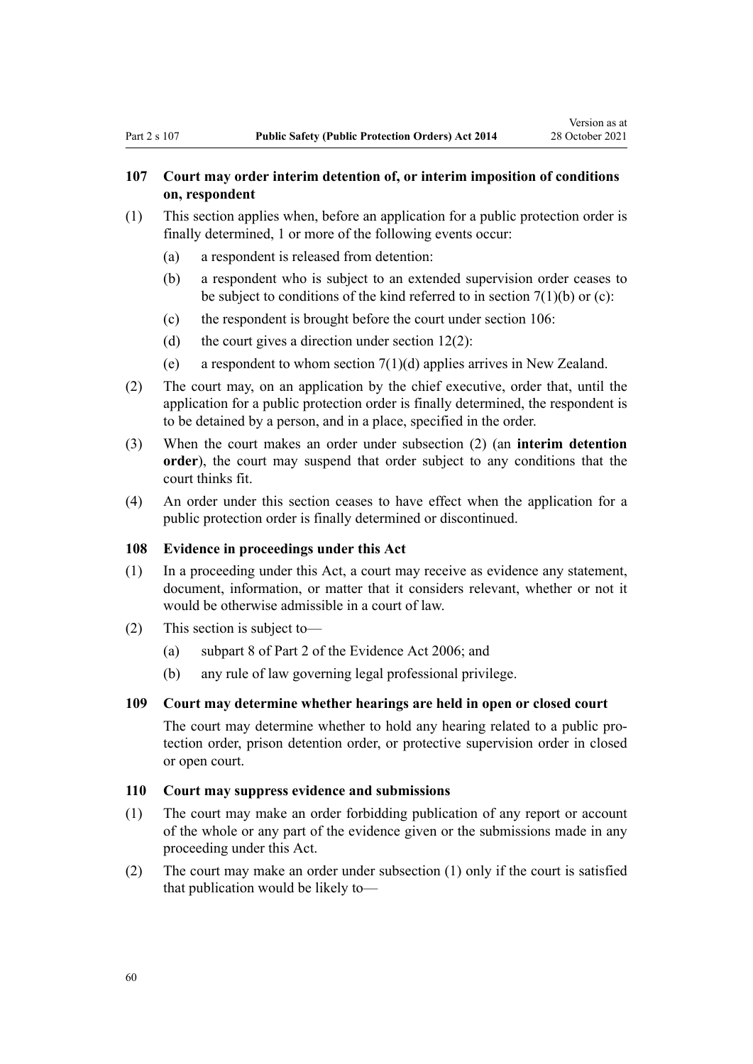### 107 Court may order interim detention of, or interim imposition of conditions on, respondent

(1) This section applies when, before an application for a public protection order is finally determined, 1 or more of the following events occur:

(a) a respondent is released from detention:

(b) a respondent who is subject to an extended supervision order ceases to be subject to conditions of the kind referred to in section 7(1)(b) or (c):

(c) the respondent is brought before the court under section 106:

(d) the court gives a direction under section 12(2):

(e) a respondent to whom section 7(1)(d) applies arrives in New Zealand.

(2) The court may, on an application by the chief executive, order that, until the application for a public protection order is finally determined, the respondent is to be detained by a person, and in a place, specified in the order.

(3) When the court makes an order under subsection (2) (an **interim detention order**), the court may suspend that order subject to any conditions that the court thinks fit.

(4) An order under this section ceases to have effect when the application for a public protection order is finally determined or discontinued.

### 108 Evidence in proceedings under this Act

(1) In a proceeding under this Act, a court may receive as evidence any statement, document, information, or matter that it considers relevant, whether or not it would be otherwise admissible in a court of law.

(2) This section is subject to—

(a) subpart 8 of Part 2 of the Evidence Act 2006; and

(b) any rule of law governing legal professional privilege.

### 109 Court may determine whether hearings are held in open or closed court

The court may determine whether to hold any hearing related to a public protection order, prison detention order, or protective supervision order in closed or open court.

### 110 Court may suppress evidence and submissions

(1) The court may make an order forbidding publication of any report or account of the whole or any part of the evidence given or the submissions made in any proceeding under this Act.

(2) The court may make an order under subsection (1) only if the court is satisfied that publication would be likely to—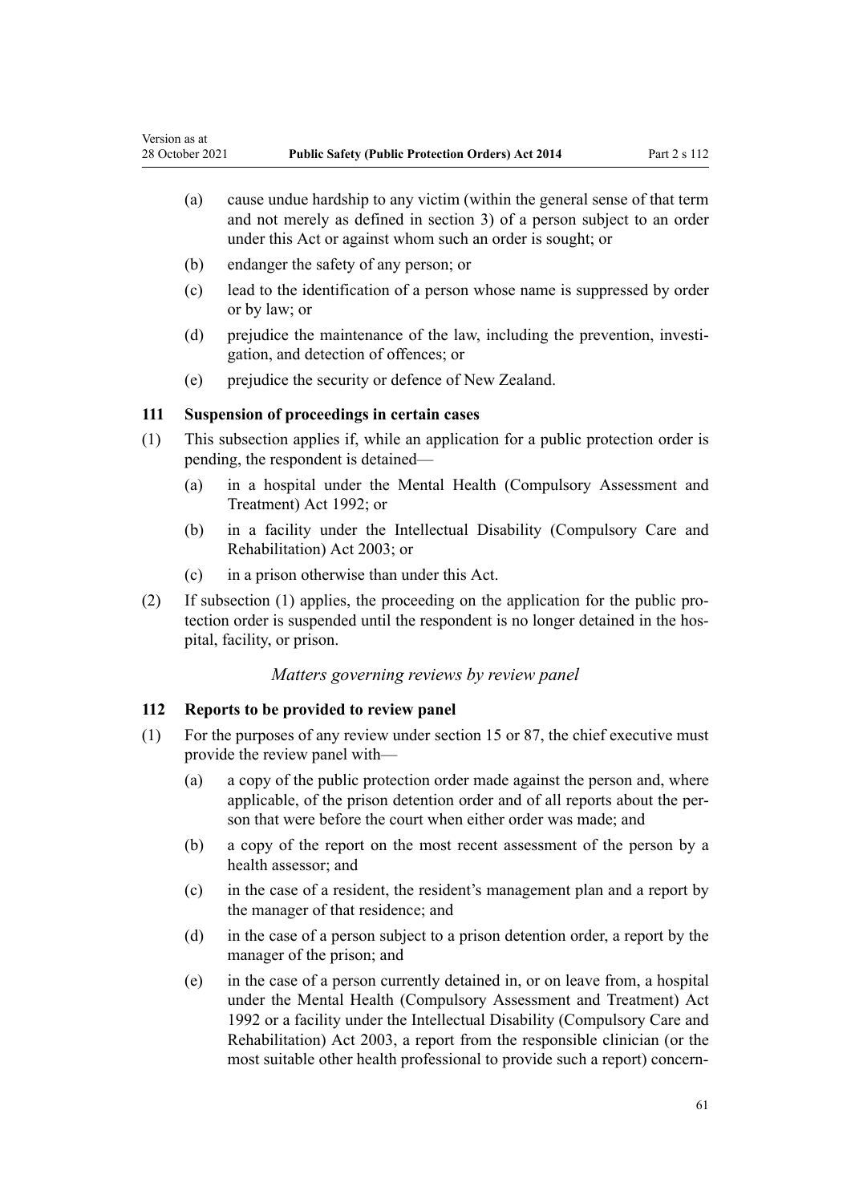(a) cause undue hardship to any victim (within the general sense of that term and not merely as defined in section 3) of a person subject to an order under this Act or against whom such an order is sought; or

(b) endanger the safety of any person; or

(c) lead to the identification of a person whose name is suppressed by order or by law; or

(d) prejudice the maintenance of the law, including the prevention, investigation, and detection of offences; or

(e) prejudice the security or defence of New Zealand.

### 111 Suspension of proceedings in certain cases

(1) This subsection applies if, while an application for a public protection order is pending, the respondent is detained—

(a) in a hospital under the Mental Health (Compulsory Assessment and Treatment) Act 1992; or

(b) in a facility under the Intellectual Disability (Compulsory Care and Rehabilitation) Act 2003; or

(c) in a prison otherwise than under this Act.

(2) If subsection (1) applies, the proceeding on the application for the public protection order is suspended until the respondent is no longer detained in the hospital, facility, or prison.

*Matters governing reviews by review panel*

### 112 Reports to be provided to review panel

(1) For the purposes of any review under section 15 or 87, the chief executive must provide the review panel with—

(a) a copy of the public protection order made against the person and, where applicable, of the prison detention order and of all reports about the person that were before the court when either order was made; and

(b) a copy of the report on the most recent assessment of the person by a health assessor; and

(c) in the case of a resident, the resident's management plan and a report by the manager of that residence; and

(d) in the case of a person subject to a prison detention order, a report by the manager of the prison; and

(e) in the case of a person currently detained in, or on leave from, a hospital under the Mental Health (Compulsory Assessment and Treatment) Act 1992 or a facility under the Intellectual Disability (Compulsory Care and Rehabilitation) Act 2003, a report from the responsible clinician (or the most suitable other health professional to provide such a report) concern-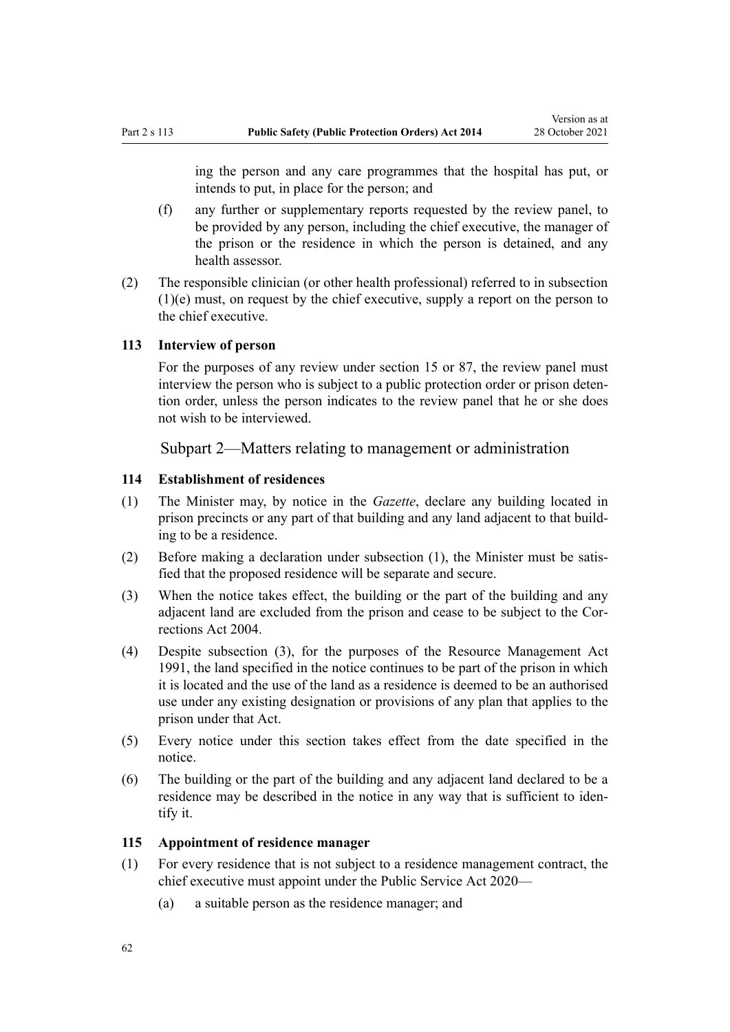ing the person and any care programmes that the hospital has put, or intends to put, in place for the person; and

(f) any further or supplementary reports requested by the review panel, to be provided by any person, including the chief executive, the manager of the prison or the residence in which the person is detained, and any health assessor.

(2) The responsible clinician (or other health professional) referred to in subsection (1)(e) must, on request by the chief executive, supply a report on the person to the chief executive.

### 113 Interview of person

For the purposes of any review under section 15 or 87, the review panel must interview the person who is subject to a public protection order or prison detention order, unless the person indicates to the review panel that he or she does not wish to be interviewed.

## Subpart 2—Matters relating to management or administration

### 114 Establishment of residences

(1) The Minister may, by notice in the *Gazette*, declare any building located in prison precincts or any part of that building and any land adjacent to that building to be a residence.

(2) Before making a declaration under subsection (1), the Minister must be satisfied that the proposed residence will be separate and secure.

(3) When the notice takes effect, the building or the part of the building and any adjacent land are excluded from the prison and cease to be subject to the Corrections Act 2004.

(4) Despite subsection (3), for the purposes of the Resource Management Act 1991, the land specified in the notice continues to be part of the prison in which it is located and the use of the land as a residence is deemed to be an authorised use under any existing designation or provisions of any plan that applies to the prison under that Act.

(5) Every notice under this section takes effect from the date specified in the notice.

(6) The building or the part of the building and any adjacent land declared to be a residence may be described in the notice in any way that is sufficient to identify it.

### 115 Appointment of residence manager

(1) For every residence that is not subject to a residence management contract, the chief executive must appoint under the Public Service Act 2020—

(a) a suitable person as the residence manager; and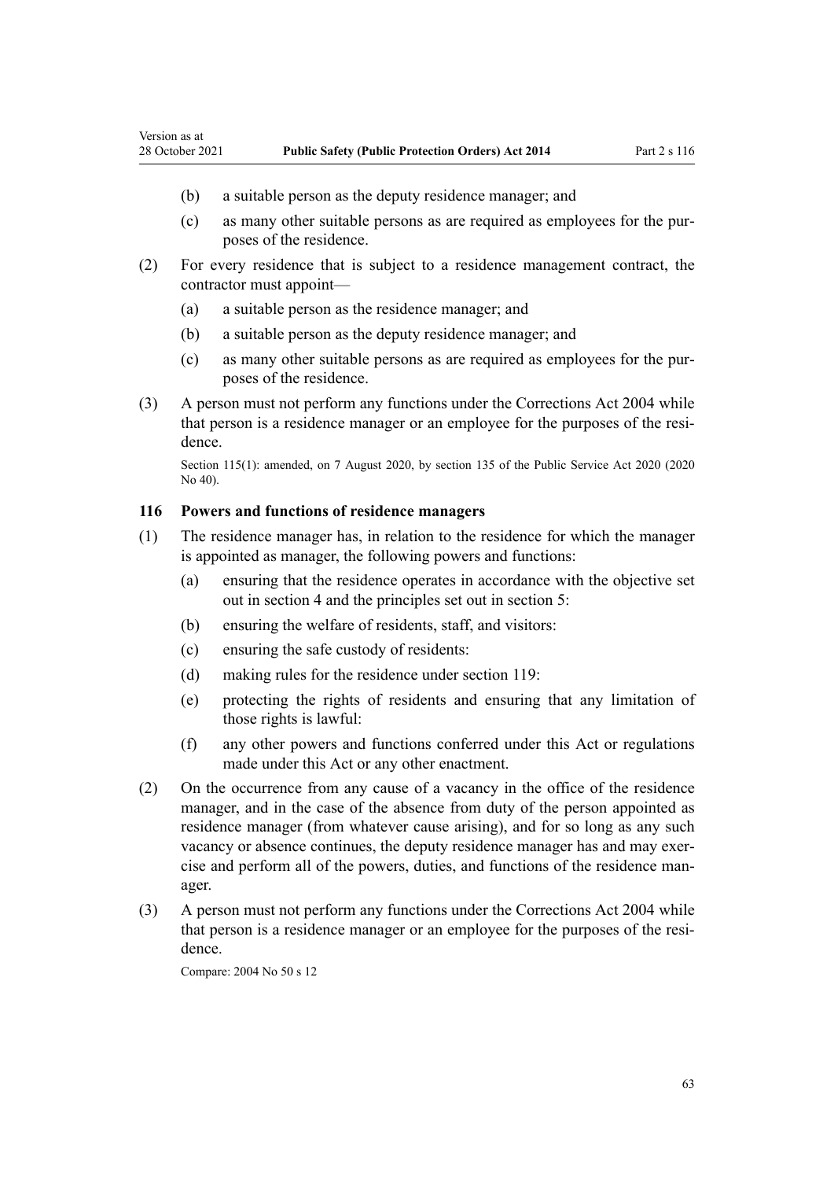(b) a suitable person as the deputy residence manager; and

(c) as many other suitable persons as are required as employees for the purposes of the residence.

(2) For every residence that is subject to a residence management contract, the contractor must appoint—

(a) a suitable person as the residence manager; and

(b) a suitable person as the deputy residence manager; and

(c) as many other suitable persons as are required as employees for the purposes of the residence.

(3) A person must not perform any functions under the Corrections Act 2004 while that person is a residence manager or an employee for the purposes of the residence.

Section 115(1): amended, on 7 August 2020, by section 135 of the Public Service Act 2020 (2020 No 40).

### 116 Powers and functions of residence managers

(1) The residence manager has, in relation to the residence for which the manager is appointed as manager, the following powers and functions:

(a) ensuring that the residence operates in accordance with the objective set out in section 4 and the principles set out in section 5:

(b) ensuring the welfare of residents, staff, and visitors:

(c) ensuring the safe custody of residents:

(d) making rules for the residence under section 119:

(e) protecting the rights of residents and ensuring that any limitation of those rights is lawful:

(f) any other powers and functions conferred under this Act or regulations made under this Act or any other enactment.

(2) On the occurrence from any cause of a vacancy in the office of the residence manager, and in the case of the absence from duty of the person appointed as residence manager (from whatever cause arising), and for so long as any such vacancy or absence continues, the deputy residence manager has and may exercise and perform all of the powers, duties, and functions of the residence manager.

(3) A person must not perform any functions under the Corrections Act 2004 while that person is a residence manager or an employee for the purposes of the residence.

Compare: 2004 No 50 s 12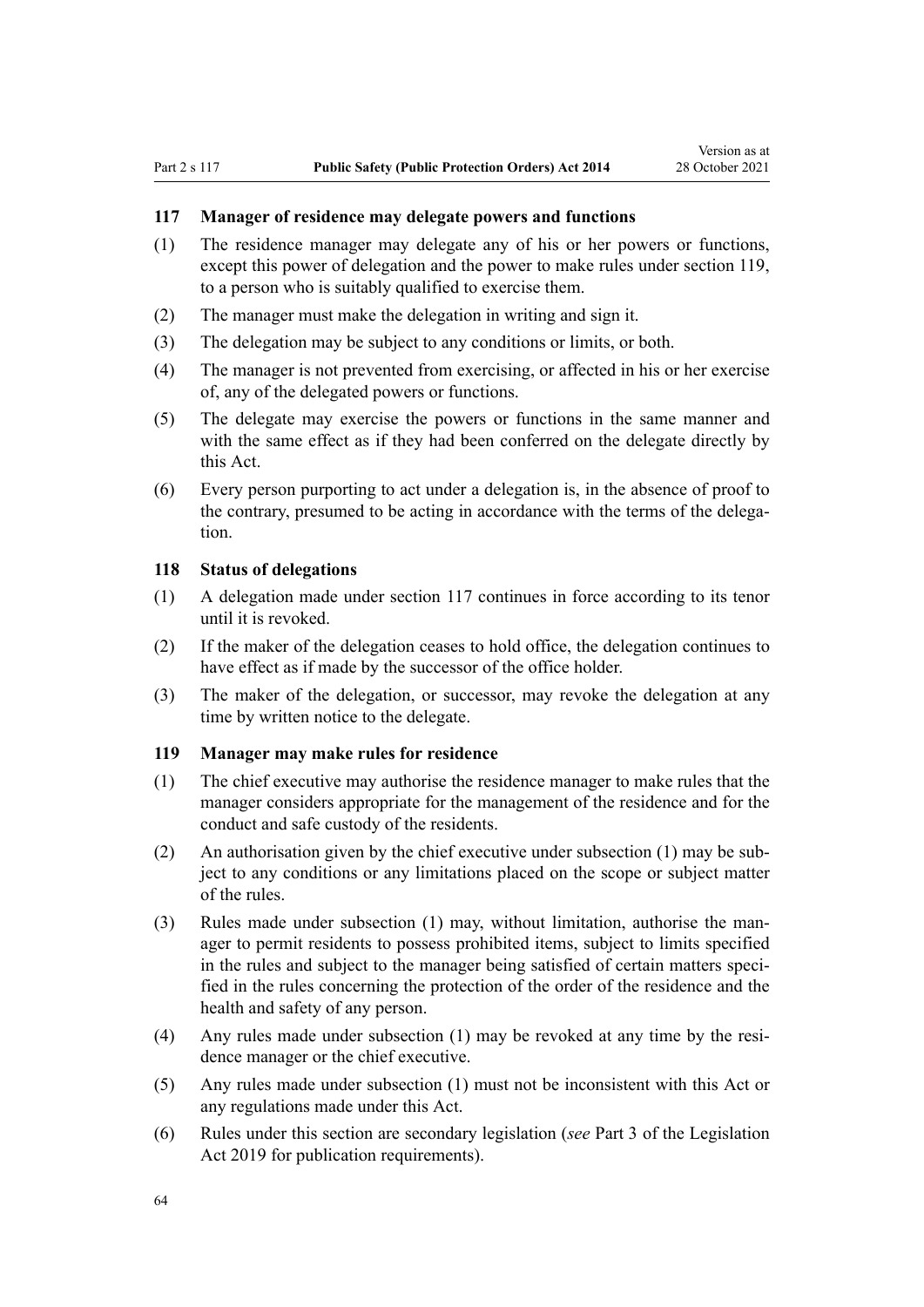### 117 Manager of residence may delegate powers and functions

(1) The residence manager may delegate any of his or her powers or functions, except this power of delegation and the power to make rules under section 119, to a person who is suitably qualified to exercise them.

(2) The manager must make the delegation in writing and sign it.

(3) The delegation may be subject to any conditions or limits, or both.

(4) The manager is not prevented from exercising, or affected in his or her exercise of, any of the delegated powers or functions.

(5) The delegate may exercise the powers or functions in the same manner and with the same effect as if they had been conferred on the delegate directly by this Act.

(6) Every person purporting to act under a delegation is, in the absence of proof to the contrary, presumed to be acting in accordance with the terms of the delegation.

### 118 Status of delegations

(1) A delegation made under section 117 continues in force according to its tenor until it is revoked.

(2) If the maker of the delegation ceases to hold office, the delegation continues to have effect as if made by the successor of the office holder.

(3) The maker of the delegation, or successor, may revoke the delegation at any time by written notice to the delegate.

### 119 Manager may make rules for residence

(1) The chief executive may authorise the residence manager to make rules that the manager considers appropriate for the management of the residence and for the conduct and safe custody of the residents.

(2) An authorisation given by the chief executive under subsection (1) may be subject to any conditions or any limitations placed on the scope or subject matter of the rules.

(3) Rules made under subsection (1) may, without limitation, authorise the manager to permit residents to possess prohibited items, subject to limits specified in the rules and subject to the manager being satisfied of certain matters specified in the rules concerning the protection of the order of the residence and the health and safety of any person.

(4) Any rules made under subsection (1) may be revoked at any time by the residence manager or the chief executive.

(5) Any rules made under subsection (1) must not be inconsistent with this Act or any regulations made under this Act.

(6) Rules under this section are secondary legislation (*see* Part 3 of the Legislation Act 2019 for publication requirements).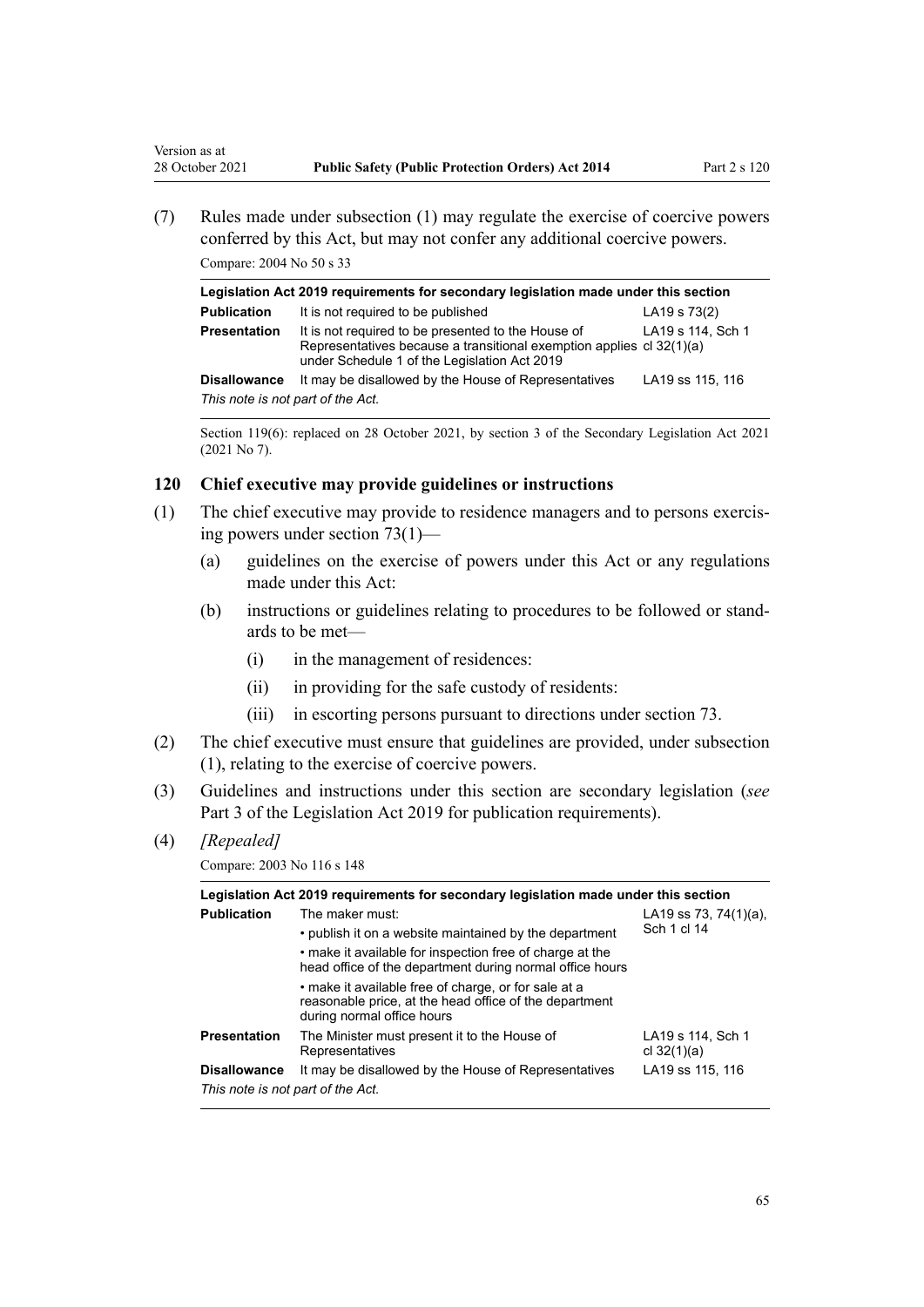(7) Rules made under subsection (1) may regulate the exercise of coercive powers conferred by this Act, but may not confer any additional coercive powers.

Compare: 2004 No 50 s 33

| Legislation Act 2019 requirements for secondary legislation made under this section | | |
|---|---|---|
| **Publication** | It is not required to be published | LA19 s 73(2) |
| **Presentation** | It is not required to be presented to the House of Representatives because a transitional exemption applies under Schedule 1 of the Legislation Act 2019 | LA19 s 114, Sch 1 cl 32(1)(a) |
| **Disallowance** | It may be disallowed by the House of Representatives | LA19 ss 115, 116 |
| *This note is not part of the Act.* | | |

Section 119(6): replaced on 28 October 2021, by section 3 of the Secondary Legislation Act 2021 (2021 No 7).

### 120 Chief executive may provide guidelines or instructions

(1) The chief executive may provide to residence managers and to persons exercising powers under section 73(1)—

(a) guidelines on the exercise of powers under this Act or any regulations made under this Act:

(b) instructions or guidelines relating to procedures to be followed or standards to be met—

(i) in the management of residences:

(ii) in providing for the safe custody of residents:

(iii) in escorting persons pursuant to directions under section 73.

(2) The chief executive must ensure that guidelines are provided, under subsection (1), relating to the exercise of coercive powers.

(3) Guidelines and instructions under this section are secondary legislation (*see* Part 3 of the Legislation Act 2019 for publication requirements).

(4) *[Repealed]*

Compare: 2003 No 116 s 148

| Legislation Act 2019 requirements for secondary legislation made under this section | | |
|---|---|---|
| **Publication** | The maker must:<br>• publish it on a website maintained by the department<br>• make it available for inspection free of charge at the head office of the department during normal office hours<br>• make it available free of charge, or for sale at a reasonable price, at the head office of the department during normal office hours | LA19 ss 73, 74(1)(a), Sch 1 cl 14 |
| **Presentation** | The Minister must present it to the House of Representatives | LA19 s 114, Sch 1 cl 32(1)(a) |
| **Disallowance** | It may be disallowed by the House of Representatives | LA19 ss 115, 116 |
| *This note is not part of the Act.* | | |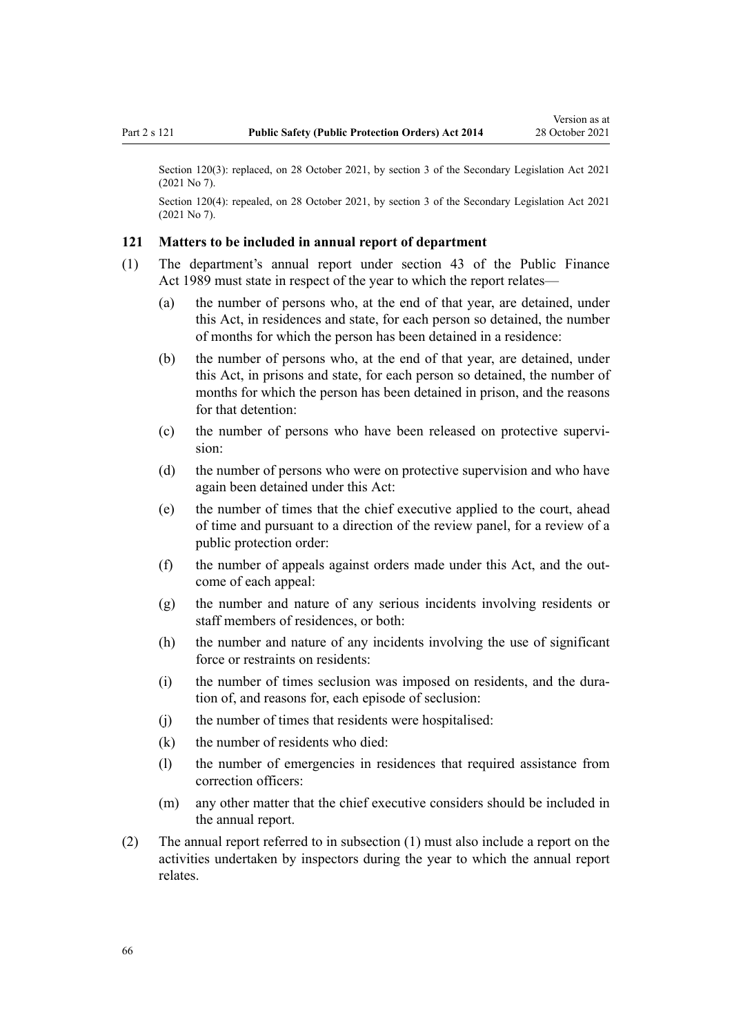Section 120(3): replaced, on 28 October 2021, by section 3 of the Secondary Legislation Act 2021 (2021 No 7).

Section 120(4): repealed, on 28 October 2021, by section 3 of the Secondary Legislation Act 2021 (2021 No 7).

### 121 Matters to be included in annual report of department

(1) The department's annual report under section 43 of the Public Finance Act 1989 must state in respect of the year to which the report relates—

  (a) the number of persons who, at the end of that year, are detained, under this Act, in residences and state, for each person so detained, the number of months for which the person has been detained in a residence:

  (b) the number of persons who, at the end of that year, are detained, under this Act, in prisons and state, for each person so detained, the number of months for which the person has been detained in prison, and the reasons for that detention:

  (c) the number of persons who have been released on protective supervision:

  (d) the number of persons who were on protective supervision and who have again been detained under this Act:

  (e) the number of times that the chief executive applied to the court, ahead of time and pursuant to a direction of the review panel, for a review of a public protection order:

  (f) the number of appeals against orders made under this Act, and the outcome of each appeal:

  (g) the number and nature of any serious incidents involving residents or staff members of residences, or both:

  (h) the number and nature of any incidents involving the use of significant force or restraints on residents:

  (i) the number of times seclusion was imposed on residents, and the duration of, and reasons for, each episode of seclusion:

  (j) the number of times that residents were hospitalised:

  (k) the number of residents who died:

  (l) the number of emergencies in residences that required assistance from correction officers:

  (m) any other matter that the chief executive considers should be included in the annual report.

(2) The annual report referred to in subsection (1) must also include a report on the activities undertaken by inspectors during the year to which the annual report relates.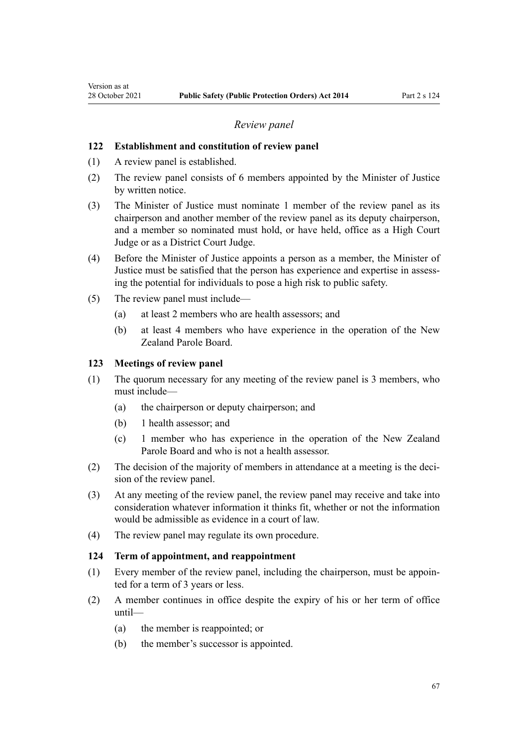*Review panel*

### 122 Establishment and constitution of review panel

(1) A review panel is established.

(2) The review panel consists of 6 members appointed by the Minister of Justice by written notice.

(3) The Minister of Justice must nominate 1 member of the review panel as its chairperson and another member of the review panel as its deputy chairperson, and a member so nominated must hold, or have held, office as a High Court Judge or as a District Court Judge.

(4) Before the Minister of Justice appoints a person as a member, the Minister of Justice must be satisfied that the person has experience and expertise in assessing the potential for individuals to pose a high risk to public safety.

(5) The review panel must include—

(a) at least 2 members who are health assessors; and

(b) at least 4 members who have experience in the operation of the New Zealand Parole Board.

### 123 Meetings of review panel

(1) The quorum necessary for any meeting of the review panel is 3 members, who must include—

(a) the chairperson or deputy chairperson; and

(b) 1 health assessor; and

(c) 1 member who has experience in the operation of the New Zealand Parole Board and who is not a health assessor.

(2) The decision of the majority of members in attendance at a meeting is the decision of the review panel.

(3) At any meeting of the review panel, the review panel may receive and take into consideration whatever information it thinks fit, whether or not the information would be admissible as evidence in a court of law.

(4) The review panel may regulate its own procedure.

### 124 Term of appointment, and reappointment

(1) Every member of the review panel, including the chairperson, must be appointed for a term of 3 years or less.

(2) A member continues in office despite the expiry of his or her term of office until—

(a) the member is reappointed; or

(b) the member's successor is appointed.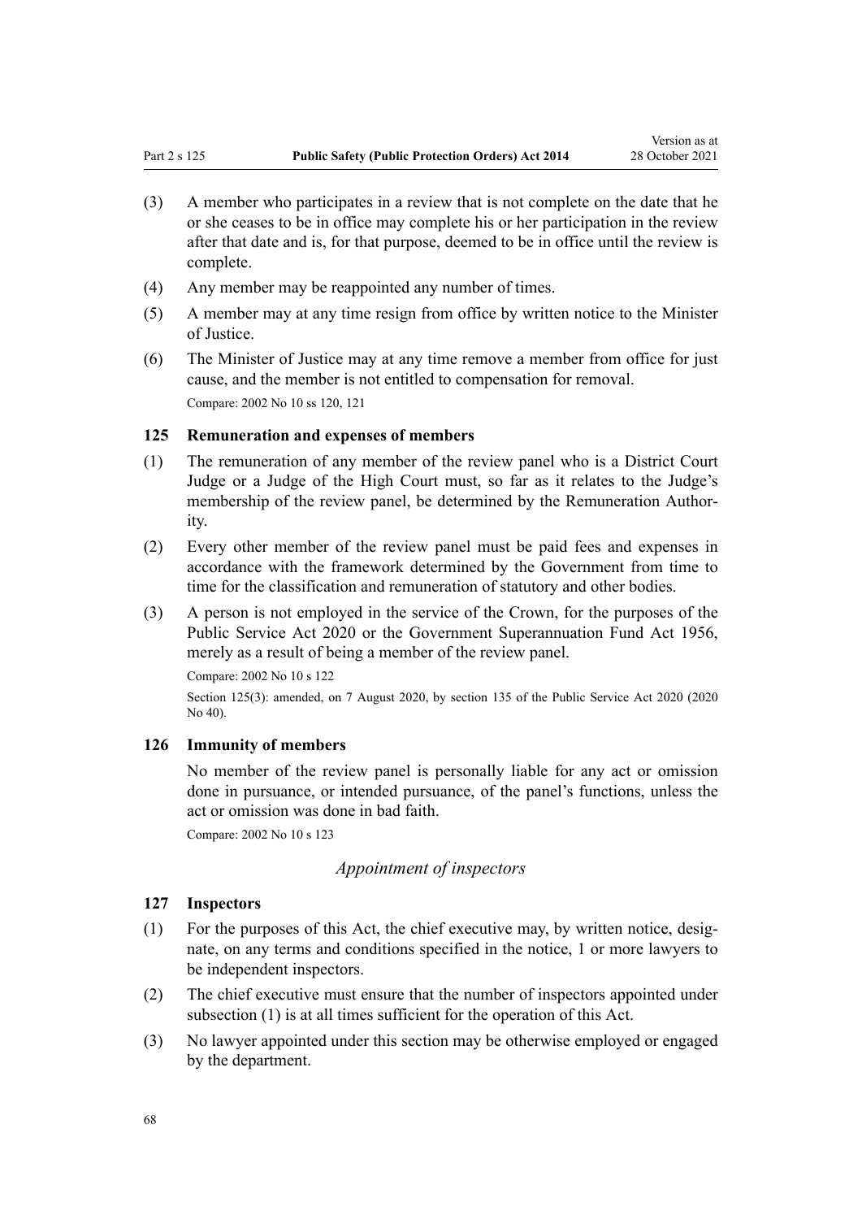(3) A member who participates in a review that is not complete on the date that he or she ceases to be in office may complete his or her participation in the review after that date and is, for that purpose, deemed to be in office until the review is complete.

(4) Any member may be reappointed any number of times.

(5) A member may at any time resign from office by written notice to the Minister of Justice.

(6) The Minister of Justice may at any time remove a member from office for just cause, and the member is not entitled to compensation for removal.

Compare: 2002 No 10 ss 120, 121

### 125 Remuneration and expenses of members

(1) The remuneration of any member of the review panel who is a District Court Judge or a Judge of the High Court must, so far as it relates to the Judge's membership of the review panel, be determined by the Remuneration Authority.

(2) Every other member of the review panel must be paid fees and expenses in accordance with the framework determined by the Government from time to time for the classification and remuneration of statutory and other bodies.

(3) A person is not employed in the service of the Crown, for the purposes of the Public Service Act 2020 or the Government Superannuation Fund Act 1956, merely as a result of being a member of the review panel.

Compare: 2002 No 10 s 122

Section 125(3): amended, on 7 August 2020, by section 135 of the Public Service Act 2020 (2020 No 40).

### 126 Immunity of members

No member of the review panel is personally liable for any act or omission done in pursuance, or intended pursuance, of the panel's functions, unless the act or omission was done in bad faith.

Compare: 2002 No 10 s 123

*Appointment of inspectors*

### 127 Inspectors

(1) For the purposes of this Act, the chief executive may, by written notice, designate, on any terms and conditions specified in the notice, 1 or more lawyers to be independent inspectors.

(2) The chief executive must ensure that the number of inspectors appointed under subsection (1) is at all times sufficient for the operation of this Act.

(3) No lawyer appointed under this section may be otherwise employed or engaged by the department.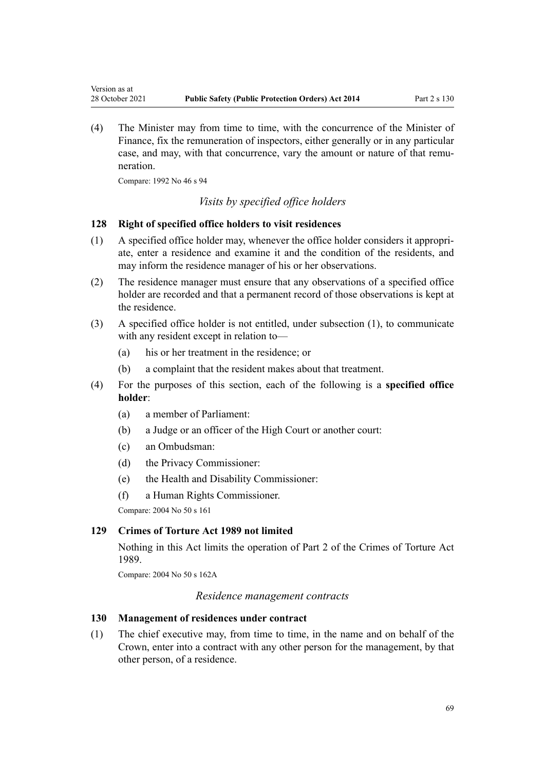(4) The Minister may from time to time, with the concurrence of the Minister of Finance, fix the remuneration of inspectors, either generally or in any particular case, and may, with that concurrence, vary the amount or nature of that remuneration.

Compare: 1992 No 46 s 94

### *Visits by specified office holders*

### 128 Right of specified office holders to visit residences

(1) A specified office holder may, whenever the office holder considers it appropriate, enter a residence and examine it and the condition of the residents, and may inform the residence manager of his or her observations.

(2) The residence manager must ensure that any observations of a specified office holder are recorded and that a permanent record of those observations is kept at the residence.

(3) A specified office holder is not entitled, under subsection (1), to communicate with any resident except in relation to—

- (a) his or her treatment in the residence; or
- (b) a complaint that the resident makes about that treatment.

(4) For the purposes of this section, each of the following is a **specified office holder**:

- (a) a member of Parliament:
- (b) a Judge or an officer of the High Court or another court:
- (c) an Ombudsman:
- (d) the Privacy Commissioner:
- (e) the Health and Disability Commissioner:
- (f) a Human Rights Commissioner.

Compare: 2004 No 50 s 161

### 129 Crimes of Torture Act 1989 not limited

Nothing in this Act limits the operation of Part 2 of the Crimes of Torture Act 1989.

Compare: 2004 No 50 s 162A

### *Residence management contracts*

### 130 Management of residences under contract

(1) The chief executive may, from time to time, in the name and on behalf of the Crown, enter into a contract with any other person for the management, by that other person, of a residence.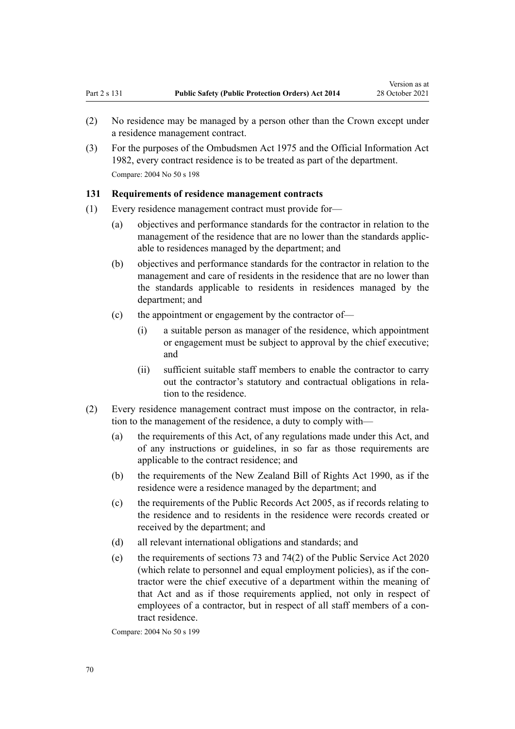(2) No residence may be managed by a person other than the Crown except under a residence management contract.

(3) For the purposes of the Ombudsmen Act 1975 and the Official Information Act 1982, every contract residence is to be treated as part of the department.

Compare: 2004 No 50 s 198

### 131 Requirements of residence management contracts

(1) Every residence management contract must provide for—

- (a) objectives and performance standards for the contractor in relation to the management of the residence that are no lower than the standards applicable to residences managed by the department; and
- (b) objectives and performance standards for the contractor in relation to the management and care of residents in the residence that are no lower than the standards applicable to residents in residences managed by the department; and
- (c) the appointment or engagement by the contractor of—
  - (i) a suitable person as manager of the residence, which appointment or engagement must be subject to approval by the chief executive; and
  - (ii) sufficient suitable staff members to enable the contractor to carry out the contractor's statutory and contractual obligations in relation to the residence.

(2) Every residence management contract must impose on the contractor, in relation to the management of the residence, a duty to comply with—

- (a) the requirements of this Act, of any regulations made under this Act, and of any instructions or guidelines, in so far as those requirements are applicable to the contract residence; and
- (b) the requirements of the New Zealand Bill of Rights Act 1990, as if the residence were a residence managed by the department; and
- (c) the requirements of the Public Records Act 2005, as if records relating to the residence and to residents in the residence were records created or received by the department; and
- (d) all relevant international obligations and standards; and
- (e) the requirements of sections 73 and 74(2) of the Public Service Act 2020 (which relate to personnel and equal employment policies), as if the contractor were the chief executive of a department within the meaning of that Act and as if those requirements applied, not only in respect of employees of a contractor, but in respect of all staff members of a contract residence.

Compare: 2004 No 50 s 199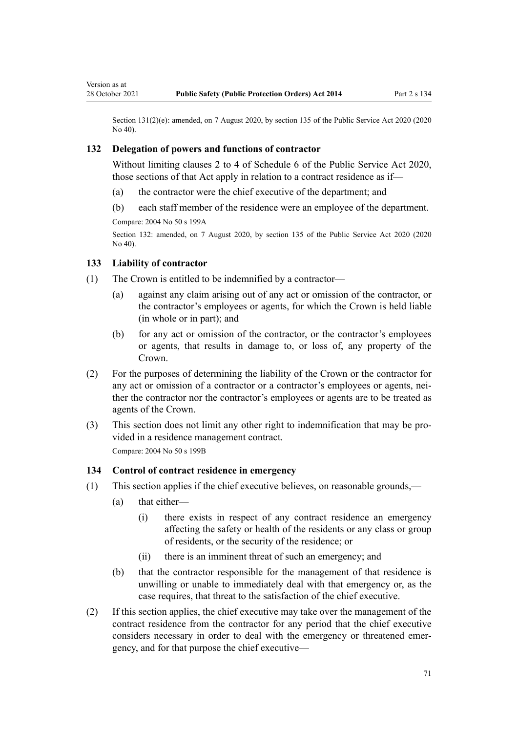Section 131(2)(e): amended, on 7 August 2020, by section 135 of the Public Service Act 2020 (2020 No 40).

### 132 Delegation of powers and functions of contractor

Without limiting clauses 2 to 4 of Schedule 6 of the Public Service Act 2020, those sections of that Act apply in relation to a contract residence as if—

(a) the contractor were the chief executive of the department; and

(b) each staff member of the residence were an employee of the department.

Compare: 2004 No 50 s 199A

Section 132: amended, on 7 August 2020, by section 135 of the Public Service Act 2020 (2020 No 40).

### 133 Liability of contractor

(1) The Crown is entitled to be indemnified by a contractor—

(a) against any claim arising out of any act or omission of the contractor, or the contractor's employees or agents, for which the Crown is held liable (in whole or in part); and

(b) for any act or omission of the contractor, or the contractor's employees or agents, that results in damage to, or loss of, any property of the Crown.

(2) For the purposes of determining the liability of the Crown or the contractor for any act or omission of a contractor or a contractor's employees or agents, neither the contractor nor the contractor's employees or agents are to be treated as agents of the Crown.

(3) This section does not limit any other right to indemnification that may be provided in a residence management contract.

Compare: 2004 No 50 s 199B

### 134 Control of contract residence in emergency

(1) This section applies if the chief executive believes, on reasonable grounds,—

(a) that either—

(i) there exists in respect of any contract residence an emergency affecting the safety or health of the residents or any class or group of residents, or the security of the residence; or

(ii) there is an imminent threat of such an emergency; and

(b) that the contractor responsible for the management of that residence is unwilling or unable to immediately deal with that emergency or, as the case requires, that threat to the satisfaction of the chief executive.

(2) If this section applies, the chief executive may take over the management of the contract residence from the contractor for any period that the chief executive considers necessary in order to deal with the emergency or threatened emergency, and for that purpose the chief executive—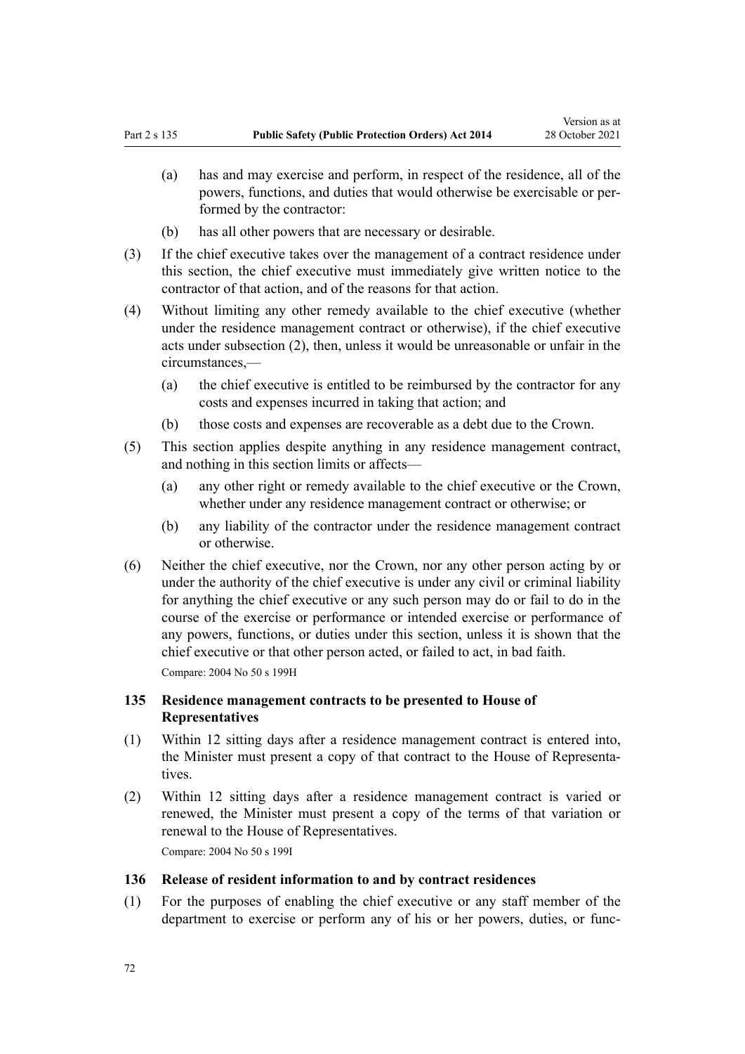(a) has and may exercise and perform, in respect of the residence, all of the powers, functions, and duties that would otherwise be exercisable or performed by the contractor:

(b) has all other powers that are necessary or desirable.

(3) If the chief executive takes over the management of a contract residence under this section, the chief executive must immediately give written notice to the contractor of that action, and of the reasons for that action.

(4) Without limiting any other remedy available to the chief executive (whether under the residence management contract or otherwise), if the chief executive acts under subsection (2), then, unless it would be unreasonable or unfair in the circumstances,—

(a) the chief executive is entitled to be reimbursed by the contractor for any costs and expenses incurred in taking that action; and

(b) those costs and expenses are recoverable as a debt due to the Crown.

(5) This section applies despite anything in any residence management contract, and nothing in this section limits or affects—

(a) any other right or remedy available to the chief executive or the Crown, whether under any residence management contract or otherwise; or

(b) any liability of the contractor under the residence management contract or otherwise.

(6) Neither the chief executive, nor the Crown, nor any other person acting by or under the authority of the chief executive is under any civil or criminal liability for anything the chief executive or any such person may do or fail to do in the course of the exercise or performance or intended exercise or performance of any powers, functions, or duties under this section, unless it is shown that the chief executive or that other person acted, or failed to act, in bad faith.

Compare: 2004 No 50 s 199H

### 135 Residence management contracts to be presented to House of Representatives

(1) Within 12 sitting days after a residence management contract is entered into, the Minister must present a copy of that contract to the House of Representatives.

(2) Within 12 sitting days after a residence management contract is varied or renewed, the Minister must present a copy of the terms of that variation or renewal to the House of Representatives.

Compare: 2004 No 50 s 199I

### 136 Release of resident information to and by contract residences

(1) For the purposes of enabling the chief executive or any staff member of the department to exercise or perform any of his or her powers, duties, or func-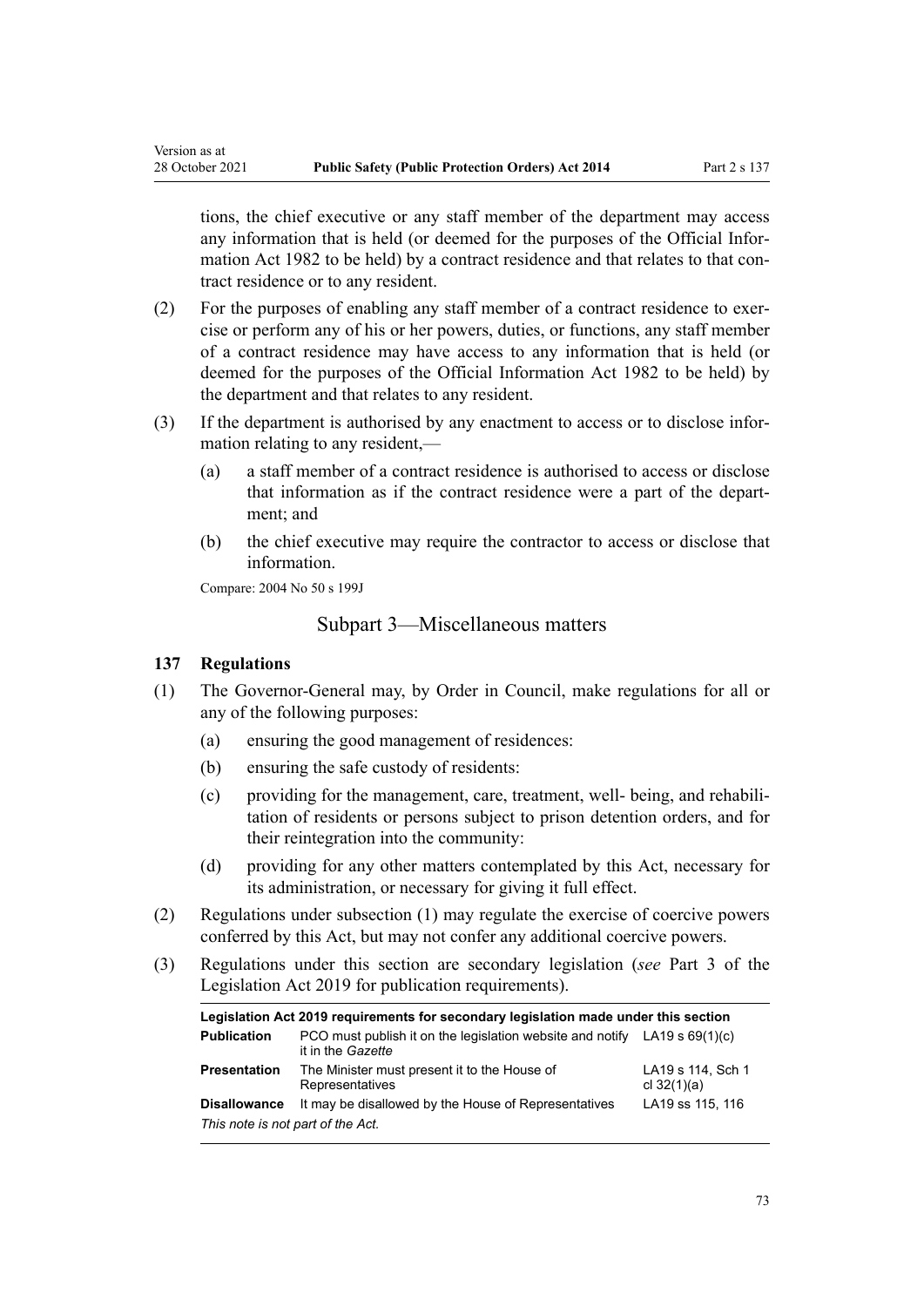tions, the chief executive or any staff member of the department may access any information that is held (or deemed for the purposes of the Official Information Act 1982 to be held) by a contract residence and that relates to that contract residence or to any resident.

(2) For the purposes of enabling any staff member of a contract residence to exercise or perform any of his or her powers, duties, or functions, any staff member of a contract residence may have access to any information that is held (or deemed for the purposes of the Official Information Act 1982 to be held) by the department and that relates to any resident.

(3) If the department is authorised by any enactment to access or to disclose information relating to any resident,—

  (a) a staff member of a contract residence is authorised to access or disclose that information as if the contract residence were a part of the department; and

  (b) the chief executive may require the contractor to access or disclose that information.

Compare: 2004 No 50 s 199J

## Subpart 3—Miscellaneous matters

### 137 Regulations

(1) The Governor-General may, by Order in Council, make regulations for all or any of the following purposes:

  (a) ensuring the good management of residences:

  (b) ensuring the safe custody of residents:

  (c) providing for the management, care, treatment, well- being, and rehabilitation of residents or persons subject to prison detention orders, and for their reintegration into the community:

  (d) providing for any other matters contemplated by this Act, necessary for its administration, or necessary for giving it full effect.

(2) Regulations under subsection (1) may regulate the exercise of coercive powers conferred by this Act, but may not confer any additional coercive powers.

(3) Regulations under this section are secondary legislation (*see* Part 3 of the Legislation Act 2019 for publication requirements).

| Legislation Act 2019 requirements for secondary legislation made under this section | | |
|---|---|---|
| **Publication** | PCO must publish it on the legislation website and notify it in the *Gazette* | LA19 s 69(1)(c) |
| **Presentation** | The Minister must present it to the House of Representatives | LA19 s 114, Sch 1 cl 32(1)(a) |
| **Disallowance** | It may be disallowed by the House of Representatives | LA19 ss 115, 116 |

*This note is not part of the Act.*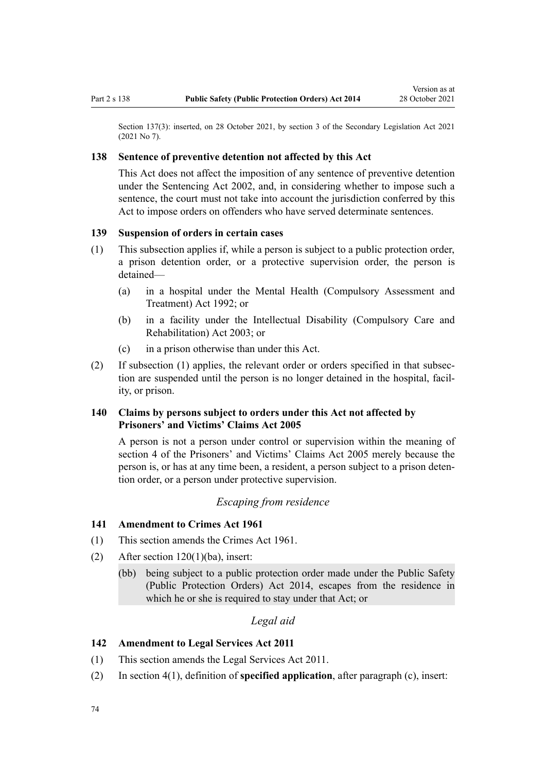Section 137(3): inserted, on 28 October 2021, by section 3 of the Secondary Legislation Act 2021 (2021 No 7).

### 138 Sentence of preventive detention not affected by this Act

This Act does not affect the imposition of any sentence of preventive detention under the Sentencing Act 2002, and, in considering whether to impose such a sentence, the court must not take into account the jurisdiction conferred by this Act to impose orders on offenders who have served determinate sentences.

### 139 Suspension of orders in certain cases

(1) This subsection applies if, while a person is subject to a public protection order, a prison detention order, or a protective supervision order, the person is detained—

(a) in a hospital under the Mental Health (Compulsory Assessment and Treatment) Act 1992; or

(b) in a facility under the Intellectual Disability (Compulsory Care and Rehabilitation) Act 2003; or

(c) in a prison otherwise than under this Act.

(2) If subsection (1) applies, the relevant order or orders specified in that subsection are suspended until the person is no longer detained in the hospital, facility, or prison.

### 140 Claims by persons subject to orders under this Act not affected by Prisoners' and Victims' Claims Act 2005

A person is not a person under control or supervision within the meaning of section 4 of the Prisoners' and Victims' Claims Act 2005 merely because the person is, or has at any time been, a resident, a person subject to a prison detention order, or a person under protective supervision.

*Escaping from residence*

### 141 Amendment to Crimes Act 1961

(1) This section amends the Crimes Act 1961.

(2) After section 120(1)(ba), insert:

> (bb) being subject to a public protection order made under the Public Safety (Public Protection Orders) Act 2014, escapes from the residence in which he or she is required to stay under that Act; or

*Legal aid*

### 142 Amendment to Legal Services Act 2011

(1) This section amends the Legal Services Act 2011.

(2) In section 4(1), definition of **specified application**, after paragraph (c), insert: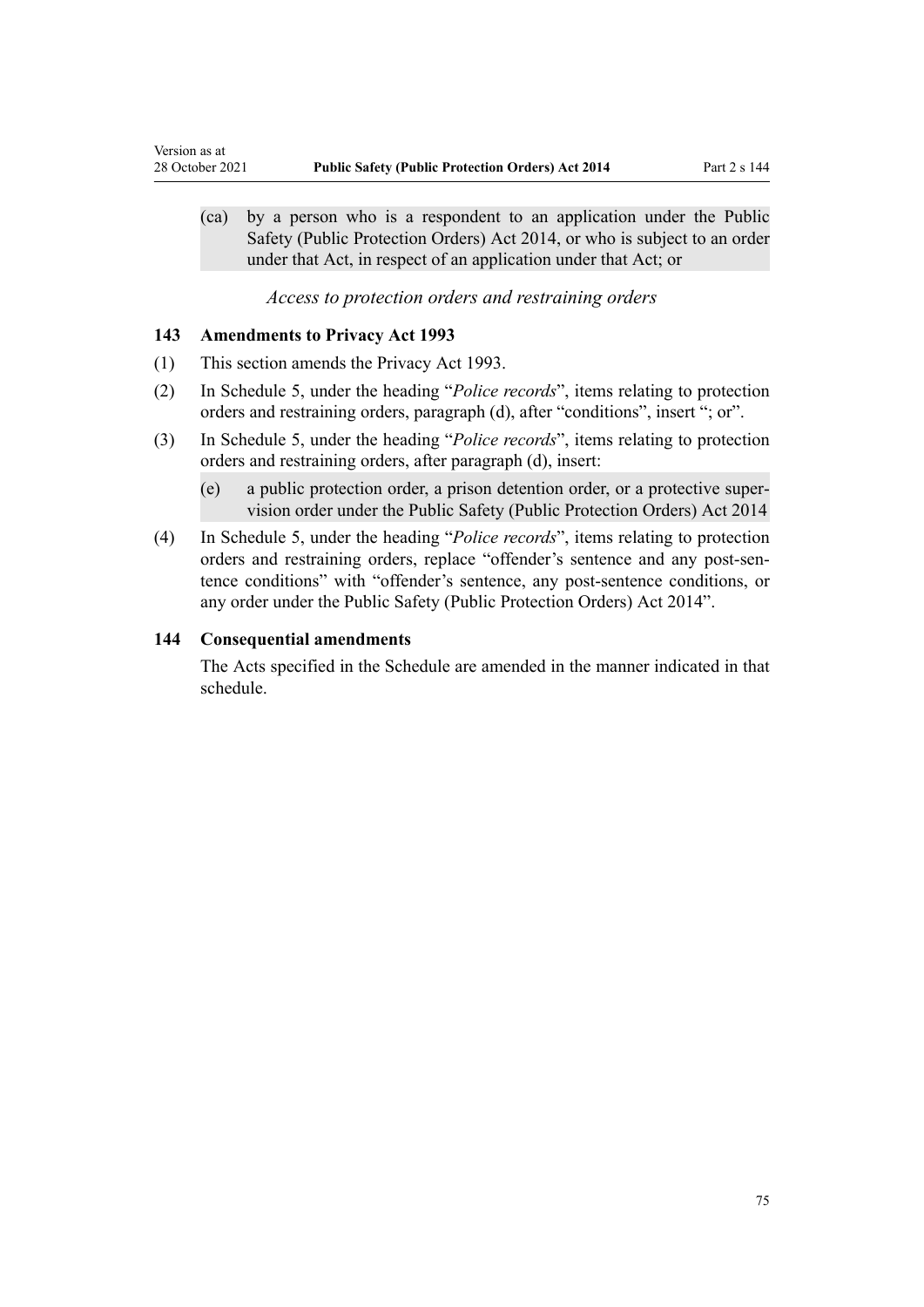(ca) by a person who is a respondent to an application under the Public Safety (Public Protection Orders) Act 2014, or who is subject to an order under that Act, in respect of an application under that Act; or

*Access to protection orders and restraining orders*

### 143 Amendments to Privacy Act 1993

(1) This section amends the Privacy Act 1993.

(2) In Schedule 5, under the heading "*Police records*", items relating to protection orders and restraining orders, paragraph (d), after "conditions", insert "; or".

(3) In Schedule 5, under the heading "*Police records*", items relating to protection orders and restraining orders, after paragraph (d), insert:

(e) a public protection order, a prison detention order, or a protective supervision order under the Public Safety (Public Protection Orders) Act 2014

(4) In Schedule 5, under the heading "*Police records*", items relating to protection orders and restraining orders, replace "offender's sentence and any post-sentence conditions" with "offender's sentence, any post-sentence conditions, or any order under the Public Safety (Public Protection Orders) Act 2014".

### 144 Consequential amendments

The Acts specified in the Schedule are amended in the manner indicated in that schedule.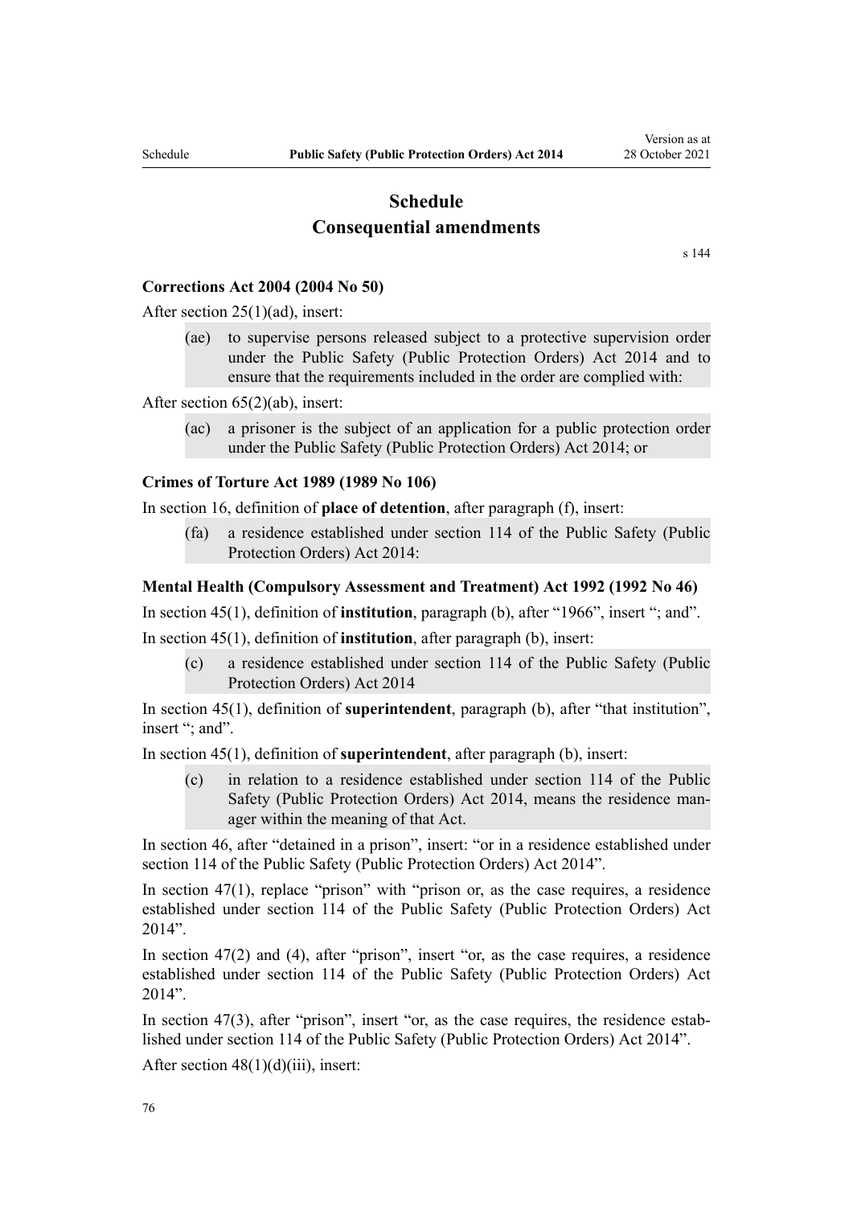# Schedule
## Consequential amendments

s 144

**Corrections Act 2004 (2004 No 50)**

After section 25(1)(ad), insert:

> (ae) to supervise persons released subject to a protective supervision order under the Public Safety (Public Protection Orders) Act 2014 and to ensure that the requirements included in the order are complied with:

After section 65(2)(ab), insert:

> (ac) a prisoner is the subject of an application for a public protection order under the Public Safety (Public Protection Orders) Act 2014; or

**Crimes of Torture Act 1989 (1989 No 106)**

In section 16, definition of **place of detention**, after paragraph (f), insert:

> (fa) a residence established under section 114 of the Public Safety (Public Protection Orders) Act 2014:

**Mental Health (Compulsory Assessment and Treatment) Act 1992 (1992 No 46)**

In section 45(1), definition of **institution**, paragraph (b), after "1966", insert "; and".

In section 45(1), definition of **institution**, after paragraph (b), insert:

> (c) a residence established under section 114 of the Public Safety (Public Protection Orders) Act 2014

In section 45(1), definition of **superintendent**, paragraph (b), after "that institution", insert "; and".

In section 45(1), definition of **superintendent**, after paragraph (b), insert:

> (c) in relation to a residence established under section 114 of the Public Safety (Public Protection Orders) Act 2014, means the residence manager within the meaning of that Act.

In section 46, after "detained in a prison", insert: "or in a residence established under section 114 of the Public Safety (Public Protection Orders) Act 2014".

In section 47(1), replace "prison" with "prison or, as the case requires, a residence established under section 114 of the Public Safety (Public Protection Orders) Act 2014".

In section 47(2) and (4), after "prison", insert "or, as the case requires, a residence established under section 114 of the Public Safety (Public Protection Orders) Act 2014".

In section 47(3), after "prison", insert "or, as the case requires, the residence established under section 114 of the Public Safety (Public Protection Orders) Act 2014".

After section 48(1)(d)(iii), insert: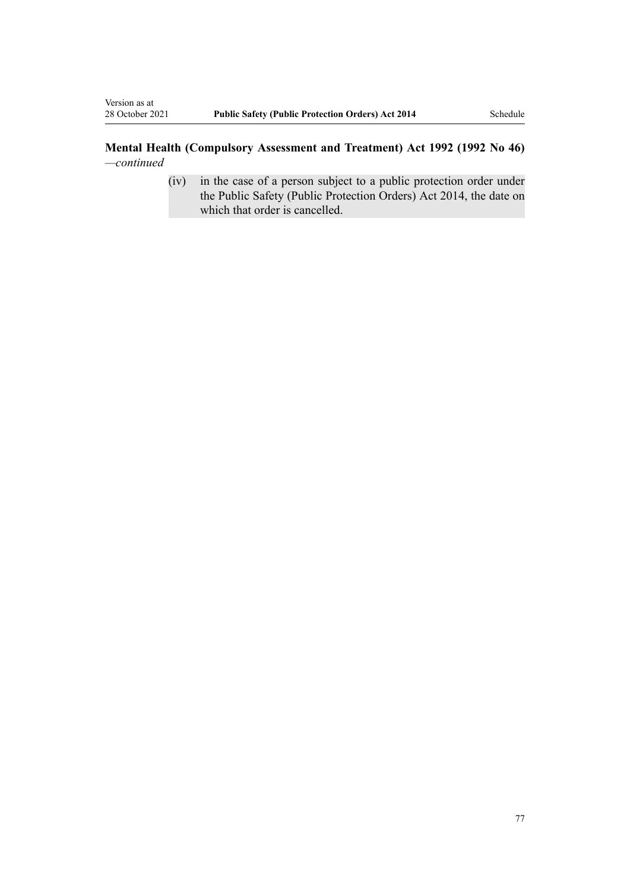**Mental Health (Compulsory Assessment and Treatment) Act 1992 (1992 No 46)** *—continued*

(iv) in the case of a person subject to a public protection order under the Public Safety (Public Protection Orders) Act 2014, the date on which that order is cancelled.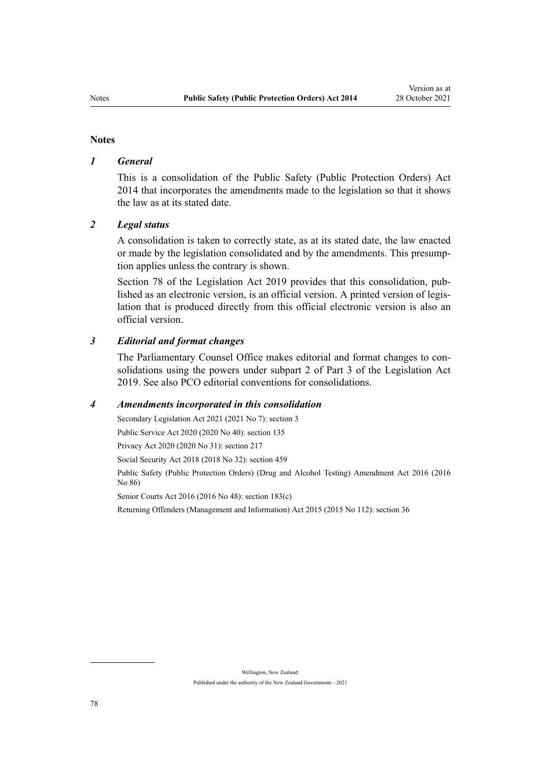## Notes

### *1 General*

This is a consolidation of the Public Safety (Public Protection Orders) Act 2014 that incorporates the amendments made to the legislation so that it shows the law as at its stated date.

### *2 Legal status*

A consolidation is taken to correctly state, as at its stated date, the law enacted or made by the legislation consolidated and by the amendments. This presumption applies unless the contrary is shown.

Section 78 of the Legislation Act 2019 provides that this consolidation, published as an electronic version, is an official version. A printed version of legislation that is produced directly from this official electronic version is also an official version.

### *3 Editorial and format changes*

The Parliamentary Counsel Office makes editorial and format changes to consolidations using the powers under subpart 2 of Part 3 of the Legislation Act 2019. See also PCO editorial conventions for consolidations.

### *4 Amendments incorporated in this consolidation*

Secondary Legislation Act 2021 (2021 No 7): section 3

Public Service Act 2020 (2020 No 40): section 135

Privacy Act 2020 (2020 No 31): section 217

Social Security Act 2018 (2018 No 32): section 459

Public Safety (Public Protection Orders) (Drug and Alcohol Testing) Amendment Act 2016 (2016 No 86)

Senior Courts Act 2016 (2016 No 48): section 183(c)

Returning Offenders (Management and Information) Act 2015 (2015 No 112): section 36

Wellington, New Zealand:

Published under the authority of the New Zealand Government—2021